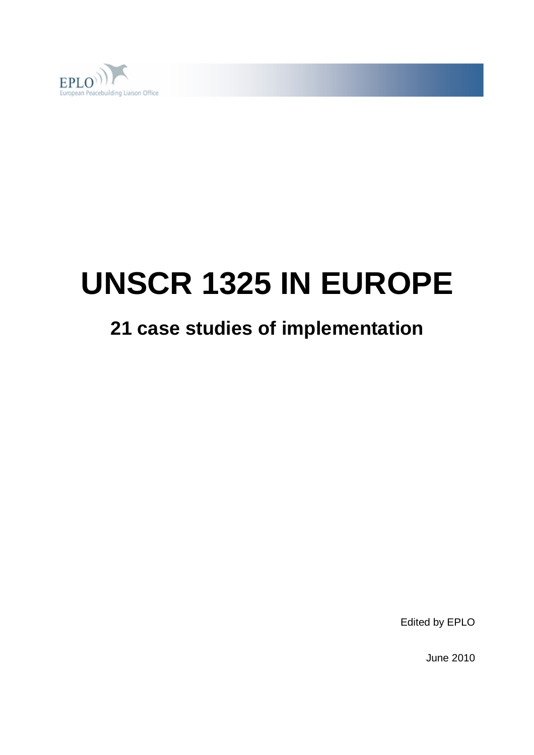EPLO

European Peacebuilding Liaison Office

# UNSCR 1325 IN EUROPE

## 21 case studies of implementation

Edited by EPLO

June 2010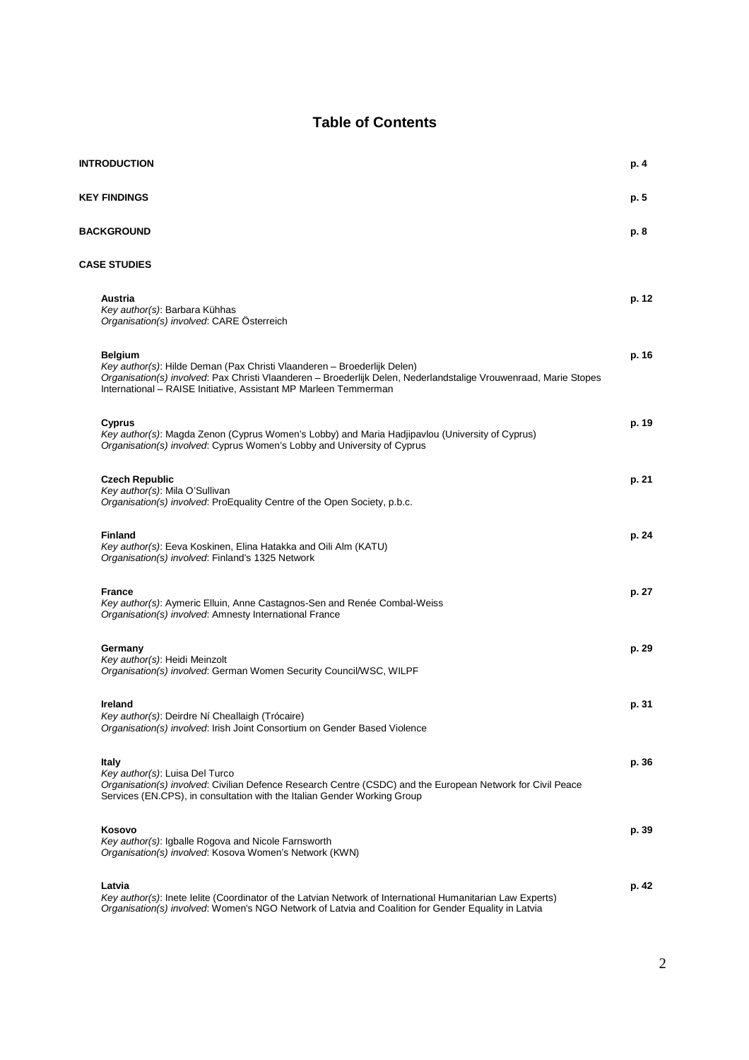# Table of Contents

**INTRODUCTION** p. 4

**KEY FINDINGS** p. 5

**BACKGROUND** p. 8

**CASE STUDIES**

**Austria** p. 12
*Key author(s)*: Barbara Kühhas
*Organisation(s) involved*: CARE Österreich

**Belgium** p. 16
*Key author(s)*: Hilde Deman (Pax Christi Vlaanderen – Broederlijk Delen)
*Organisation(s) involved*: Pax Christi Vlaanderen – Broederlijk Delen, Nederlandstalige Vrouwenraad, Marie Stopes International – RAISE Initiative, Assistant MP Marleen Temmerman

**Cyprus** p. 19
*Key author(s)*: Magda Zenon (Cyprus Women's Lobby) and Maria Hadjipavlou (University of Cyprus)
*Organisation(s) involved*: Cyprus Women's Lobby and University of Cyprus

**Czech Republic** p. 21
*Key author(s)*: Mila O'Sullivan
*Organisation(s) involved*: ProEquality Centre of the Open Society, p.b.c.

**Finland** p. 24
*Key author(s)*: Eeva Koskinen, Elina Hatakka and Oili Alm (KATU)
*Organisation(s) involved*: Finland's 1325 Network

**France** p. 27
*Key author(s)*: Aymeric Elluin, Anne Castagnos-Sen and Renée Combal-Weiss
*Organisation(s) involved*: Amnesty International France

**Germany** p. 29
*Key author(s)*: Heidi Meinzolt
*Organisation(s) involved*: German Women Security Council/WSC, WILPF

**Ireland** p. 31
*Key author(s)*: Deirdre Ní Cheallaigh (Trócaire)
*Organisation(s) involved*: Irish Joint Consortium on Gender Based Violence

**Italy** p. 36
*Key author(s)*: Luisa Del Turco
*Organisation(s) involved*: Civilian Defence Research Centre (CSDC) and the European Network for Civil Peace Services (EN.CPS), in consultation with the Italian Gender Working Group

**Kosovo** p. 39
*Key author(s)*: Igballe Rogova and Nicole Farnsworth
*Organisation(s) involved*: Kosova Women's Network (KWN)

**Latvia** p. 42
*Key author(s)*: Inete Ielite (Coordinator of the Latvian Network of International Humanitarian Law Experts)
*Organisation(s) involved*: Women's NGO Network of Latvia and Coalition for Gender Equality in Latvia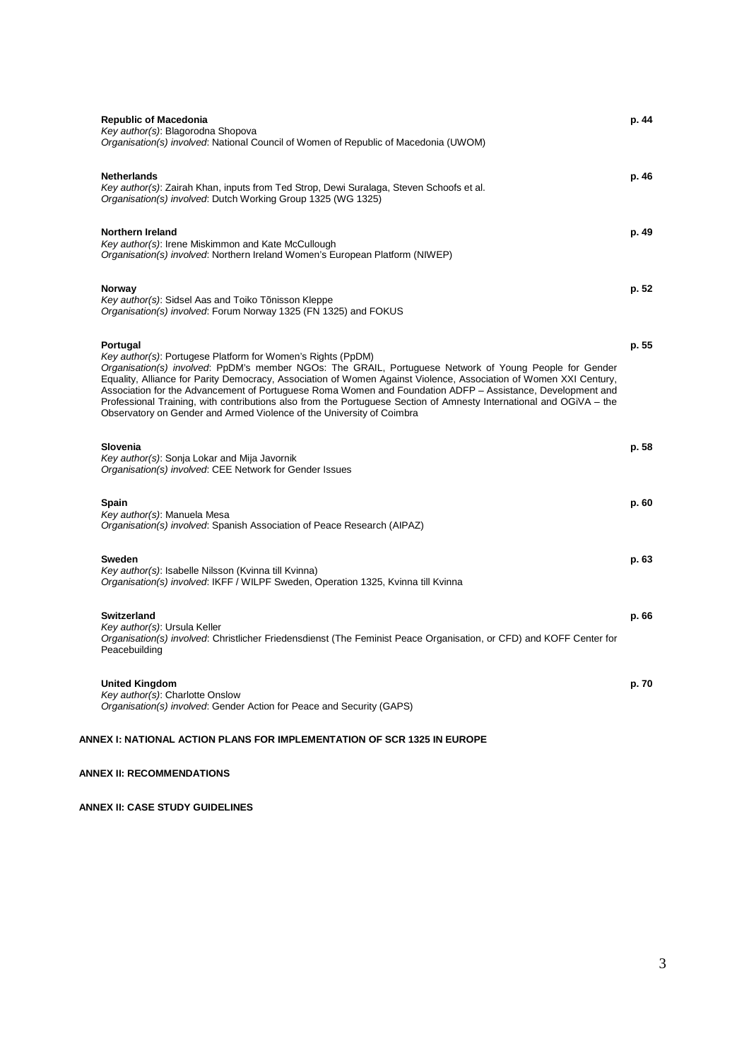**Republic of Macedonia** p. 44
*Key author(s)*: Blagorodna Shopova
*Organisation(s) involved*: National Council of Women of Republic of Macedonia (UWOM)

**Netherlands** p. 46
*Key author(s)*: Zairah Khan, inputs from Ted Strop, Dewi Suralaga, Steven Schoofs et al.
*Organisation(s) involved*: Dutch Working Group 1325 (WG 1325)

**Northern Ireland** p. 49
*Key author(s)*: Irene Miskimmon and Kate McCullough
*Organisation(s) involved*: Northern Ireland Women's European Platform (NIWEP)

**Norway** p. 52
*Key author(s)*: Sidsel Aas and Toiko Tõnisson Kleppe
*Organisation(s) involved*: Forum Norway 1325 (FN 1325) and FOKUS

**Portugal** p. 55
*Key author(s)*: Portugese Platform for Women's Rights (PpDM)
*Organisation(s) involved*: PpDM's member NGOs: The GRAIL, Portuguese Network of Young People for Gender Equality, Alliance for Parity Democracy, Association of Women Against Violence, Association of Women XXI Century, Association for the Advancement of Portuguese Roma Women and Foundation ADFP – Assistance, Development and Professional Training, with contributions also from the Portuguese Section of Amnesty International and OGiVA – the Observatory on Gender and Armed Violence of the University of Coimbra

**Slovenia** p. 58
*Key author(s)*: Sonja Lokar and Mija Javornik
*Organisation(s) involved*: CEE Network for Gender Issues

**Spain** p. 60
*Key author(s)*: Manuela Mesa
*Organisation(s) involved*: Spanish Association of Peace Research (AIPAZ)

**Sweden** p. 63
*Key author(s)*: Isabelle Nilsson (Kvinna till Kvinna)
*Organisation(s) involved*: IKFF / WILPF Sweden, Operation 1325, Kvinna till Kvinna

**Switzerland** p. 66
*Key author(s)*: Ursula Keller
*Organisation(s) involved*: Christlicher Friedensdienst (The Feminist Peace Organisation, or CFD) and KOFF Center for Peacebuilding

**United Kingdom** p. 70
*Key author(s)*: Charlotte Onslow
*Organisation(s) involved*: Gender Action for Peace and Security (GAPS)

**ANNEX I: NATIONAL ACTION PLANS FOR IMPLEMENTATION OF SCR 1325 IN EUROPE**

**ANNEX II: RECOMMENDATIONS**

**ANNEX II: CASE STUDY GUIDELINES**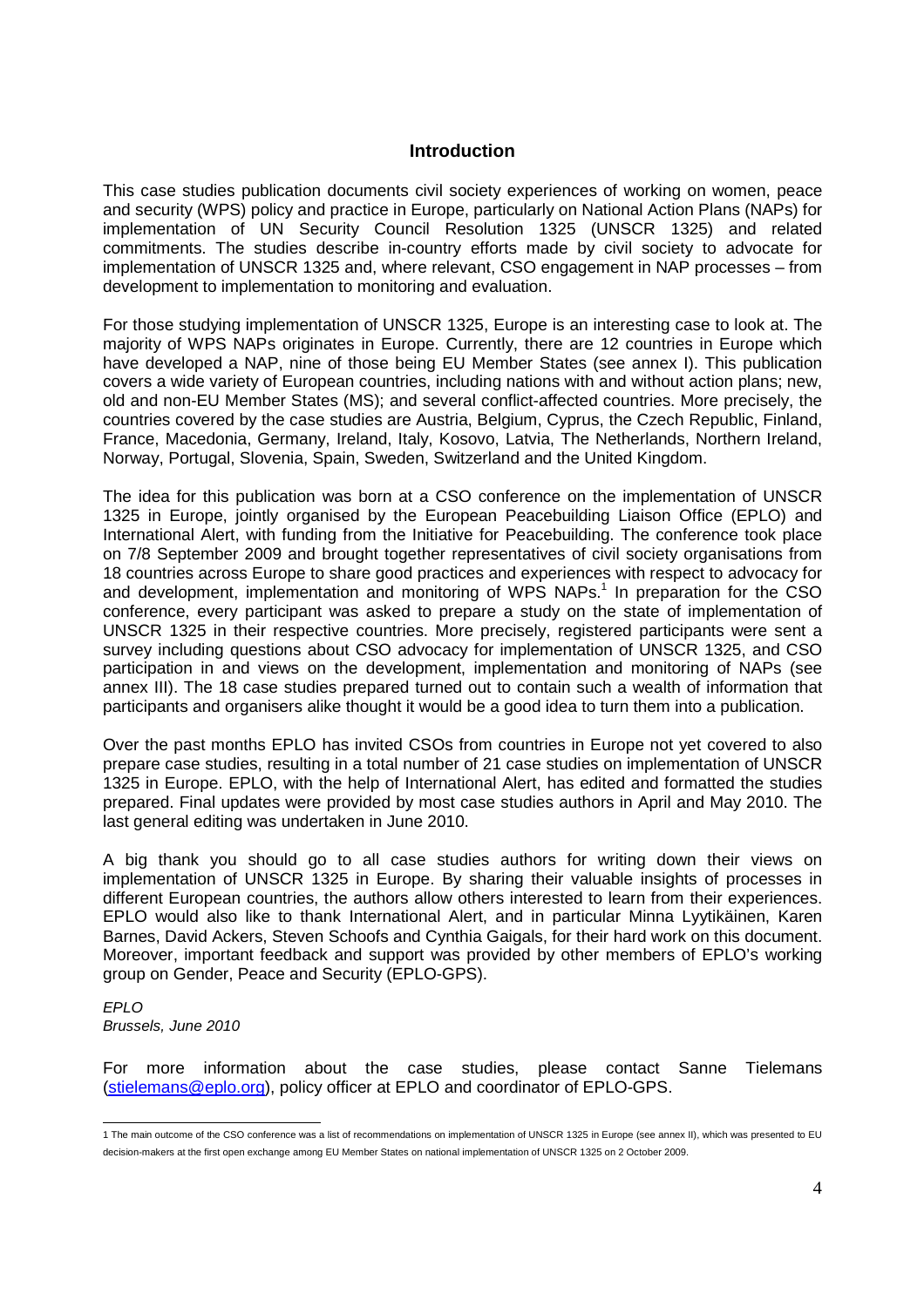## Introduction

This case studies publication documents civil society experiences of working on women, peace and security (WPS) policy and practice in Europe, particularly on National Action Plans (NAPs) for implementation of UN Security Council Resolution 1325 (UNSCR 1325) and related commitments. The studies describe in-country efforts made by civil society to advocate for implementation of UNSCR 1325 and, where relevant, CSO engagement in NAP processes – from development to implementation to monitoring and evaluation.

For those studying implementation of UNSCR 1325, Europe is an interesting case to look at. The majority of WPS NAPs originates in Europe. Currently, there are 12 countries in Europe which have developed a NAP, nine of those being EU Member States (see annex I). This publication covers a wide variety of European countries, including nations with and without action plans; new, old and non-EU Member States (MS); and several conflict-affected countries. More precisely, the countries covered by the case studies are Austria, Belgium, Cyprus, the Czech Republic, Finland, France, Macedonia, Germany, Ireland, Italy, Kosovo, Latvia, The Netherlands, Northern Ireland, Norway, Portugal, Slovenia, Spain, Sweden, Switzerland and the United Kingdom.

The idea for this publication was born at a CSO conference on the implementation of UNSCR 1325 in Europe, jointly organised by the European Peacebuilding Liaison Office (EPLO) and International Alert, with funding from the Initiative for Peacebuilding. The conference took place on 7/8 September 2009 and brought together representatives of civil society organisations from 18 countries across Europe to share good practices and experiences with respect to advocacy for and development, implementation and monitoring of WPS NAPs.[1] In preparation for the CSO conference, every participant was asked to prepare a study on the state of implementation of UNSCR 1325 in their respective countries. More precisely, registered participants were sent a survey including questions about CSO advocacy for implementation of UNSCR 1325, and CSO participation in and views on the development, implementation and monitoring of NAPs (see annex III). The 18 case studies prepared turned out to contain such a wealth of information that participants and organisers alike thought it would be a good idea to turn them into a publication.

Over the past months EPLO has invited CSOs from countries in Europe not yet covered to also prepare case studies, resulting in a total number of 21 case studies on implementation of UNSCR 1325 in Europe. EPLO, with the help of International Alert, has edited and formatted the studies prepared. Final updates were provided by most case studies authors in April and May 2010. The last general editing was undertaken in June 2010.

A big thank you should go to all case studies authors for writing down their views on implementation of UNSCR 1325 in Europe. By sharing their valuable insights of processes in different European countries, the authors allow others interested to learn from their experiences. EPLO would also like to thank International Alert, and in particular Minna Lyytikäinen, Karen Barnes, David Ackers, Steven Schoofs and Cynthia Gaigals, for their hard work on this document. Moreover, important feedback and support was provided by other members of EPLO's working group on Gender, Peace and Security (EPLO-GPS).

*EPLO*
*Brussels, June 2010*

For more information about the case studies, please contact Sanne Tielemans (stielemans@eplo.org), policy officer at EPLO and coordinator of EPLO-GPS.

---

1 The main outcome of the CSO conference was a list of recommendations on implementation of UNSCR 1325 in Europe (see annex II), which was presented to EU decision-makers at the first open exchange among EU Member States on national implementation of UNSCR 1325 on 2 October 2009.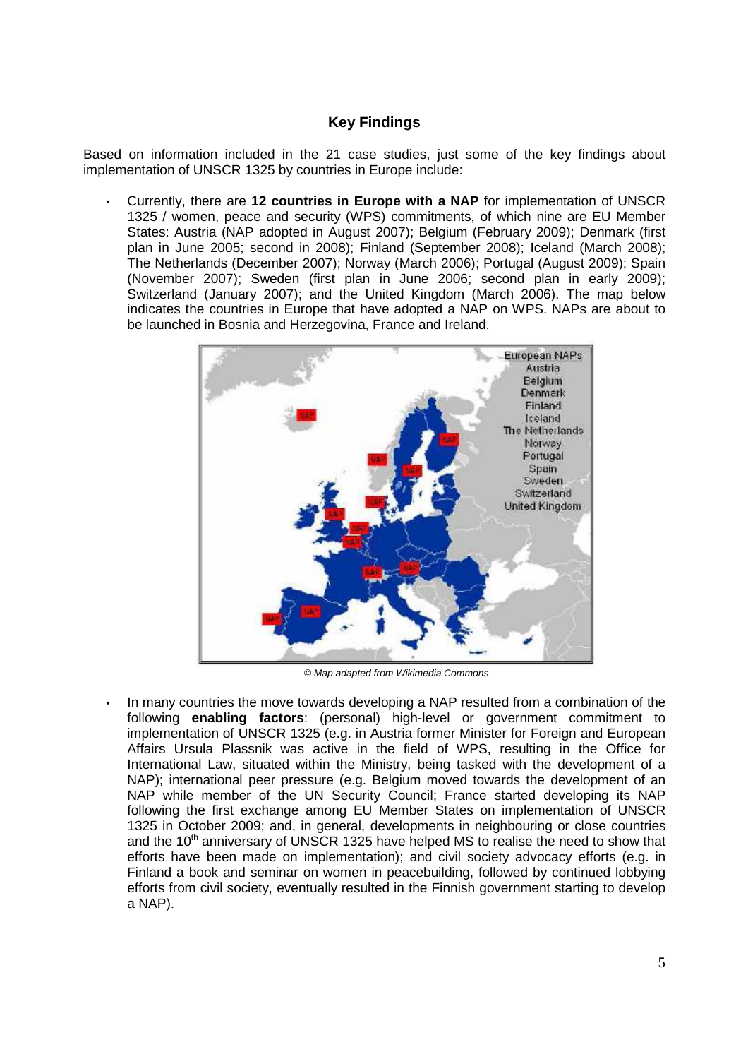### Key Findings

Based on information included in the 21 case studies, just some of the key findings about implementation of UNSCR 1325 by countries in Europe include:

- Currently, there are **12 countries in Europe with a NAP** for implementation of UNSCR 1325 / women, peace and security (WPS) commitments, of which nine are EU Member States: Austria (NAP adopted in August 2007); Belgium (February 2009); Denmark (first plan in June 2005; second in 2008); Finland (September 2008); Iceland (March 2008); The Netherlands (December 2007); Norway (March 2006); Portugal (August 2009); Spain (November 2007); Sweden (first plan in June 2006; second plan in early 2009); Switzerland (January 2007); and the United Kingdom (March 2006). The map below indicates the countries in Europe that have adopted a NAP on WPS. NAPs are about to be launched in Bosnia and Herzegovina, France and Ireland.

European NAPs: Austria, Belgium, Denmark, Finland, Iceland, The Netherlands, Norway, Portugal, Spain, Sweden, Switzerland, United Kingdom

*© Map adapted from Wikimedia Commons*

- In many countries the move towards developing a NAP resulted from a combination of the following **enabling factors**: (personal) high-level or government commitment to implementation of UNSCR 1325 (e.g. in Austria former Minister for Foreign and European Affairs Ursula Plassnik was active in the field of WPS, resulting in the Office for International Law, situated within the Ministry, being tasked with the development of a NAP); international peer pressure (e.g. Belgium moved towards the development of an NAP while member of the UN Security Council; France started developing its NAP following the first exchange among EU Member States on implementation of UNSCR 1325 in October 2009; and, in general, developments in neighbouring or close countries and the 10th anniversary of UNSCR 1325 have helped MS to realise the need to show that efforts have been made on implementation); and civil society advocacy efforts (e.g. in Finland a book and seminar on women in peacebuilding, followed by continued lobbying efforts from civil society, eventually resulted in the Finnish government starting to develop a NAP).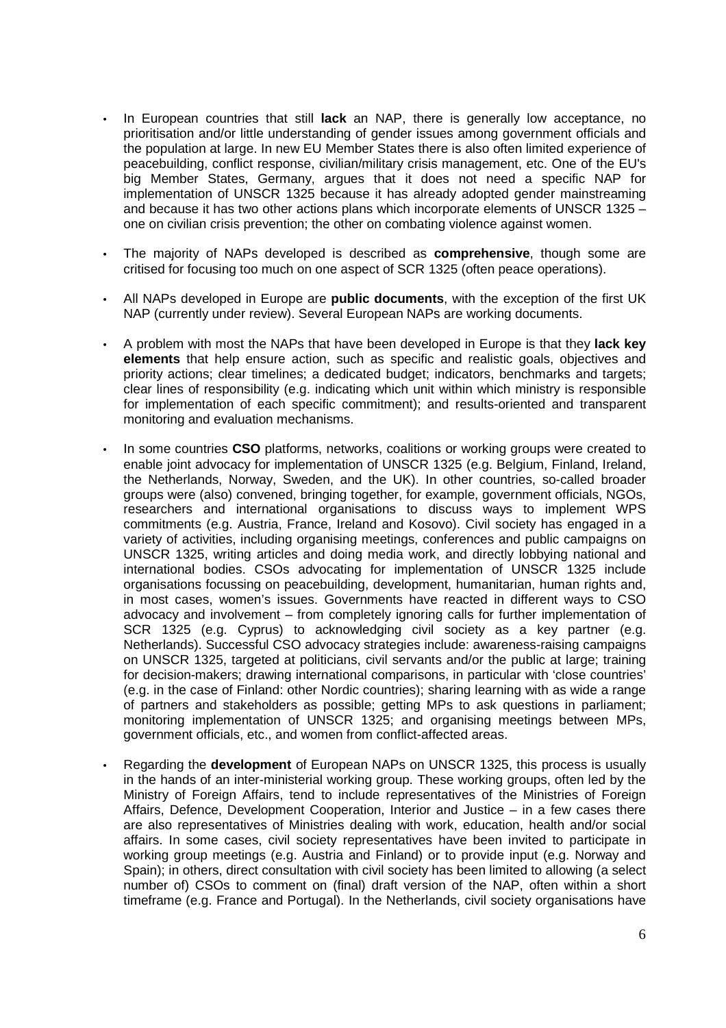- In European countries that still **lack** an NAP, there is generally low acceptance, no prioritisation and/or little understanding of gender issues among government officials and the population at large. In new EU Member States there is also often limited experience of peacebuilding, conflict response, civilian/military crisis management, etc. One of the EU's big Member States, Germany, argues that it does not need a specific NAP for implementation of UNSCR 1325 because it has already adopted gender mainstreaming and because it has two other actions plans which incorporate elements of UNSCR 1325 – one on civilian crisis prevention; the other on combating violence against women.

- The majority of NAPs developed is described as **comprehensive**, though some are critised for focusing too much on one aspect of SCR 1325 (often peace operations).

- All NAPs developed in Europe are **public documents**, with the exception of the first UK NAP (currently under review). Several European NAPs are working documents.

- A problem with most the NAPs that have been developed in Europe is that they **lack key elements** that help ensure action, such as specific and realistic goals, objectives and priority actions; clear timelines; a dedicated budget; indicators, benchmarks and targets; clear lines of responsibility (e.g. indicating which unit within which ministry is responsible for implementation of each specific commitment); and results-oriented and transparent monitoring and evaluation mechanisms.

- In some countries **CSO** platforms, networks, coalitions or working groups were created to enable joint advocacy for implementation of UNSCR 1325 (e.g. Belgium, Finland, Ireland, the Netherlands, Norway, Sweden, and the UK). In other countries, so-called broader groups were (also) convened, bringing together, for example, government officials, NGOs, researchers and international organisations to discuss ways to implement WPS commitments (e.g. Austria, France, Ireland and Kosovo). Civil society has engaged in a variety of activities, including organising meetings, conferences and public campaigns on UNSCR 1325, writing articles and doing media work, and directly lobbying national and international bodies. CSOs advocating for implementation of UNSCR 1325 include organisations focussing on peacebuilding, development, humanitarian, human rights and, in most cases, women's issues. Governments have reacted in different ways to CSO advocacy and involvement – from completely ignoring calls for further implementation of SCR 1325 (e.g. Cyprus) to acknowledging civil society as a key partner (e.g. Netherlands). Successful CSO advocacy strategies include: awareness-raising campaigns on UNSCR 1325, targeted at politicians, civil servants and/or the public at large; training for decision-makers; drawing international comparisons, in particular with 'close countries' (e.g. in the case of Finland: other Nordic countries); sharing learning with as wide a range of partners and stakeholders as possible; getting MPs to ask questions in parliament; monitoring implementation of UNSCR 1325; and organising meetings between MPs, government officials, etc., and women from conflict-affected areas.

- Regarding the **development** of European NAPs on UNSCR 1325, this process is usually in the hands of an inter-ministerial working group. These working groups, often led by the Ministry of Foreign Affairs, tend to include representatives of the Ministries of Foreign Affairs, Defence, Development Cooperation, Interior and Justice – in a few cases there are also representatives of Ministries dealing with work, education, health and/or social affairs. In some cases, civil society representatives have been invited to participate in working group meetings (e.g. Austria and Finland) or to provide input (e.g. Norway and Spain); in others, direct consultation with civil society has been limited to allowing (a select number of) CSOs to comment on (final) draft version of the NAP, often within a short timeframe (e.g. France and Portugal). In the Netherlands, civil society organisations have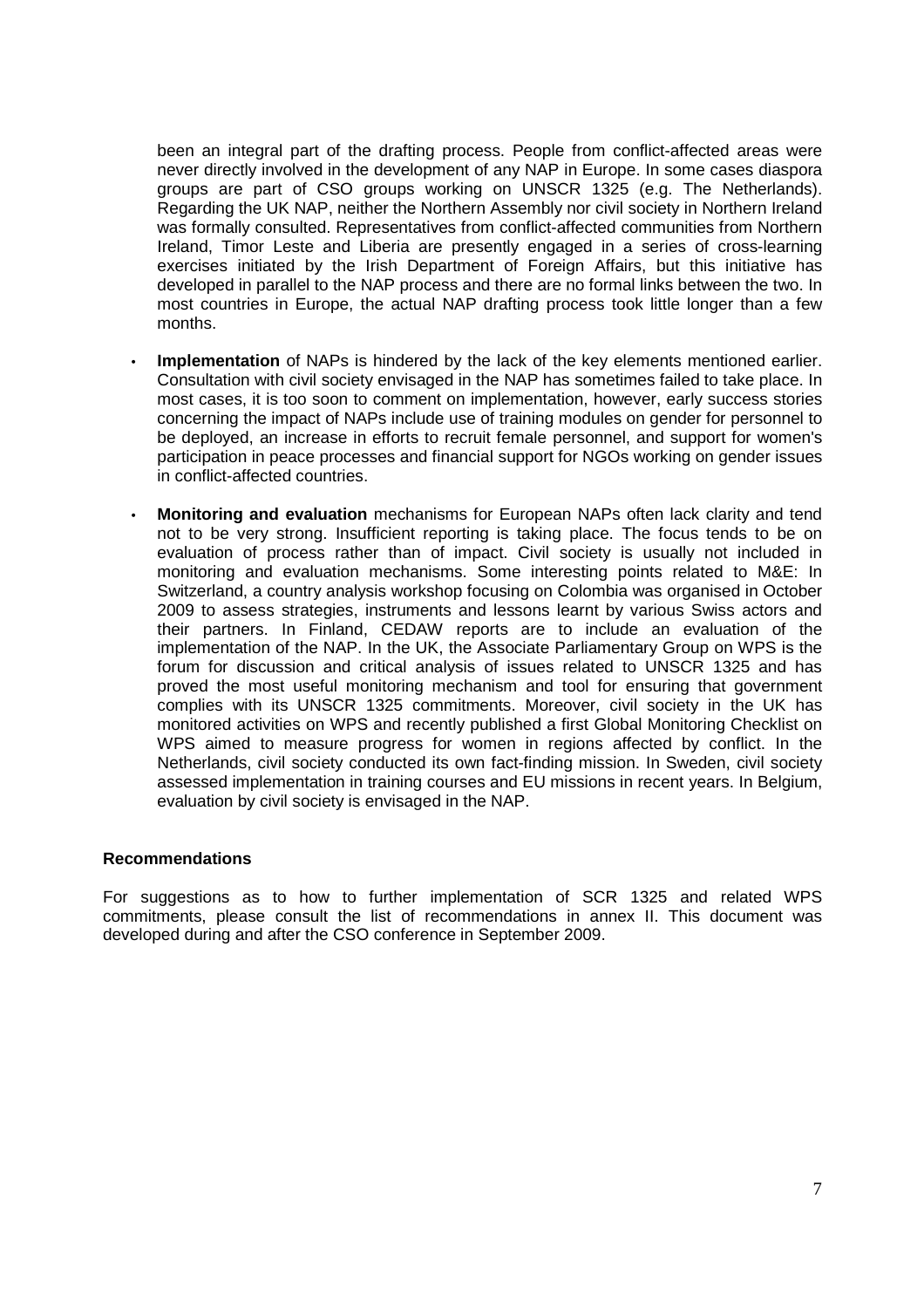been an integral part of the drafting process. People from conflict-affected areas were never directly involved in the development of any NAP in Europe. In some cases diaspora groups are part of CSO groups working on UNSCR 1325 (e.g. The Netherlands). Regarding the UK NAP, neither the Northern Assembly nor civil society in Northern Ireland was formally consulted. Representatives from conflict-affected communities from Northern Ireland, Timor Leste and Liberia are presently engaged in a series of cross-learning exercises initiated by the Irish Department of Foreign Affairs, but this initiative has developed in parallel to the NAP process and there are no formal links between the two. In most countries in Europe, the actual NAP drafting process took little longer than a few months.

- **Implementation** of NAPs is hindered by the lack of the key elements mentioned earlier. Consultation with civil society envisaged in the NAP has sometimes failed to take place. In most cases, it is too soon to comment on implementation, however, early success stories concerning the impact of NAPs include use of training modules on gender for personnel to be deployed, an increase in efforts to recruit female personnel, and support for women's participation in peace processes and financial support for NGOs working on gender issues in conflict-affected countries.

- **Monitoring and evaluation** mechanisms for European NAPs often lack clarity and tend not to be very strong. Insufficient reporting is taking place. The focus tends to be on evaluation of process rather than of impact. Civil society is usually not included in monitoring and evaluation mechanisms. Some interesting points related to M&E: In Switzerland, a country analysis workshop focusing on Colombia was organised in October 2009 to assess strategies, instruments and lessons learnt by various Swiss actors and their partners. In Finland, CEDAW reports are to include an evaluation of the implementation of the NAP. In the UK, the Associate Parliamentary Group on WPS is the forum for discussion and critical analysis of issues related to UNSCR 1325 and has proved the most useful monitoring mechanism and tool for ensuring that government complies with its UNSCR 1325 commitments. Moreover, civil society in the UK has monitored activities on WPS and recently published a first Global Monitoring Checklist on WPS aimed to measure progress for women in regions affected by conflict. In the Netherlands, civil society conducted its own fact-finding mission. In Sweden, civil society assessed implementation in training courses and EU missions in recent years. In Belgium, evaluation by civil society is envisaged in the NAP.

**Recommendations**

For suggestions as to how to further implementation of SCR 1325 and related WPS commitments, please consult the list of recommendations in annex II. This document was developed during and after the CSO conference in September 2009.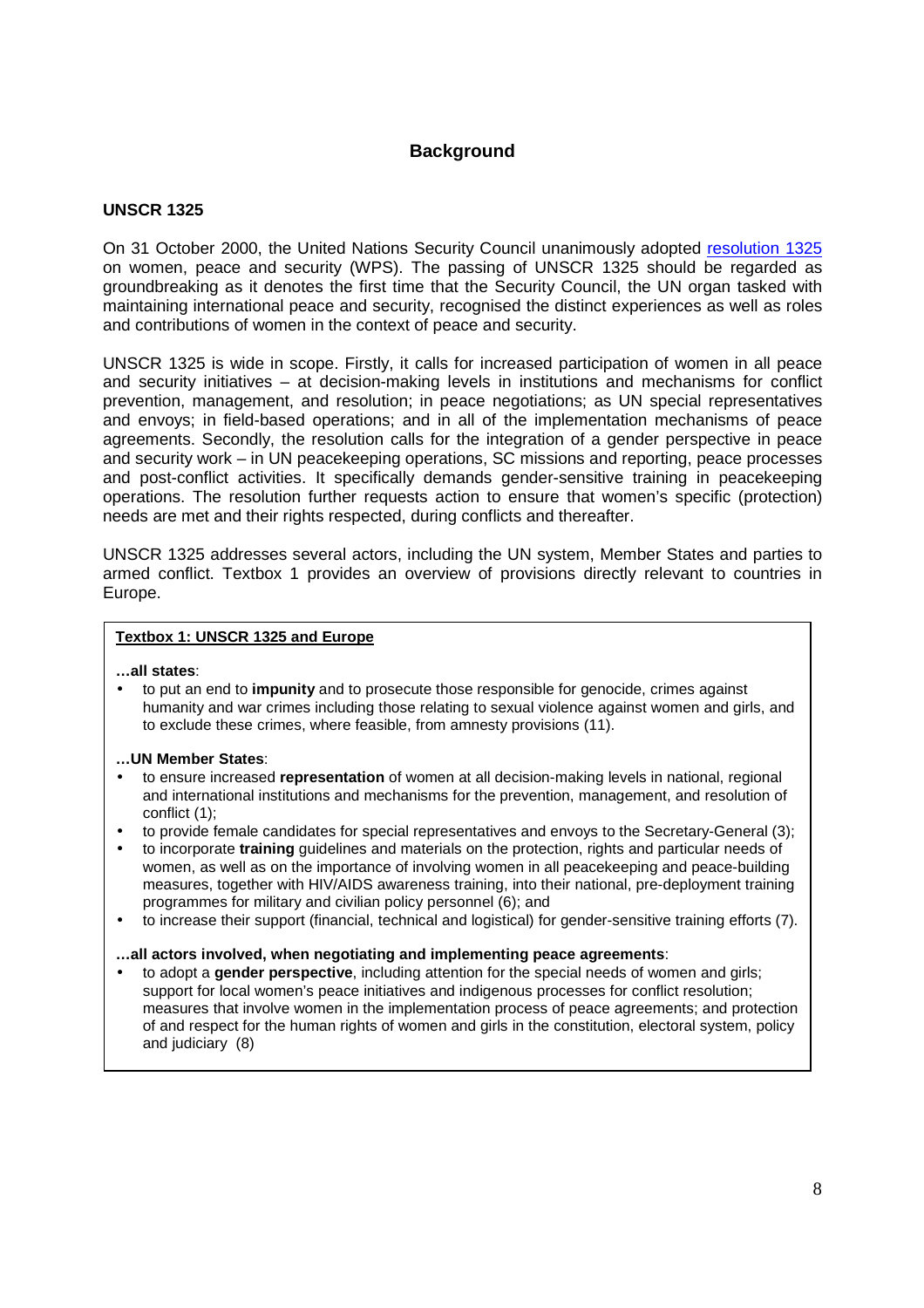## Background

### UNSCR 1325

On 31 October 2000, the United Nations Security Council unanimously adopted [resolution 1325](resolution 1325) on women, peace and security (WPS). The passing of UNSCR 1325 should be regarded as groundbreaking as it denotes the first time that the Security Council, the UN organ tasked with maintaining international peace and security, recognised the distinct experiences as well as roles and contributions of women in the context of peace and security.

UNSCR 1325 is wide in scope. Firstly, it calls for increased participation of women in all peace and security initiatives – at decision-making levels in institutions and mechanisms for conflict prevention, management, and resolution; in peace negotiations; as UN special representatives and envoys; in field-based operations; and in all of the implementation mechanisms of peace agreements. Secondly, the resolution calls for the integration of a gender perspective in peace and security work – in UN peacekeeping operations, SC missions and reporting, peace processes and post-conflict activities. It specifically demands gender-sensitive training in peacekeeping operations. The resolution further requests action to ensure that women's specific (protection) needs are met and their rights respected, during conflicts and thereafter.

UNSCR 1325 addresses several actors, including the UN system, Member States and parties to armed conflict. Textbox 1 provides an overview of provisions directly relevant to countries in Europe.

> **Textbox 1: UNSCR 1325 and Europe**
>
> **…all states**:
>
> - to put an end to **impunity** and to prosecute those responsible for genocide, crimes against humanity and war crimes including those relating to sexual violence against women and girls, and to exclude these crimes, where feasible, from amnesty provisions (11).
>
> **…UN Member States**:
>
> - to ensure increased **representation** of women at all decision-making levels in national, regional and international institutions and mechanisms for the prevention, management, and resolution of conflict (1);
> - to provide female candidates for special representatives and envoys to the Secretary-General (3);
> - to incorporate **training** guidelines and materials on the protection, rights and particular needs of women, as well as on the importance of involving women in all peacekeeping and peace-building measures, together with HIV/AIDS awareness training, into their national, pre-deployment training programmes for military and civilian policy personnel (6); and
> - to increase their support (financial, technical and logistical) for gender-sensitive training efforts (7).
>
> **…all actors involved, when negotiating and implementing peace agreements**:
>
> - to adopt a **gender perspective**, including attention for the special needs of women and girls; support for local women's peace initiatives and indigenous processes for conflict resolution; measures that involve women in the implementation process of peace agreements; and protection of and respect for the human rights of women and girls in the constitution, electoral system, policy and judiciary (8)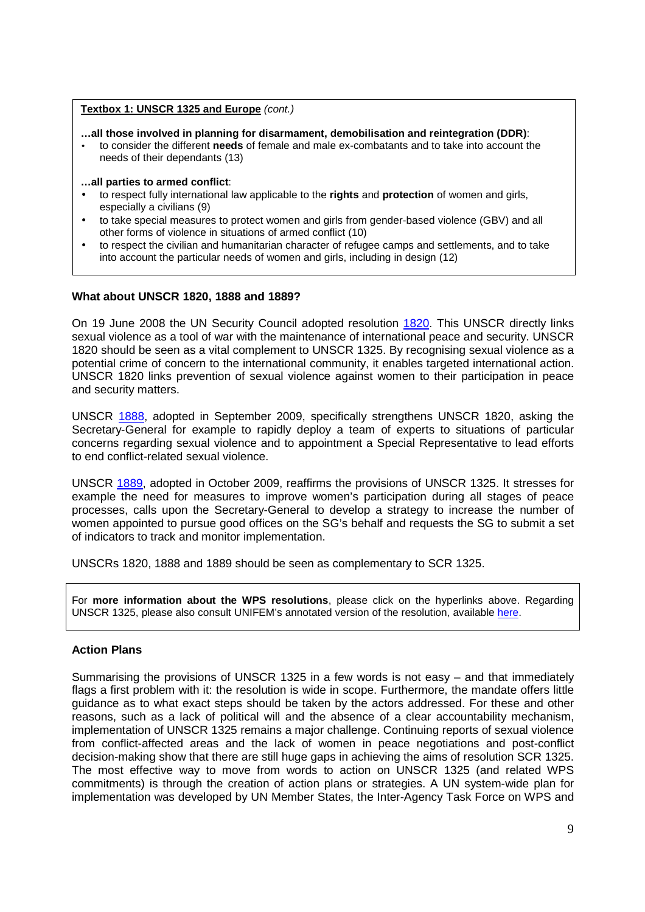**Textbox 1: UNSCR 1325 and Europe** *(cont.)*

**…all those involved in planning for disarmament, demobilisation and reintegration (DDR)**:

- to consider the different **needs** of female and male ex-combatants and to take into account the needs of their dependants (13)

**…all parties to armed conflict**:

- to respect fully international law applicable to the **rights** and **protection** of women and girls, especially a civilians (9)
- to take special measures to protect women and girls from gender-based violence (GBV) and all other forms of violence in situations of armed conflict (10)
- to respect the civilian and humanitarian character of refugee camps and settlements, and to take into account the particular needs of women and girls, including in design (12)

### What about UNSCR 1820, 1888 and 1889?

On 19 June 2008 the UN Security Council adopted resolution 1820. This UNSCR directly links sexual violence as a tool of war with the maintenance of international peace and security. UNSCR 1820 should be seen as a vital complement to UNSCR 1325. By recognising sexual violence as a potential crime of concern to the international community, it enables targeted international action. UNSCR 1820 links prevention of sexual violence against women to their participation in peace and security matters.

UNSCR 1888, adopted in September 2009, specifically strengthens UNSCR 1820, asking the Secretary-General for example to rapidly deploy a team of experts to situations of particular concerns regarding sexual violence and to appointment a Special Representative to lead efforts to end conflict-related sexual violence.

UNSCR 1889, adopted in October 2009, reaffirms the provisions of UNSCR 1325. It stresses for example the need for measures to improve women's participation during all stages of peace processes, calls upon the Secretary-General to develop a strategy to increase the number of women appointed to pursue good offices on the SG's behalf and requests the SG to submit a set of indicators to track and monitor implementation.

UNSCRs 1820, 1888 and 1889 should be seen as complementary to SCR 1325.

For **more information about the WPS resolutions**, please click on the hyperlinks above. Regarding UNSCR 1325, please also consult UNIFEM's annotated version of the resolution, available here.

### Action Plans

Summarising the provisions of UNSCR 1325 in a few words is not easy – and that immediately flags a first problem with it: the resolution is wide in scope. Furthermore, the mandate offers little guidance as to what exact steps should be taken by the actors addressed. For these and other reasons, such as a lack of political will and the absence of a clear accountability mechanism, implementation of UNSCR 1325 remains a major challenge. Continuing reports of sexual violence from conflict-affected areas and the lack of women in peace negotiations and post-conflict decision-making show that there are still huge gaps in achieving the aims of resolution SCR 1325. The most effective way to move from words to action on UNSCR 1325 (and related WPS commitments) is through the creation of action plans or strategies. A UN system-wide plan for implementation was developed by UN Member States, the Inter-Agency Task Force on WPS and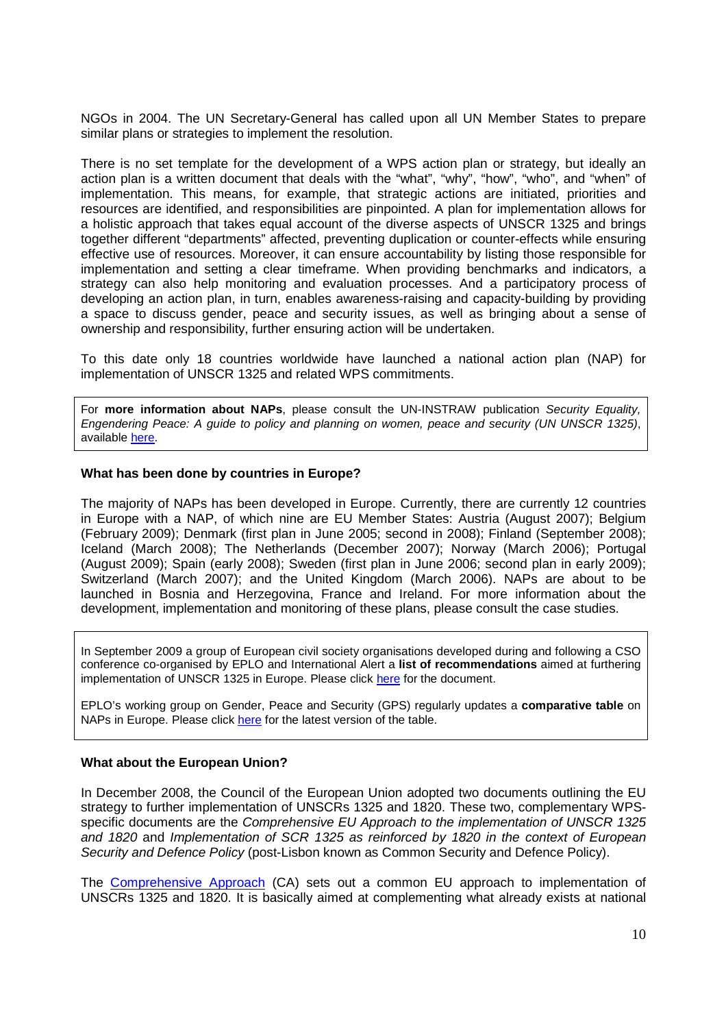NGOs in 2004. The UN Secretary-General has called upon all UN Member States to prepare similar plans or strategies to implement the resolution.

There is no set template for the development of a WPS action plan or strategy, but ideally an action plan is a written document that deals with the "what", "why", "how", "who", and "when" of implementation. This means, for example, that strategic actions are initiated, priorities and resources are identified, and responsibilities are pinpointed. A plan for implementation allows for a holistic approach that takes equal account of the diverse aspects of UNSCR 1325 and brings together different "departments" affected, preventing duplication or counter-effects while ensuring effective use of resources. Moreover, it can ensure accountability by listing those responsible for implementation and setting a clear timeframe. When providing benchmarks and indicators, a strategy can also help monitoring and evaluation processes. And a participatory process of developing an action plan, in turn, enables awareness-raising and capacity-building by providing a space to discuss gender, peace and security issues, as well as bringing about a sense of ownership and responsibility, further ensuring action will be undertaken.

To this date only 18 countries worldwide have launched a national action plan (NAP) for implementation of UNSCR 1325 and related WPS commitments.

> For **more information about NAPs**, please consult the UN-INSTRAW publication *Security Equality, Engendering Peace: A guide to policy and planning on women, peace and security (UN UNSCR 1325)*, available [here](#).

### What has been done by countries in Europe?

The majority of NAPs has been developed in Europe. Currently, there are currently 12 countries in Europe with a NAP, of which nine are EU Member States: Austria (August 2007); Belgium (February 2009); Denmark (first plan in June 2005; second in 2008); Finland (September 2008); Iceland (March 2008); The Netherlands (December 2007); Norway (March 2006); Portugal (August 2009); Spain (early 2008); Sweden (first plan in June 2006; second plan in early 2009); Switzerland (March 2007); and the United Kingdom (March 2006). NAPs are about to be launched in Bosnia and Herzegovina, France and Ireland. For more information about the development, implementation and monitoring of these plans, please consult the case studies.

> In September 2009 a group of European civil society organisations developed during and following a CSO conference co-organised by EPLO and International Alert a **list of recommendations** aimed at furthering implementation of UNSCR 1325 in Europe. Please click [here](#) for the document.
>
> EPLO's working group on Gender, Peace and Security (GPS) regularly updates a **comparative table** on NAPs in Europe. Please click [here](#) for the latest version of the table.

### What about the European Union?

In December 2008, the Council of the European Union adopted two documents outlining the EU strategy to further implementation of UNSCRs 1325 and 1820. These two, complementary WPS-specific documents are the *Comprehensive EU Approach to the implementation of UNSCR 1325 and 1820* and *Implementation of SCR 1325 as reinforced by 1820 in the context of European Security and Defence Policy* (post-Lisbon known as Common Security and Defence Policy).

The [Comprehensive Approach](#) (CA) sets out a common EU approach to implementation of UNSCRs 1325 and 1820. It is basically aimed at complementing what already exists at national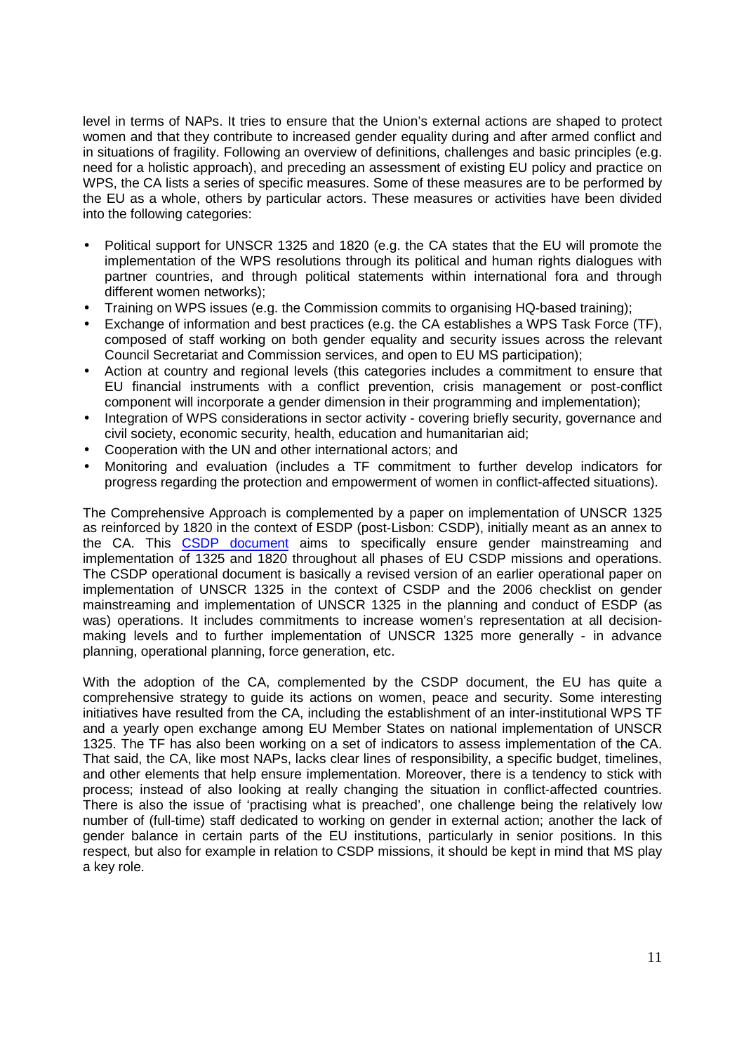level in terms of NAPs. It tries to ensure that the Union's external actions are shaped to protect women and that they contribute to increased gender equality during and after armed conflict and in situations of fragility. Following an overview of definitions, challenges and basic principles (e.g. need for a holistic approach), and preceding an assessment of existing EU policy and practice on WPS, the CA lists a series of specific measures. Some of these measures are to be performed by the EU as a whole, others by particular actors. These measures or activities have been divided into the following categories:

- Political support for UNSCR 1325 and 1820 (e.g. the CA states that the EU will promote the implementation of the WPS resolutions through its political and human rights dialogues with partner countries, and through political statements within international fora and through different women networks);
- Training on WPS issues (e.g. the Commission commits to organising HQ-based training);
- Exchange of information and best practices (e.g. the CA establishes a WPS Task Force (TF), composed of staff working on both gender equality and security issues across the relevant Council Secretariat and Commission services, and open to EU MS participation);
- Action at country and regional levels (this categories includes a commitment to ensure that EU financial instruments with a conflict prevention, crisis management or post-conflict component will incorporate a gender dimension in their programming and implementation);
- Integration of WPS considerations in sector activity - covering briefly security, governance and civil society, economic security, health, education and humanitarian aid;
- Cooperation with the UN and other international actors; and
- Monitoring and evaluation (includes a TF commitment to further develop indicators for progress regarding the protection and empowerment of women in conflict-affected situations).

The Comprehensive Approach is complemented by a paper on implementation of UNSCR 1325 as reinforced by 1820 in the context of ESDP (post-Lisbon: CSDP), initially meant as an annex to the CA. This CSDP document aims to specifically ensure gender mainstreaming and implementation of 1325 and 1820 throughout all phases of EU CSDP missions and operations. The CSDP operational document is basically a revised version of an earlier operational paper on implementation of UNSCR 1325 in the context of CSDP and the 2006 checklist on gender mainstreaming and implementation of UNSCR 1325 in the planning and conduct of ESDP (as was) operations. It includes commitments to increase women's representation at all decision-making levels and to further implementation of UNSCR 1325 more generally - in advance planning, operational planning, force generation, etc.

With the adoption of the CA, complemented by the CSDP document, the EU has quite a comprehensive strategy to guide its actions on women, peace and security. Some interesting initiatives have resulted from the CA, including the establishment of an inter-institutional WPS TF and a yearly open exchange among EU Member States on national implementation of UNSCR 1325. The TF has also been working on a set of indicators to assess implementation of the CA. That said, the CA, like most NAPs, lacks clear lines of responsibility, a specific budget, timelines, and other elements that help ensure implementation. Moreover, there is a tendency to stick with process; instead of also looking at really changing the situation in conflict-affected countries. There is also the issue of 'practising what is preached', one challenge being the relatively low number of (full-time) staff dedicated to working on gender in external action; another the lack of gender balance in certain parts of the EU institutions, particularly in senior positions. In this respect, but also for example in relation to CSDP missions, it should be kept in mind that MS play a key role.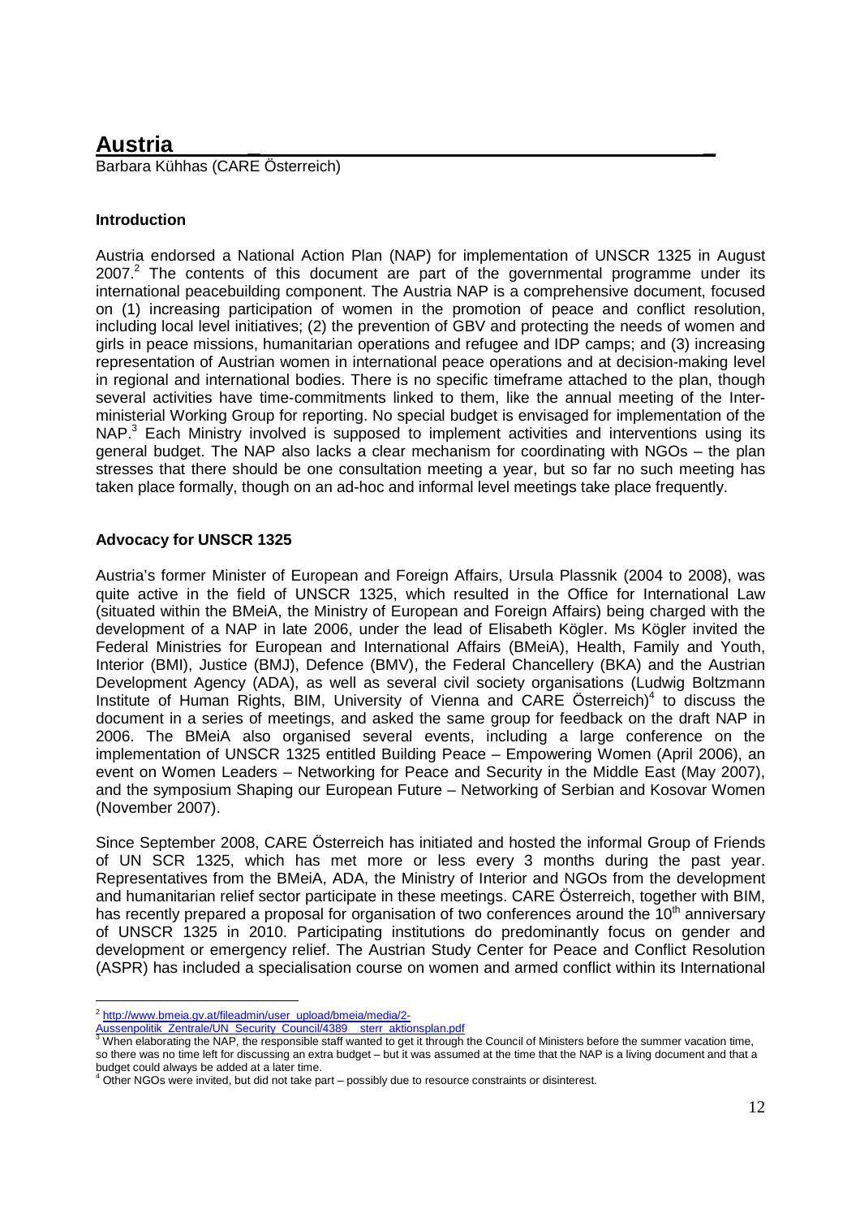# Austria

Barbara Kühhas (CARE Österreich)

### Introduction

Austria endorsed a National Action Plan (NAP) for implementation of UNSCR 1325 in August 2007.[2] The contents of this document are part of the governmental programme under its international peacebuilding component. The Austria NAP is a comprehensive document, focused on (1) increasing participation of women in the promotion of peace and conflict resolution, including local level initiatives; (2) the prevention of GBV and protecting the needs of women and girls in peace missions, humanitarian operations and refugee and IDP camps; and (3) increasing representation of Austrian women in international peace operations and at decision-making level in regional and international bodies. There is no specific timeframe attached to the plan, though several activities have time-commitments linked to them, like the annual meeting of the Inter-ministerial Working Group for reporting. No special budget is envisaged for implementation of the NAP.[3] Each Ministry involved is supposed to implement activities and interventions using its general budget. The NAP also lacks a clear mechanism for coordinating with NGOs – the plan stresses that there should be one consultation meeting a year, but so far no such meeting has taken place formally, though on an ad-hoc and informal level meetings take place frequently.

### Advocacy for UNSCR 1325

Austria's former Minister of European and Foreign Affairs, Ursula Plassnik (2004 to 2008), was quite active in the field of UNSCR 1325, which resulted in the Office for International Law (situated within the BMeiA, the Ministry of European and Foreign Affairs) being charged with the development of a NAP in late 2006, under the lead of Elisabeth Kögler. Ms Kögler invited the Federal Ministries for European and International Affairs (BMeiA), Health, Family and Youth, Interior (BMI), Justice (BMJ), Defence (BMV), the Federal Chancellery (BKA) and the Austrian Development Agency (ADA), as well as several civil society organisations (Ludwig Boltzmann Institute of Human Rights, BIM, University of Vienna and CARE Österreich)[4] to discuss the document in a series of meetings, and asked the same group for feedback on the draft NAP in 2006. The BMeiA also organised several events, including a large conference on the implementation of UNSCR 1325 entitled Building Peace – Empowering Women (April 2006), an event on Women Leaders – Networking for Peace and Security in the Middle East (May 2007), and the symposium Shaping our European Future – Networking of Serbian and Kosovar Women (November 2007).

Since September 2008, CARE Österreich has initiated and hosted the informal Group of Friends of UN SCR 1325, which has met more or less every 3 months during the past year. Representatives from the BMeiA, ADA, the Ministry of Interior and NGOs from the development and humanitarian relief sector participate in these meetings. CARE Österreich, together with BIM, has recently prepared a proposal for organisation of two conferences around the 10th anniversary of UNSCR 1325 in 2010. Participating institutions do predominantly focus on gender and development or emergency relief. The Austrian Study Center for Peace and Conflict Resolution (ASPR) has included a specialisation course on women and armed conflict within its International

---

[2] http://www.bmeia.gv.at/fileadmin/user_upload/bmeia/media/2-Aussenpolitik_Zentrale/UN_Security_Council/4389__sterr_aktionsplan.pdf

[3] When elaborating the NAP, the responsible staff wanted to get it through the Council of Ministers before the summer vacation time, so there was no time left for discussing an extra budget – but it was assumed at the time that the NAP is a living document and that a budget could always be added at a later time.

[4] Other NGOs were invited, but did not take part – possibly due to resource constraints or disinterest.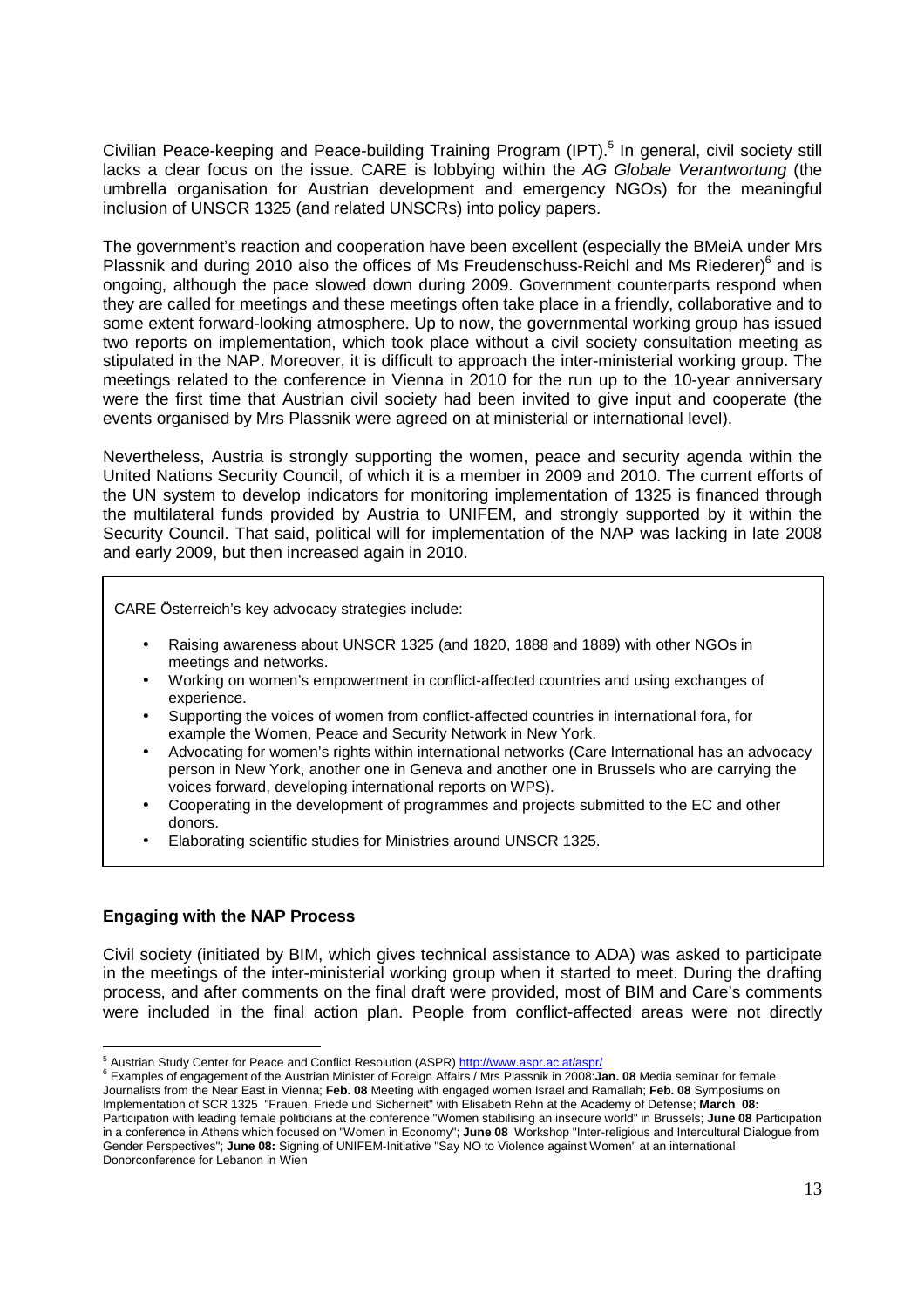Civilian Peace-keeping and Peace-building Training Program (IPT).[5] In general, civil society still lacks a clear focus on the issue. CARE is lobbying within the *AG Globale Verantwortung* (the umbrella organisation for Austrian development and emergency NGOs) for the meaningful inclusion of UNSCR 1325 (and related UNSCRs) into policy papers.

The government's reaction and cooperation have been excellent (especially the BMeiA under Mrs Plassnik and during 2010 also the offices of Ms Freudenschuss-Reichl and Ms Riederer)[6] and is ongoing, although the pace slowed down during 2009. Government counterparts respond when they are called for meetings and these meetings often take place in a friendly, collaborative and to some extent forward-looking atmosphere. Up to now, the governmental working group has issued two reports on implementation, which took place without a civil society consultation meeting as stipulated in the NAP. Moreover, it is difficult to approach the inter-ministerial working group. The meetings related to the conference in Vienna in 2010 for the run up to the 10-year anniversary were the first time that Austrian civil society had been invited to give input and cooperate (the events organised by Mrs Plassnik were agreed on at ministerial or international level).

Nevertheless, Austria is strongly supporting the women, peace and security agenda within the United Nations Security Council, of which it is a member in 2009 and 2010. The current efforts of the UN system to develop indicators for monitoring implementation of 1325 is financed through the multilateral funds provided by Austria to UNIFEM, and strongly supported by it within the Security Council. That said, political will for implementation of the NAP was lacking in late 2008 and early 2009, but then increased again in 2010.

CARE Österreich's key advocacy strategies include:

- Raising awareness about UNSCR 1325 (and 1820, 1888 and 1889) with other NGOs in meetings and networks.
- Working on women's empowerment in conflict-affected countries and using exchanges of experience.
- Supporting the voices of women from conflict-affected countries in international fora, for example the Women, Peace and Security Network in New York.
- Advocating for women's rights within international networks (Care International has an advocacy person in New York, another one in Geneva and another one in Brussels who are carrying the voices forward, developing international reports on WPS).
- Cooperating in the development of programmes and projects submitted to the EC and other donors.
- Elaborating scientific studies for Ministries around UNSCR 1325.

### Engaging with the NAP Process

Civil society (initiated by BIM, which gives technical assistance to ADA) was asked to participate in the meetings of the inter-ministerial working group when it started to meet. During the drafting process, and after comments on the final draft were provided, most of BIM and Care's comments were included in the final action plan. People from conflict-affected areas were not directly

---

[5] Austrian Study Center for Peace and Conflict Resolution (ASPR) http://www.aspr.ac.at/aspr/

[6] Examples of engagement of the Austrian Minister of Foreign Affairs / Mrs Plassnik in 2008:**Jan. 08** Media seminar for female Journalists from the Near East in Vienna; **Feb. 08** Meeting with engaged women Israel and Ramallah; **Feb. 08** Symposiums on Implementation of SCR 1325 "Frauen, Friede und Sicherheit" with Elisabeth Rehn at the Academy of Defense; **March 08:** Participation with leading female politicians at the conference "Women stabilising an insecure world" in Brussels; **June 08** Participation in a conference in Athens which focused on "Women in Economy"; **June 08** Workshop "Inter-religious and Intercultural Dialogue from Gender Perspectives"; **June 08:** Signing of UNIFEM-Initiative "Say NO to Violence against Women" at an international Donorconference for Lebanon in Wien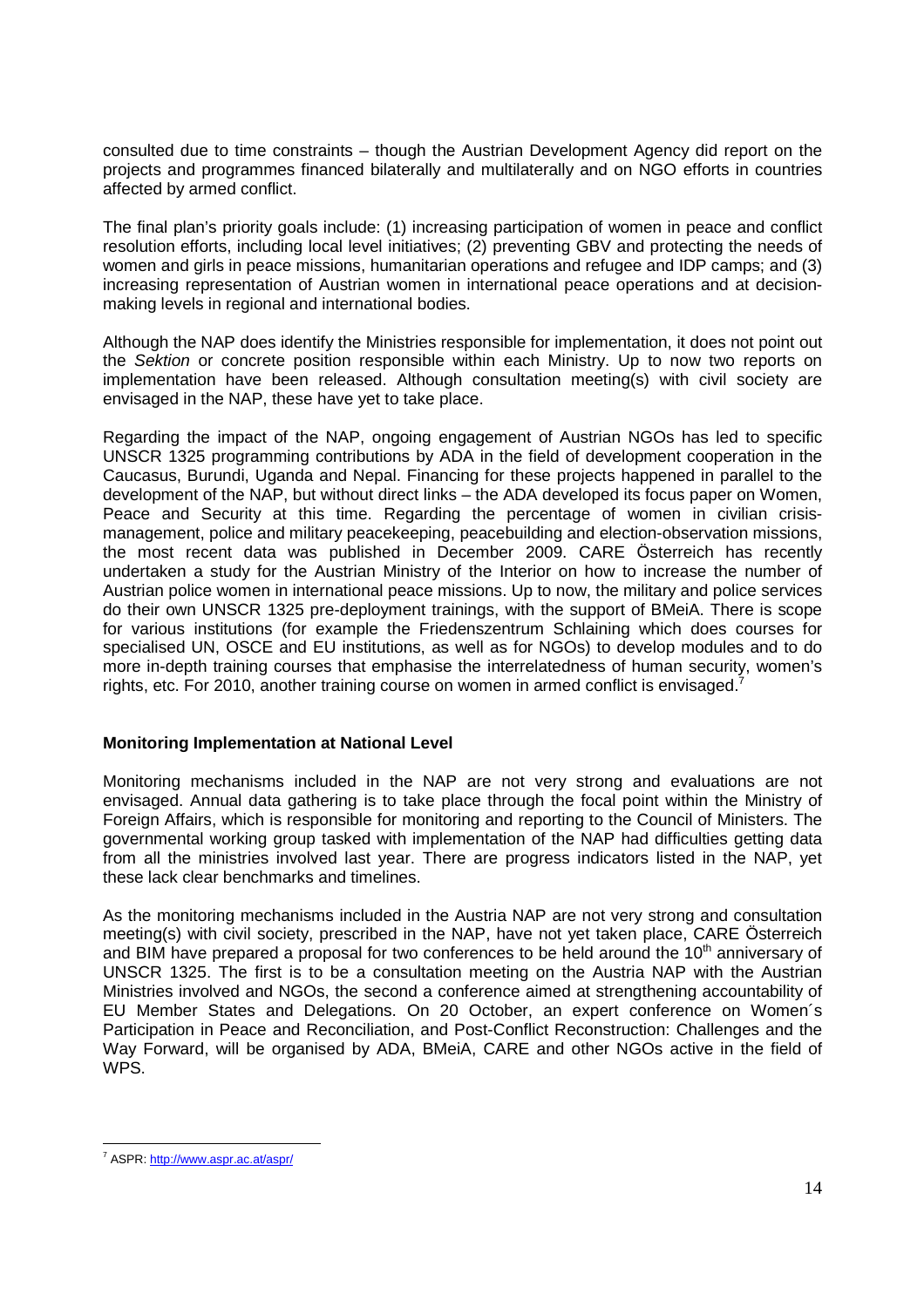consulted due to time constraints – though the Austrian Development Agency did report on the projects and programmes financed bilaterally and multilaterally and on NGO efforts in countries affected by armed conflict.

The final plan's priority goals include: (1) increasing participation of women in peace and conflict resolution efforts, including local level initiatives; (2) preventing GBV and protecting the needs of women and girls in peace missions, humanitarian operations and refugee and IDP camps; and (3) increasing representation of Austrian women in international peace operations and at decision-making levels in regional and international bodies.

Although the NAP does identify the Ministries responsible for implementation, it does not point out the *Sektion* or concrete position responsible within each Ministry. Up to now two reports on implementation have been released. Although consultation meeting(s) with civil society are envisaged in the NAP, these have yet to take place.

Regarding the impact of the NAP, ongoing engagement of Austrian NGOs has led to specific UNSCR 1325 programming contributions by ADA in the field of development cooperation in the Caucasus, Burundi, Uganda and Nepal. Financing for these projects happened in parallel to the development of the NAP, but without direct links – the ADA developed its focus paper on Women, Peace and Security at this time. Regarding the percentage of women in civilian crisis-management, police and military peacekeeping, peacebuilding and election-observation missions, the most recent data was published in December 2009. CARE Österreich has recently undertaken a study for the Austrian Ministry of the Interior on how to increase the number of Austrian police women in international peace missions. Up to now, the military and police services do their own UNSCR 1325 pre-deployment trainings, with the support of BMeiA. There is scope for various institutions (for example the Friedenszentrum Schlaining which does courses for specialised UN, OSCE and EU institutions, as well as for NGOs) to develop modules and to do more in-depth training courses that emphasise the interrelatedness of human security, women's rights, etc. For 2010, another training course on women in armed conflict is envisaged.[7]

## Monitoring Implementation at National Level

Monitoring mechanisms included in the NAP are not very strong and evaluations are not envisaged. Annual data gathering is to take place through the focal point within the Ministry of Foreign Affairs, which is responsible for monitoring and reporting to the Council of Ministers. The governmental working group tasked with implementation of the NAP had difficulties getting data from all the ministries involved last year. There are progress indicators listed in the NAP, yet these lack clear benchmarks and timelines.

As the monitoring mechanisms included in the Austria NAP are not very strong and consultation meeting(s) with civil society, prescribed in the NAP, have not yet taken place, CARE Österreich and BIM have prepared a proposal for two conferences to be held around the 10th anniversary of UNSCR 1325. The first is to be a consultation meeting on the Austria NAP with the Austrian Ministries involved and NGOs, the second a conference aimed at strengthening accountability of EU Member States and Delegations. On 20 October, an expert conference on Women´s Participation in Peace and Reconciliation, and Post-Conflict Reconstruction: Challenges and the Way Forward, will be organised by ADA, BMeiA, CARE and other NGOs active in the field of WPS.

---

[7] ASPR: http://www.aspr.ac.at/aspr/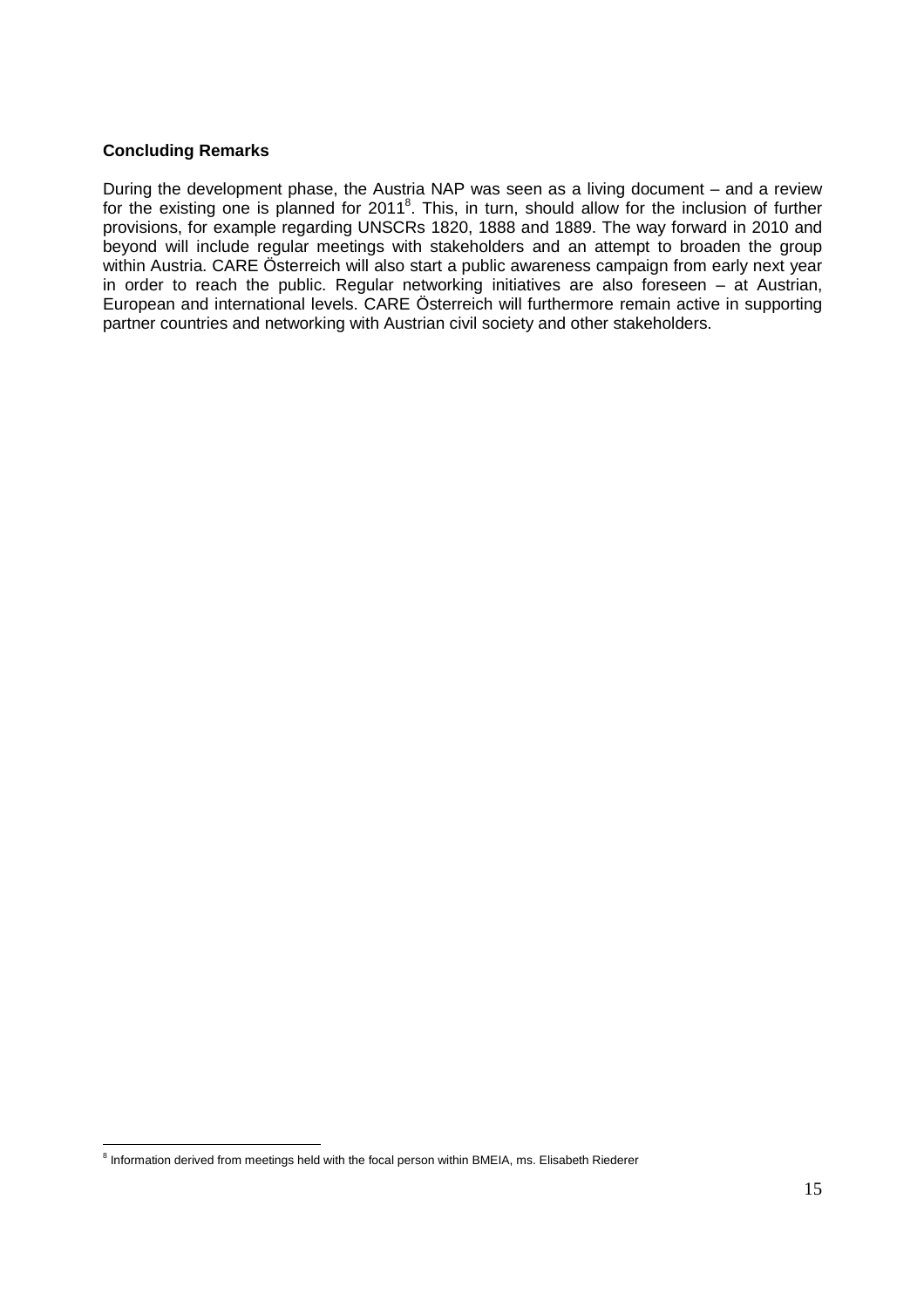**Concluding Remarks**

During the development phase, the Austria NAP was seen as a living document – and a review for the existing one is planned for 2011[8]. This, in turn, should allow for the inclusion of further provisions, for example regarding UNSCRs 1820, 1888 and 1889. The way forward in 2010 and beyond will include regular meetings with stakeholders and an attempt to broaden the group within Austria. CARE Österreich will also start a public awareness campaign from early next year in order to reach the public. Regular networking initiatives are also foreseen – at Austrian, European and international levels. CARE Österreich will furthermore remain active in supporting partner countries and networking with Austrian civil society and other stakeholders.

[8] Information derived from meetings held with the focal person within BMEIA, ms. Elisabeth Riederer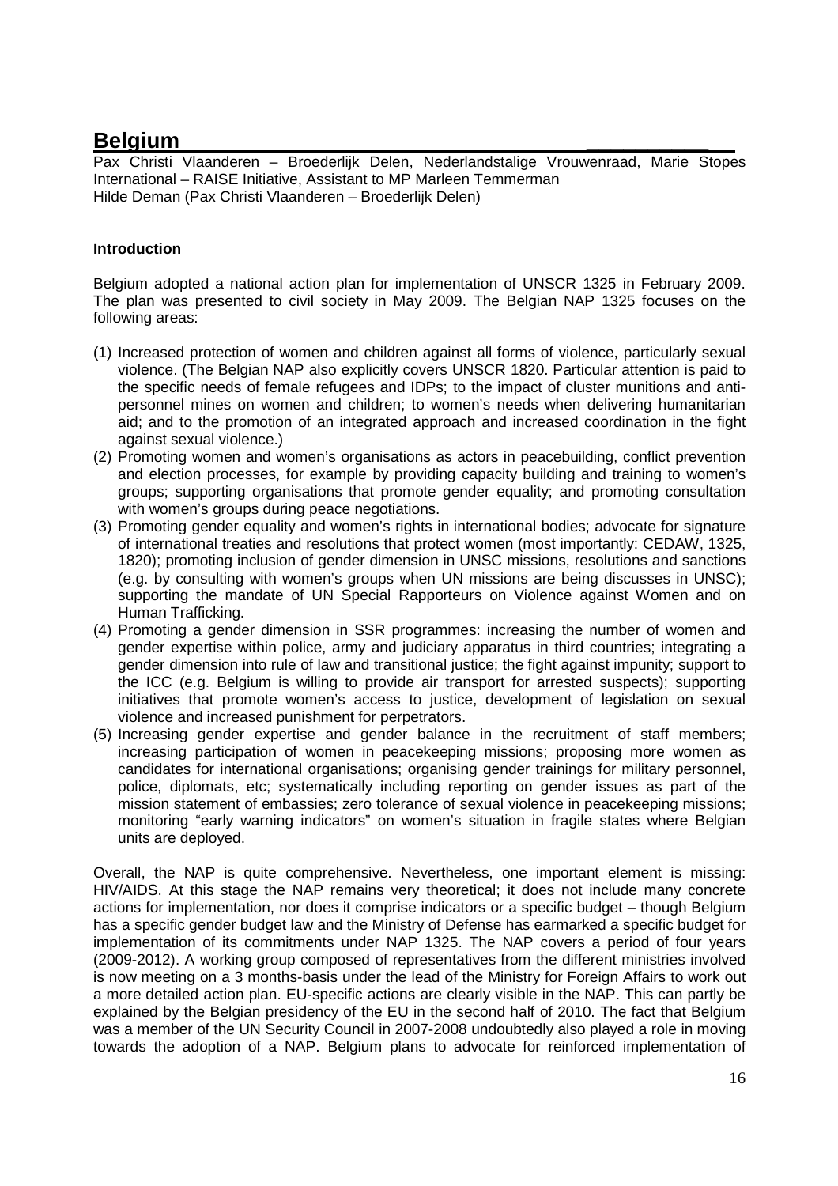## Belgium

Pax Christi Vlaanderen – Broederlijk Delen, Nederlandstalige Vrouwenraad, Marie Stopes International – RAISE Initiative, Assistant to MP Marleen Temmerman
Hilde Deman (Pax Christi Vlaanderen – Broederlijk Delen)

**Introduction**

Belgium adopted a national action plan for implementation of UNSCR 1325 in February 2009. The plan was presented to civil society in May 2009. The Belgian NAP 1325 focuses on the following areas:

(1) Increased protection of women and children against all forms of violence, particularly sexual violence. (The Belgian NAP also explicitly covers UNSCR 1820. Particular attention is paid to the specific needs of female refugees and IDPs; to the impact of cluster munitions and anti-personnel mines on women and children; to women's needs when delivering humanitarian aid; and to the promotion of an integrated approach and increased coordination in the fight against sexual violence.)
(2) Promoting women and women's organisations as actors in peacebuilding, conflict prevention and election processes, for example by providing capacity building and training to women's groups; supporting organisations that promote gender equality; and promoting consultation with women's groups during peace negotiations.
(3) Promoting gender equality and women's rights in international bodies; advocate for signature of international treaties and resolutions that protect women (most importantly: CEDAW, 1325, 1820); promoting inclusion of gender dimension in UNSC missions, resolutions and sanctions (e.g. by consulting with women's groups when UN missions are being discusses in UNSC); supporting the mandate of UN Special Rapporteurs on Violence against Women and on Human Trafficking.
(4) Promoting a gender dimension in SSR programmes: increasing the number of women and gender expertise within police, army and judiciary apparatus in third countries; integrating a gender dimension into rule of law and transitional justice; the fight against impunity; support to the ICC (e.g. Belgium is willing to provide air transport for arrested suspects); supporting initiatives that promote women's access to justice, development of legislation on sexual violence and increased punishment for perpetrators.
(5) Increasing gender expertise and gender balance in the recruitment of staff members; increasing participation of women in peacekeeping missions; proposing more women as candidates for international organisations; organising gender trainings for military personnel, police, diplomats, etc; systematically including reporting on gender issues as part of the mission statement of embassies; zero tolerance of sexual violence in peacekeeping missions; monitoring "early warning indicators" on women's situation in fragile states where Belgian units are deployed.

Overall, the NAP is quite comprehensive. Nevertheless, one important element is missing: HIV/AIDS. At this stage the NAP remains very theoretical; it does not include many concrete actions for implementation, nor does it comprise indicators or a specific budget – though Belgium has a specific gender budget law and the Ministry of Defense has earmarked a specific budget for implementation of its commitments under NAP 1325. The NAP covers a period of four years (2009-2012). A working group composed of representatives from the different ministries involved is now meeting on a 3 months-basis under the lead of the Ministry for Foreign Affairs to work out a more detailed action plan. EU-specific actions are clearly visible in the NAP. This can partly be explained by the Belgian presidency of the EU in the second half of 2010. The fact that Belgium was a member of the UN Security Council in 2007-2008 undoubtedly also played a role in moving towards the adoption of a NAP. Belgium plans to advocate for reinforced implementation of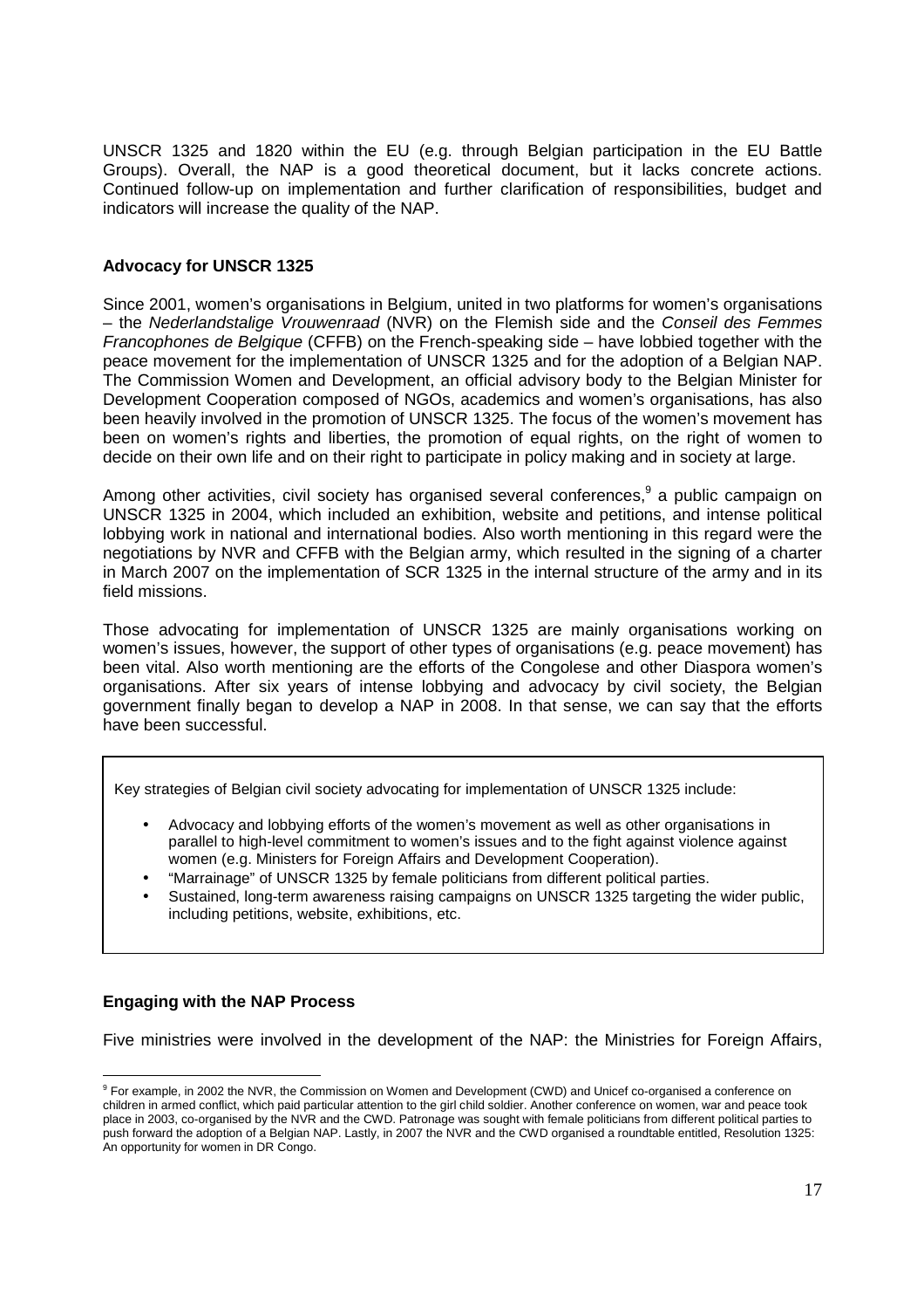UNSCR 1325 and 1820 within the EU (e.g. through Belgian participation in the EU Battle Groups). Overall, the NAP is a good theoretical document, but it lacks concrete actions. Continued follow-up on implementation and further clarification of responsibilities, budget and indicators will increase the quality of the NAP.

**Advocacy for UNSCR 1325**

Since 2001, women's organisations in Belgium, united in two platforms for women's organisations – the *Nederlandstalige Vrouwenraad* (NVR) on the Flemish side and the *Conseil des Femmes Francophones de Belgique* (CFFB) on the French-speaking side – have lobbied together with the peace movement for the implementation of UNSCR 1325 and for the adoption of a Belgian NAP. The Commission Women and Development, an official advisory body to the Belgian Minister for Development Cooperation composed of NGOs, academics and women's organisations, has also been heavily involved in the promotion of UNSCR 1325. The focus of the women's movement has been on women's rights and liberties, the promotion of equal rights, on the right of women to decide on their own life and on their right to participate in policy making and in society at large.

Among other activities, civil society has organised several conferences,[9] a public campaign on UNSCR 1325 in 2004, which included an exhibition, website and petitions, and intense political lobbying work in national and international bodies. Also worth mentioning in this regard were the negotiations by NVR and CFFB with the Belgian army, which resulted in the signing of a charter in March 2007 on the implementation of SCR 1325 in the internal structure of the army and in its field missions.

Those advocating for implementation of UNSCR 1325 are mainly organisations working on women's issues, however, the support of other types of organisations (e.g. peace movement) has been vital. Also worth mentioning are the efforts of the Congolese and other Diaspora women's organisations. After six years of intense lobbying and advocacy by civil society, the Belgian government finally began to develop a NAP in 2008. In that sense, we can say that the efforts have been successful.

Key strategies of Belgian civil society advocating for implementation of UNSCR 1325 include:

- Advocacy and lobbying efforts of the women's movement as well as other organisations in parallel to high-level commitment to women's issues and to the fight against violence against women (e.g. Ministers for Foreign Affairs and Development Cooperation).
- "Marrainage" of UNSCR 1325 by female politicians from different political parties.
- Sustained, long-term awareness raising campaigns on UNSCR 1325 targeting the wider public, including petitions, website, exhibitions, etc.

**Engaging with the NAP Process**

Five ministries were involved in the development of the NAP: the Ministries for Foreign Affairs,

[9] For example, in 2002 the NVR, the Commission on Women and Development (CWD) and Unicef co-organised a conference on children in armed conflict, which paid particular attention to the girl child soldier. Another conference on women, war and peace took place in 2003, co-organised by the NVR and the CWD. Patronage was sought with female politicians from different political parties to push forward the adoption of a Belgian NAP. Lastly, in 2007 the NVR and the CWD organised a roundtable entitled, Resolution 1325: An opportunity for women in DR Congo.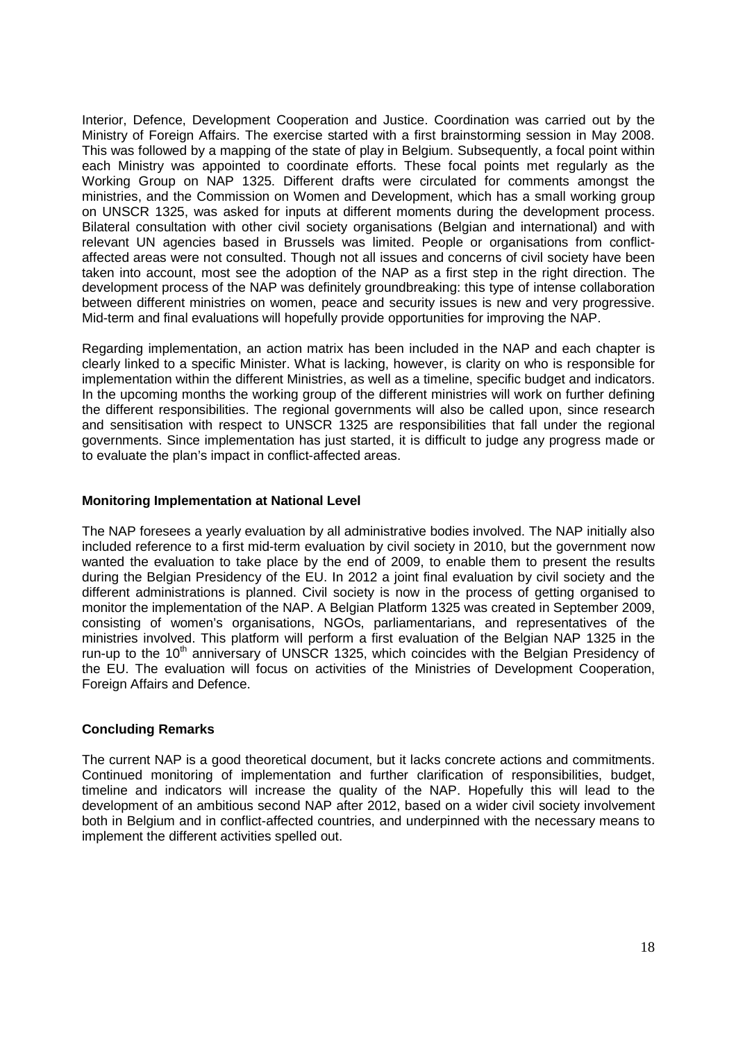Interior, Defence, Development Cooperation and Justice. Coordination was carried out by the Ministry of Foreign Affairs. The exercise started with a first brainstorming session in May 2008. This was followed by a mapping of the state of play in Belgium. Subsequently, a focal point within each Ministry was appointed to coordinate efforts. These focal points met regularly as the Working Group on NAP 1325. Different drafts were circulated for comments amongst the ministries, and the Commission on Women and Development, which has a small working group on UNSCR 1325, was asked for inputs at different moments during the development process. Bilateral consultation with other civil society organisations (Belgian and international) and with relevant UN agencies based in Brussels was limited. People or organisations from conflict-affected areas were not consulted. Though not all issues and concerns of civil society have been taken into account, most see the adoption of the NAP as a first step in the right direction. The development process of the NAP was definitely groundbreaking: this type of intense collaboration between different ministries on women, peace and security issues is new and very progressive. Mid-term and final evaluations will hopefully provide opportunities for improving the NAP.

Regarding implementation, an action matrix has been included in the NAP and each chapter is clearly linked to a specific Minister. What is lacking, however, is clarity on who is responsible for implementation within the different Ministries, as well as a timeline, specific budget and indicators. In the upcoming months the working group of the different ministries will work on further defining the different responsibilities. The regional governments will also be called upon, since research and sensitisation with respect to UNSCR 1325 are responsibilities that fall under the regional governments. Since implementation has just started, it is difficult to judge any progress made or to evaluate the plan's impact in conflict-affected areas.

**Monitoring Implementation at National Level**

The NAP foresees a yearly evaluation by all administrative bodies involved. The NAP initially also included reference to a first mid-term evaluation by civil society in 2010, but the government now wanted the evaluation to take place by the end of 2009, to enable them to present the results during the Belgian Presidency of the EU. In 2012 a joint final evaluation by civil society and the different administrations is planned. Civil society is now in the process of getting organised to monitor the implementation of the NAP. A Belgian Platform 1325 was created in September 2009, consisting of women's organisations, NGOs, parliamentarians, and representatives of the ministries involved. This platform will perform a first evaluation of the Belgian NAP 1325 in the run-up to the 10th anniversary of UNSCR 1325, which coincides with the Belgian Presidency of the EU. The evaluation will focus on activities of the Ministries of Development Cooperation, Foreign Affairs and Defence.

**Concluding Remarks**

The current NAP is a good theoretical document, but it lacks concrete actions and commitments. Continued monitoring of implementation and further clarification of responsibilities, budget, timeline and indicators will increase the quality of the NAP. Hopefully this will lead to the development of an ambitious second NAP after 2012, based on a wider civil society involvement both in Belgium and in conflict-affected countries, and underpinned with the necessary means to implement the different activities spelled out.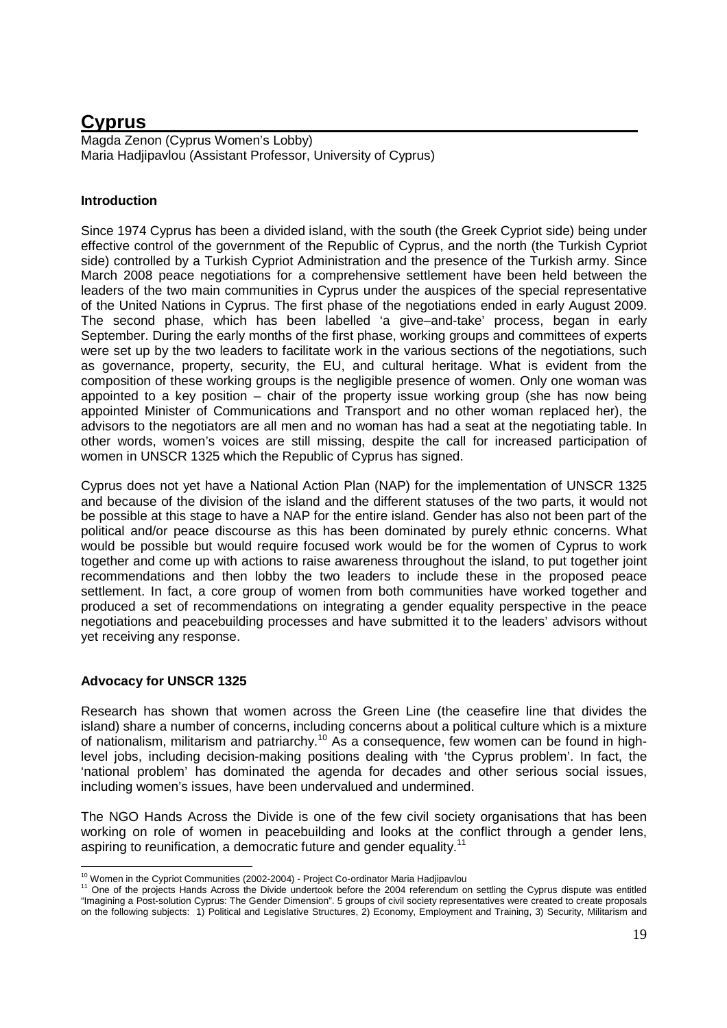# Cyprus

Magda Zenon (Cyprus Women's Lobby)
Maria Hadjipavlou (Assistant Professor, University of Cyprus)

**Introduction**

Since 1974 Cyprus has been a divided island, with the south (the Greek Cypriot side) being under effective control of the government of the Republic of Cyprus, and the north (the Turkish Cypriot side) controlled by a Turkish Cypriot Administration and the presence of the Turkish army. Since March 2008 peace negotiations for a comprehensive settlement have been held between the leaders of the two main communities in Cyprus under the auspices of the special representative of the United Nations in Cyprus. The first phase of the negotiations ended in early August 2009. The second phase, which has been labelled 'a give–and-take' process, began in early September. During the early months of the first phase, working groups and committees of experts were set up by the two leaders to facilitate work in the various sections of the negotiations, such as governance, property, security, the EU, and cultural heritage. What is evident from the composition of these working groups is the negligible presence of women. Only one woman was appointed to a key position – chair of the property issue working group (she has now being appointed Minister of Communications and Transport and no other woman replaced her), the advisors to the negotiators are all men and no woman has had a seat at the negotiating table. In other words, women's voices are still missing, despite the call for increased participation of women in UNSCR 1325 which the Republic of Cyprus has signed.

Cyprus does not yet have a National Action Plan (NAP) for the implementation of UNSCR 1325 and because of the division of the island and the different statuses of the two parts, it would not be possible at this stage to have a NAP for the entire island. Gender has also not been part of the political and/or peace discourse as this has been dominated by purely ethnic concerns. What would be possible but would require focused work would be for the women of Cyprus to work together and come up with actions to raise awareness throughout the island, to put together joint recommendations and then lobby the two leaders to include these in the proposed peace settlement. In fact, a core group of women from both communities have worked together and produced a set of recommendations on integrating a gender equality perspective in the peace negotiations and peacebuilding processes and have submitted it to the leaders' advisors without yet receiving any response.

**Advocacy for UNSCR 1325**

Research has shown that women across the Green Line (the ceasefire line that divides the island) share a number of concerns, including concerns about a political culture which is a mixture of nationalism, militarism and patriarchy.[10] As a consequence, few women can be found in high-level jobs, including decision-making positions dealing with 'the Cyprus problem'. In fact, the 'national problem' has dominated the agenda for decades and other serious social issues, including women's issues, have been undervalued and undermined.

The NGO Hands Across the Divide is one of the few civil society organisations that has been working on role of women in peacebuilding and looks at the conflict through a gender lens, aspiring to reunification, a democratic future and gender equality.[11]

[10] Women in the Cypriot Communities (2002-2004) - Project Co-ordinator Maria Hadjipavlou

[11] One of the projects Hands Across the Divide undertook before the 2004 referendum on settling the Cyprus dispute was entitled "Imagining a Post-solution Cyprus: The Gender Dimension". 5 groups of civil society representatives were created to create proposals on the following subjects: 1) Political and Legislative Structures, 2) Economy, Employment and Training, 3) Security, Militarism and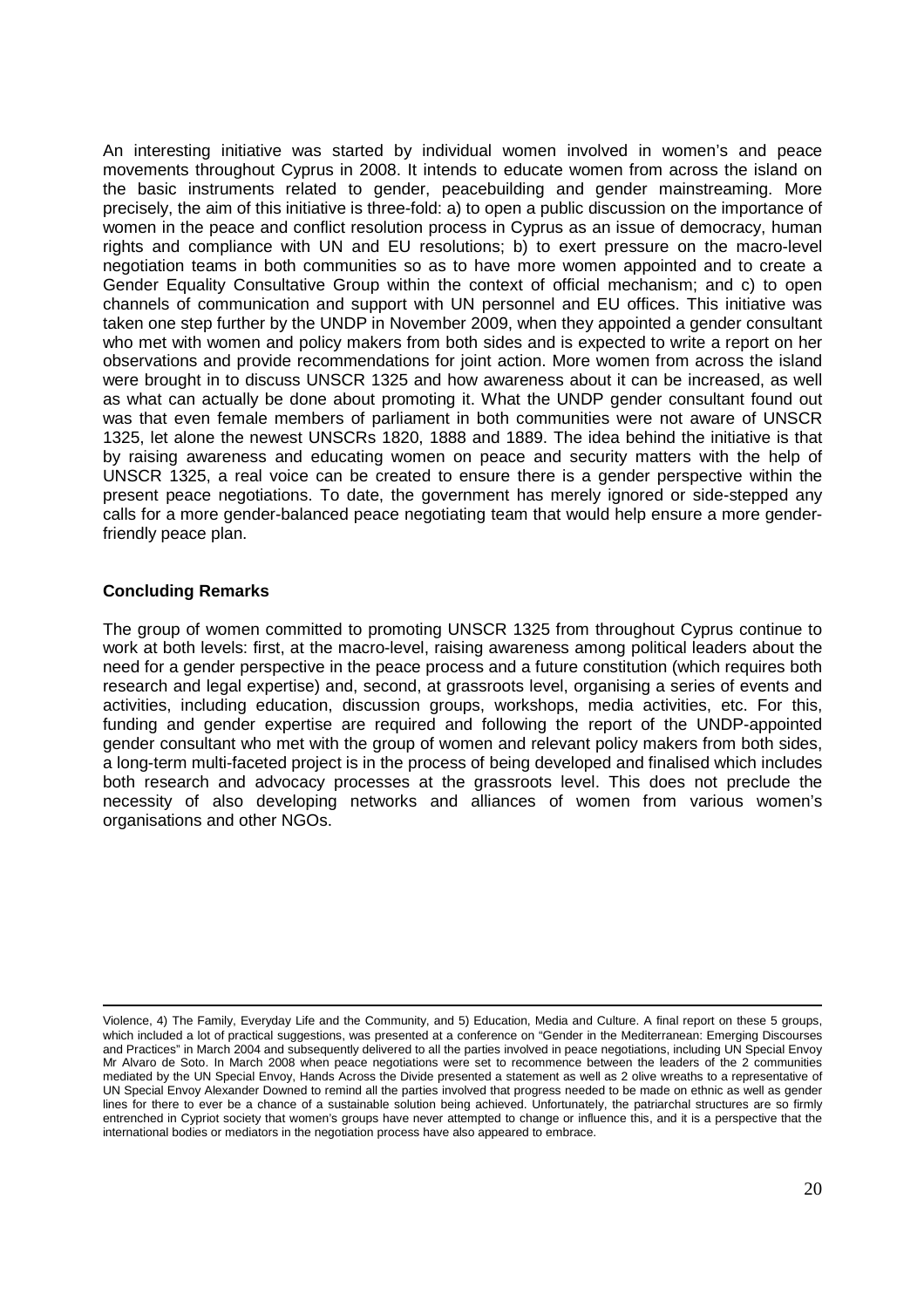An interesting initiative was started by individual women involved in women's and peace movements throughout Cyprus in 2008. It intends to educate women from across the island on the basic instruments related to gender, peacebuilding and gender mainstreaming. More precisely, the aim of this initiative is three-fold: a) to open a public discussion on the importance of women in the peace and conflict resolution process in Cyprus as an issue of democracy, human rights and compliance with UN and EU resolutions; b) to exert pressure on the macro-level negotiation teams in both communities so as to have more women appointed and to create a Gender Equality Consultative Group within the context of official mechanism; and c) to open channels of communication and support with UN personnel and EU offices. This initiative was taken one step further by the UNDP in November 2009, when they appointed a gender consultant who met with women and policy makers from both sides and is expected to write a report on her observations and provide recommendations for joint action. More women from across the island were brought in to discuss UNSCR 1325 and how awareness about it can be increased, as well as what can actually be done about promoting it. What the UNDP gender consultant found out was that even female members of parliament in both communities were not aware of UNSCR 1325, let alone the newest UNSCRs 1820, 1888 and 1889. The idea behind the initiative is that by raising awareness and educating women on peace and security matters with the help of UNSCR 1325, a real voice can be created to ensure there is a gender perspective within the present peace negotiations. To date, the government has merely ignored or side-stepped any calls for a more gender-balanced peace negotiating team that would help ensure a more gender-friendly peace plan.

### Concluding Remarks

The group of women committed to promoting UNSCR 1325 from throughout Cyprus continue to work at both levels: first, at the macro-level, raising awareness among political leaders about the need for a gender perspective in the peace process and a future constitution (which requires both research and legal expertise) and, second, at grassroots level, organising a series of events and activities, including education, discussion groups, workshops, media activities, etc. For this, funding and gender expertise are required and following the report of the UNDP-appointed gender consultant who met with the group of women and relevant policy makers from both sides, a long-term multi-faceted project is in the process of being developed and finalised which includes both research and advocacy processes at the grassroots level. This does not preclude the necessity of also developing networks and alliances of women from various women's organisations and other NGOs.

---

Violence, 4) The Family, Everyday Life and the Community, and 5) Education, Media and Culture. A final report on these 5 groups, which included a lot of practical suggestions, was presented at a conference on "Gender in the Mediterranean: Emerging Discourses and Practices" in March 2004 and subsequently delivered to all the parties involved in peace negotiations, including UN Special Envoy Mr Alvaro de Soto. In March 2008 when peace negotiations were set to recommence between the leaders of the 2 communities mediated by the UN Special Envoy, Hands Across the Divide presented a statement as well as 2 olive wreaths to a representative of UN Special Envoy Alexander Downed to remind all the parties involved that progress needed to be made on ethnic as well as gender lines for there to ever be a chance of a sustainable solution being achieved. Unfortunately, the patriarchal structures are so firmly entrenched in Cypriot society that women's groups have never attempted to change or influence this, and it is a perspective that the international bodies or mediators in the negotiation process have also appeared to embrace.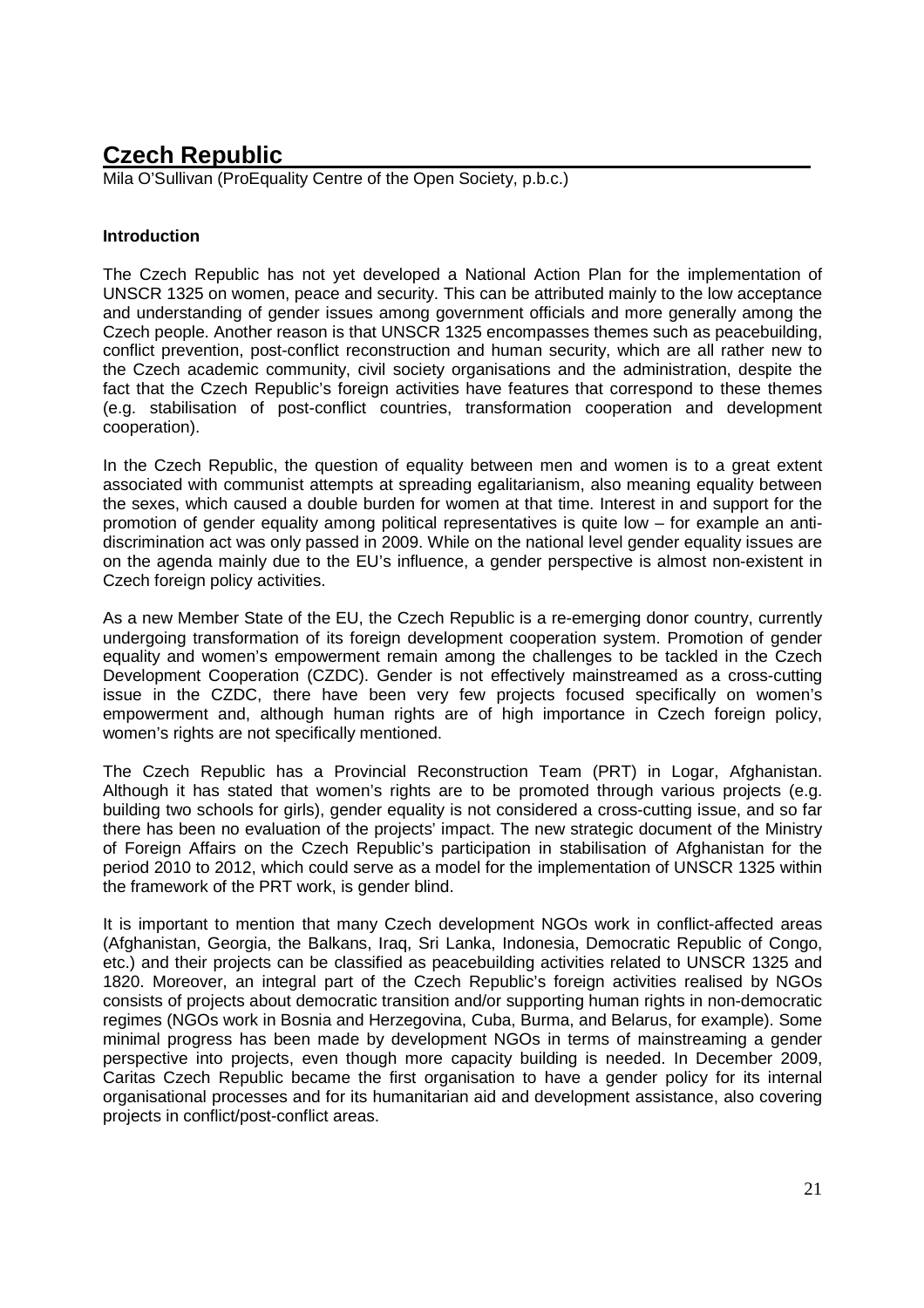# Czech Republic

Mila O'Sullivan (ProEquality Centre of the Open Society, p.b.c.)

### Introduction

The Czech Republic has not yet developed a National Action Plan for the implementation of UNSCR 1325 on women, peace and security. This can be attributed mainly to the low acceptance and understanding of gender issues among government officials and more generally among the Czech people. Another reason is that UNSCR 1325 encompasses themes such as peacebuilding, conflict prevention, post-conflict reconstruction and human security, which are all rather new to the Czech academic community, civil society organisations and the administration, despite the fact that the Czech Republic's foreign activities have features that correspond to these themes (e.g. stabilisation of post-conflict countries, transformation cooperation and development cooperation).

In the Czech Republic, the question of equality between men and women is to a great extent associated with communist attempts at spreading egalitarianism, also meaning equality between the sexes, which caused a double burden for women at that time. Interest in and support for the promotion of gender equality among political representatives is quite low – for example an anti-discrimination act was only passed in 2009. While on the national level gender equality issues are on the agenda mainly due to the EU's influence, a gender perspective is almost non-existent in Czech foreign policy activities.

As a new Member State of the EU, the Czech Republic is a re-emerging donor country, currently undergoing transformation of its foreign development cooperation system. Promotion of gender equality and women's empowerment remain among the challenges to be tackled in the Czech Development Cooperation (CZDC). Gender is not effectively mainstreamed as a cross-cutting issue in the CZDC, there have been very few projects focused specifically on women's empowerment and, although human rights are of high importance in Czech foreign policy, women's rights are not specifically mentioned.

The Czech Republic has a Provincial Reconstruction Team (PRT) in Logar, Afghanistan. Although it has stated that women's rights are to be promoted through various projects (e.g. building two schools for girls), gender equality is not considered a cross-cutting issue, and so far there has been no evaluation of the projects' impact. The new strategic document of the Ministry of Foreign Affairs on the Czech Republic's participation in stabilisation of Afghanistan for the period 2010 to 2012, which could serve as a model for the implementation of UNSCR 1325 within the framework of the PRT work, is gender blind.

It is important to mention that many Czech development NGOs work in conflict-affected areas (Afghanistan, Georgia, the Balkans, Iraq, Sri Lanka, Indonesia, Democratic Republic of Congo, etc.) and their projects can be classified as peacebuilding activities related to UNSCR 1325 and 1820. Moreover, an integral part of the Czech Republic's foreign activities realised by NGOs consists of projects about democratic transition and/or supporting human rights in non-democratic regimes (NGOs work in Bosnia and Herzegovina, Cuba, Burma, and Belarus, for example). Some minimal progress has been made by development NGOs in terms of mainstreaming a gender perspective into projects, even though more capacity building is needed. In December 2009, Caritas Czech Republic became the first organisation to have a gender policy for its internal organisational processes and for its humanitarian aid and development assistance, also covering projects in conflict/post-conflict areas.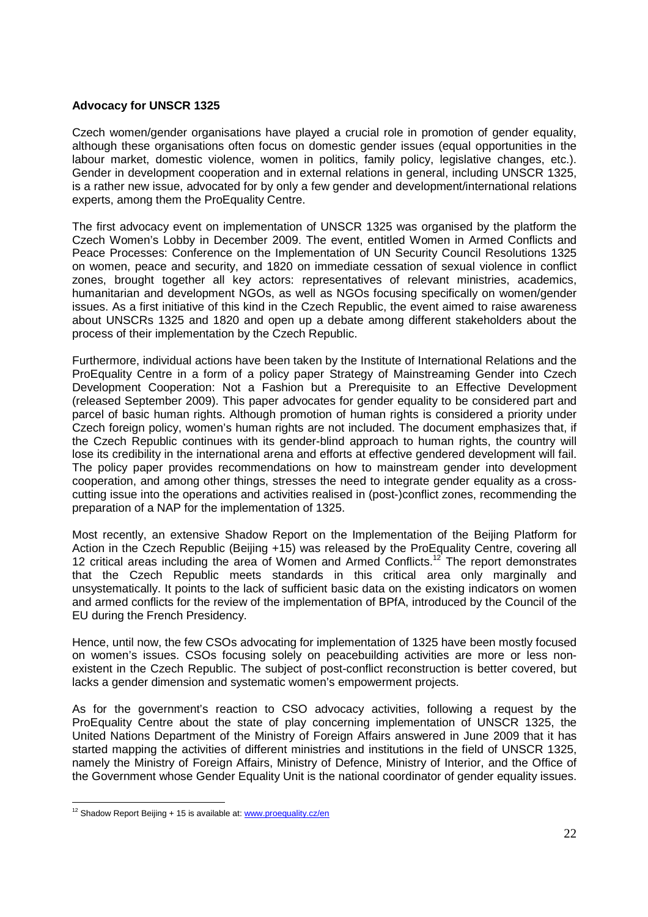**Advocacy for UNSCR 1325**

Czech women/gender organisations have played a crucial role in promotion of gender equality, although these organisations often focus on domestic gender issues (equal opportunities in the labour market, domestic violence, women in politics, family policy, legislative changes, etc.). Gender in development cooperation and in external relations in general, including UNSCR 1325, is a rather new issue, advocated for by only a few gender and development/international relations experts, among them the ProEquality Centre.

The first advocacy event on implementation of UNSCR 1325 was organised by the platform the Czech Women's Lobby in December 2009. The event, entitled Women in Armed Conflicts and Peace Processes: Conference on the Implementation of UN Security Council Resolutions 1325 on women, peace and security, and 1820 on immediate cessation of sexual violence in conflict zones, brought together all key actors: representatives of relevant ministries, academics, humanitarian and development NGOs, as well as NGOs focusing specifically on women/gender issues. As a first initiative of this kind in the Czech Republic, the event aimed to raise awareness about UNSCRs 1325 and 1820 and open up a debate among different stakeholders about the process of their implementation by the Czech Republic.

Furthermore, individual actions have been taken by the Institute of International Relations and the ProEquality Centre in a form of a policy paper Strategy of Mainstreaming Gender into Czech Development Cooperation: Not a Fashion but a Prerequisite to an Effective Development (released September 2009). This paper advocates for gender equality to be considered part and parcel of basic human rights. Although promotion of human rights is considered a priority under Czech foreign policy, women's human rights are not included. The document emphasizes that, if the Czech Republic continues with its gender-blind approach to human rights, the country will lose its credibility in the international arena and efforts at effective gendered development will fail. The policy paper provides recommendations on how to mainstream gender into development cooperation, and among other things, stresses the need to integrate gender equality as a cross-cutting issue into the operations and activities realised in (post-)conflict zones, recommending the preparation of a NAP for the implementation of 1325.

Most recently, an extensive Shadow Report on the Implementation of the Beijing Platform for Action in the Czech Republic (Beijing +15) was released by the ProEquality Centre, covering all 12 critical areas including the area of Women and Armed Conflicts.[12] The report demonstrates that the Czech Republic meets standards in this critical area only marginally and unsystematically. It points to the lack of sufficient basic data on the existing indicators on women and armed conflicts for the review of the implementation of BPfA, introduced by the Council of the EU during the French Presidency.

Hence, until now, the few CSOs advocating for implementation of 1325 have been mostly focused on women's issues. CSOs focusing solely on peacebuilding activities are more or less non-existent in the Czech Republic. The subject of post-conflict reconstruction is better covered, but lacks a gender dimension and systematic women's empowerment projects.

As for the government's reaction to CSO advocacy activities, following a request by the ProEquality Centre about the state of play concerning implementation of UNSCR 1325, the United Nations Department of the Ministry of Foreign Affairs answered in June 2009 that it has started mapping the activities of different ministries and institutions in the field of UNSCR 1325, namely the Ministry of Foreign Affairs, Ministry of Defence, Ministry of Interior, and the Office of the Government whose Gender Equality Unit is the national coordinator of gender equality issues.

[12] Shadow Report Beijing + 15 is available at: www.proequality.cz/en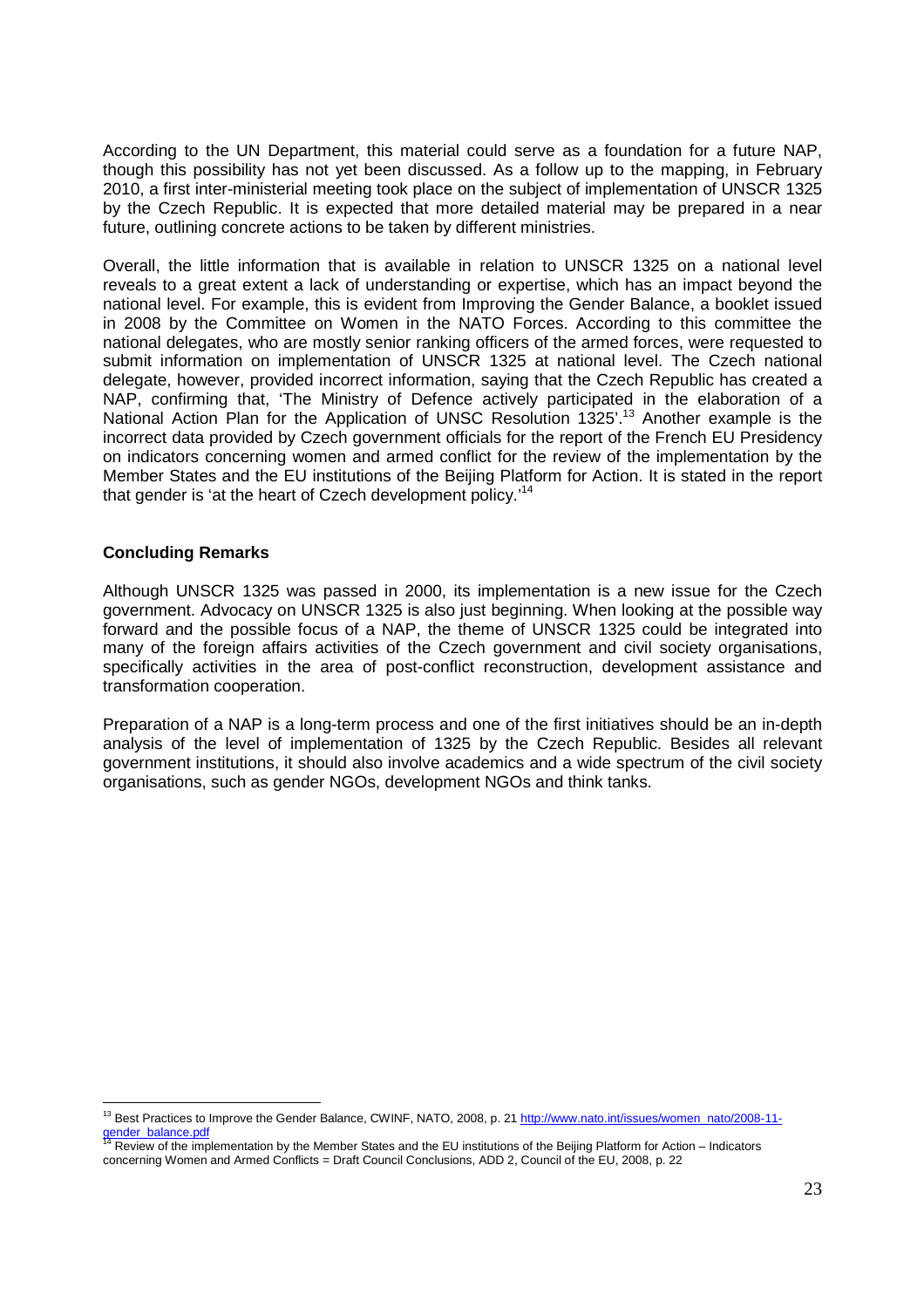According to the UN Department, this material could serve as a foundation for a future NAP, though this possibility has not yet been discussed. As a follow up to the mapping, in February 2010, a first inter-ministerial meeting took place on the subject of implementation of UNSCR 1325 by the Czech Republic. It is expected that more detailed material may be prepared in a near future, outlining concrete actions to be taken by different ministries.

Overall, the little information that is available in relation to UNSCR 1325 on a national level reveals to a great extent a lack of understanding or expertise, which has an impact beyond the national level. For example, this is evident from Improving the Gender Balance, a booklet issued in 2008 by the Committee on Women in the NATO Forces. According to this committee the national delegates, who are mostly senior ranking officers of the armed forces, were requested to submit information on implementation of UNSCR 1325 at national level. The Czech national delegate, however, provided incorrect information, saying that the Czech Republic has created a NAP, confirming that, 'The Ministry of Defence actively participated in the elaboration of a National Action Plan for the Application of UNSC Resolution 1325'.[13] Another example is the incorrect data provided by Czech government officials for the report of the French EU Presidency on indicators concerning women and armed conflict for the review of the implementation by the Member States and the EU institutions of the Beijing Platform for Action. It is stated in the report that gender is 'at the heart of Czech development policy.'[14]

### Concluding Remarks

Although UNSCR 1325 was passed in 2000, its implementation is a new issue for the Czech government. Advocacy on UNSCR 1325 is also just beginning. When looking at the possible way forward and the possible focus of a NAP, the theme of UNSCR 1325 could be integrated into many of the foreign affairs activities of the Czech government and civil society organisations, specifically activities in the area of post-conflict reconstruction, development assistance and transformation cooperation.

Preparation of a NAP is a long-term process and one of the first initiatives should be an in-depth analysis of the level of implementation of 1325 by the Czech Republic. Besides all relevant government institutions, it should also involve academics and a wide spectrum of the civil society organisations, such as gender NGOs, development NGOs and think tanks.

---

[13] Best Practices to Improve the Gender Balance, CWINF, NATO, 2008, p. 21 http://www.nato.int/issues/women_nato/2008-11-gender_balance.pdf

[14] Review of the implementation by the Member States and the EU institutions of the Beijing Platform for Action – Indicators concerning Women and Armed Conflicts = Draft Council Conclusions, ADD 2, Council of the EU, 2008, p. 22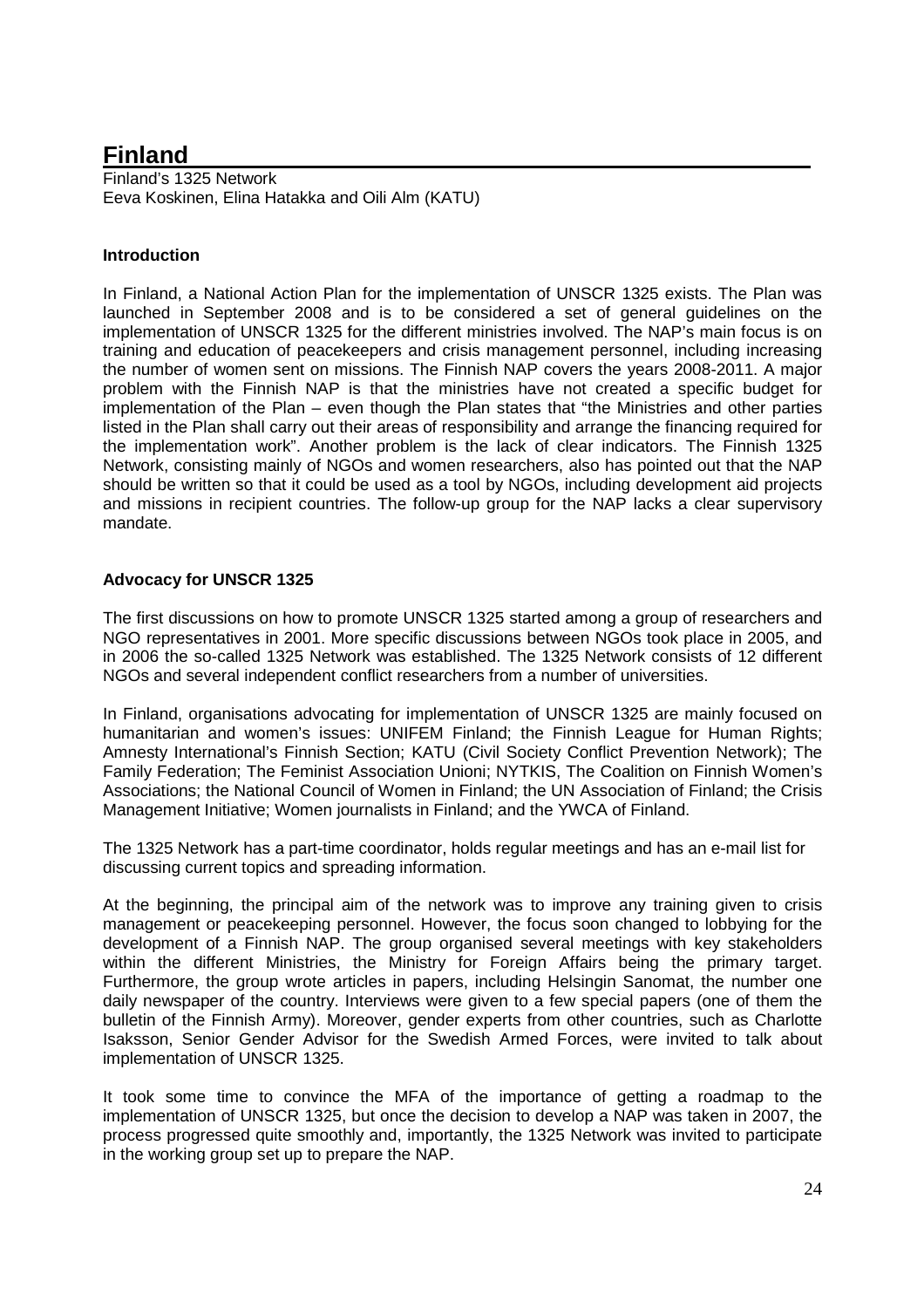# Finland

Finland's 1325 Network
Eeva Koskinen, Elina Hatakka and Oili Alm (KATU)

**Introduction**

In Finland, a National Action Plan for the implementation of UNSCR 1325 exists. The Plan was launched in September 2008 and is to be considered a set of general guidelines on the implementation of UNSCR 1325 for the different ministries involved. The NAP's main focus is on training and education of peacekeepers and crisis management personnel, including increasing the number of women sent on missions. The Finnish NAP covers the years 2008-2011. A major problem with the Finnish NAP is that the ministries have not created a specific budget for implementation of the Plan – even though the Plan states that "the Ministries and other parties listed in the Plan shall carry out their areas of responsibility and arrange the financing required for the implementation work". Another problem is the lack of clear indicators. The Finnish 1325 Network, consisting mainly of NGOs and women researchers, also has pointed out that the NAP should be written so that it could be used as a tool by NGOs, including development aid projects and missions in recipient countries. The follow-up group for the NAP lacks a clear supervisory mandate.

**Advocacy for UNSCR 1325**

The first discussions on how to promote UNSCR 1325 started among a group of researchers and NGO representatives in 2001. More specific discussions between NGOs took place in 2005, and in 2006 the so-called 1325 Network was established. The 1325 Network consists of 12 different NGOs and several independent conflict researchers from a number of universities.

In Finland, organisations advocating for implementation of UNSCR 1325 are mainly focused on humanitarian and women's issues: UNIFEM Finland; the Finnish League for Human Rights; Amnesty International's Finnish Section; KATU (Civil Society Conflict Prevention Network); The Family Federation; The Feminist Association Unioni; NYTKIS, The Coalition on Finnish Women's Associations; the National Council of Women in Finland; the UN Association of Finland; the Crisis Management Initiative; Women journalists in Finland; and the YWCA of Finland.

The 1325 Network has a part-time coordinator, holds regular meetings and has an e-mail list for discussing current topics and spreading information.

At the beginning, the principal aim of the network was to improve any training given to crisis management or peacekeeping personnel. However, the focus soon changed to lobbying for the development of a Finnish NAP. The group organised several meetings with key stakeholders within the different Ministries, the Ministry for Foreign Affairs being the primary target. Furthermore, the group wrote articles in papers, including Helsingin Sanomat, the number one daily newspaper of the country. Interviews were given to a few special papers (one of them the bulletin of the Finnish Army). Moreover, gender experts from other countries, such as Charlotte Isaksson, Senior Gender Advisor for the Swedish Armed Forces, were invited to talk about implementation of UNSCR 1325.

It took some time to convince the MFA of the importance of getting a roadmap to the implementation of UNSCR 1325, but once the decision to develop a NAP was taken in 2007, the process progressed quite smoothly and, importantly, the 1325 Network was invited to participate in the working group set up to prepare the NAP.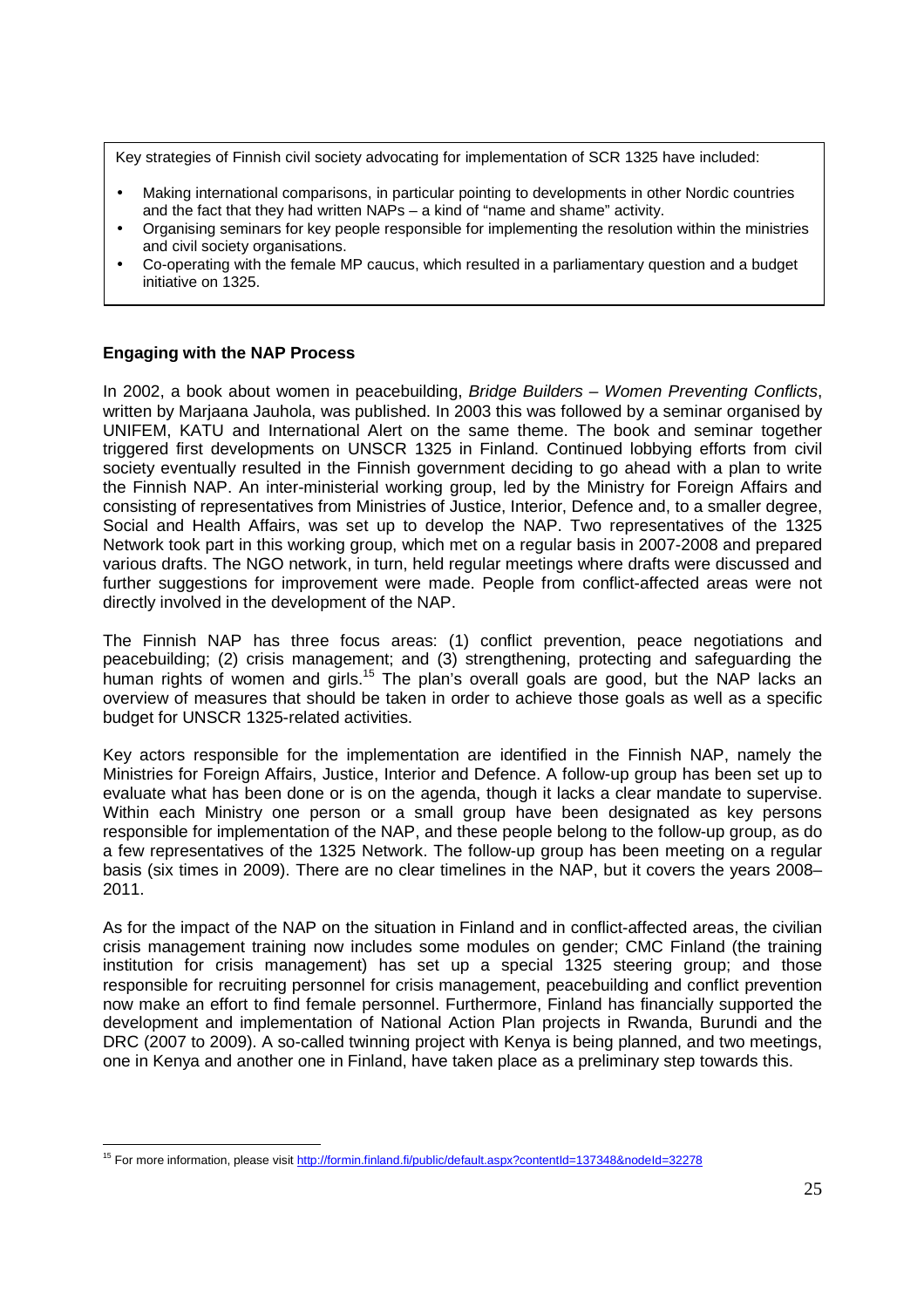Key strategies of Finnish civil society advocating for implementation of SCR 1325 have included:

- Making international comparisons, in particular pointing to developments in other Nordic countries and the fact that they had written NAPs – a kind of "name and shame" activity.
- Organising seminars for key people responsible for implementing the resolution within the ministries and civil society organisations.
- Co-operating with the female MP caucus, which resulted in a parliamentary question and a budget initiative on 1325.

**Engaging with the NAP Process**

In 2002, a book about women in peacebuilding, *Bridge Builders – Women Preventing Conflicts*, written by Marjaana Jauhola, was published. In 2003 this was followed by a seminar organised by UNIFEM, KATU and International Alert on the same theme. The book and seminar together triggered first developments on UNSCR 1325 in Finland. Continued lobbying efforts from civil society eventually resulted in the Finnish government deciding to go ahead with a plan to write the Finnish NAP. An inter-ministerial working group, led by the Ministry for Foreign Affairs and consisting of representatives from Ministries of Justice, Interior, Defence and, to a smaller degree, Social and Health Affairs, was set up to develop the NAP. Two representatives of the 1325 Network took part in this working group, which met on a regular basis in 2007-2008 and prepared various drafts. The NGO network, in turn, held regular meetings where drafts were discussed and further suggestions for improvement were made. People from conflict-affected areas were not directly involved in the development of the NAP.

The Finnish NAP has three focus areas: (1) conflict prevention, peace negotiations and peacebuilding; (2) crisis management; and (3) strengthening, protecting and safeguarding the human rights of women and girls.[15] The plan's overall goals are good, but the NAP lacks an overview of measures that should be taken in order to achieve those goals as well as a specific budget for UNSCR 1325-related activities.

Key actors responsible for the implementation are identified in the Finnish NAP, namely the Ministries for Foreign Affairs, Justice, Interior and Defence. A follow-up group has been set up to evaluate what has been done or is on the agenda, though it lacks a clear mandate to supervise. Within each Ministry one person or a small group have been designated as key persons responsible for implementation of the NAP, and these people belong to the follow-up group, as do a few representatives of the 1325 Network. The follow-up group has been meeting on a regular basis (six times in 2009). There are no clear timelines in the NAP, but it covers the years 2008–2011.

As for the impact of the NAP on the situation in Finland and in conflict-affected areas, the civilian crisis management training now includes some modules on gender; CMC Finland (the training institution for crisis management) has set up a special 1325 steering group; and those responsible for recruiting personnel for crisis management, peacebuilding and conflict prevention now make an effort to find female personnel. Furthermore, Finland has financially supported the development and implementation of National Action Plan projects in Rwanda, Burundi and the DRC (2007 to 2009). A so-called twinning project with Kenya is being planned, and two meetings, one in Kenya and another one in Finland, have taken place as a preliminary step towards this.

[15] For more information, please visit http://formin.finland.fi/public/default.aspx?contentId=137348&nodeId=32278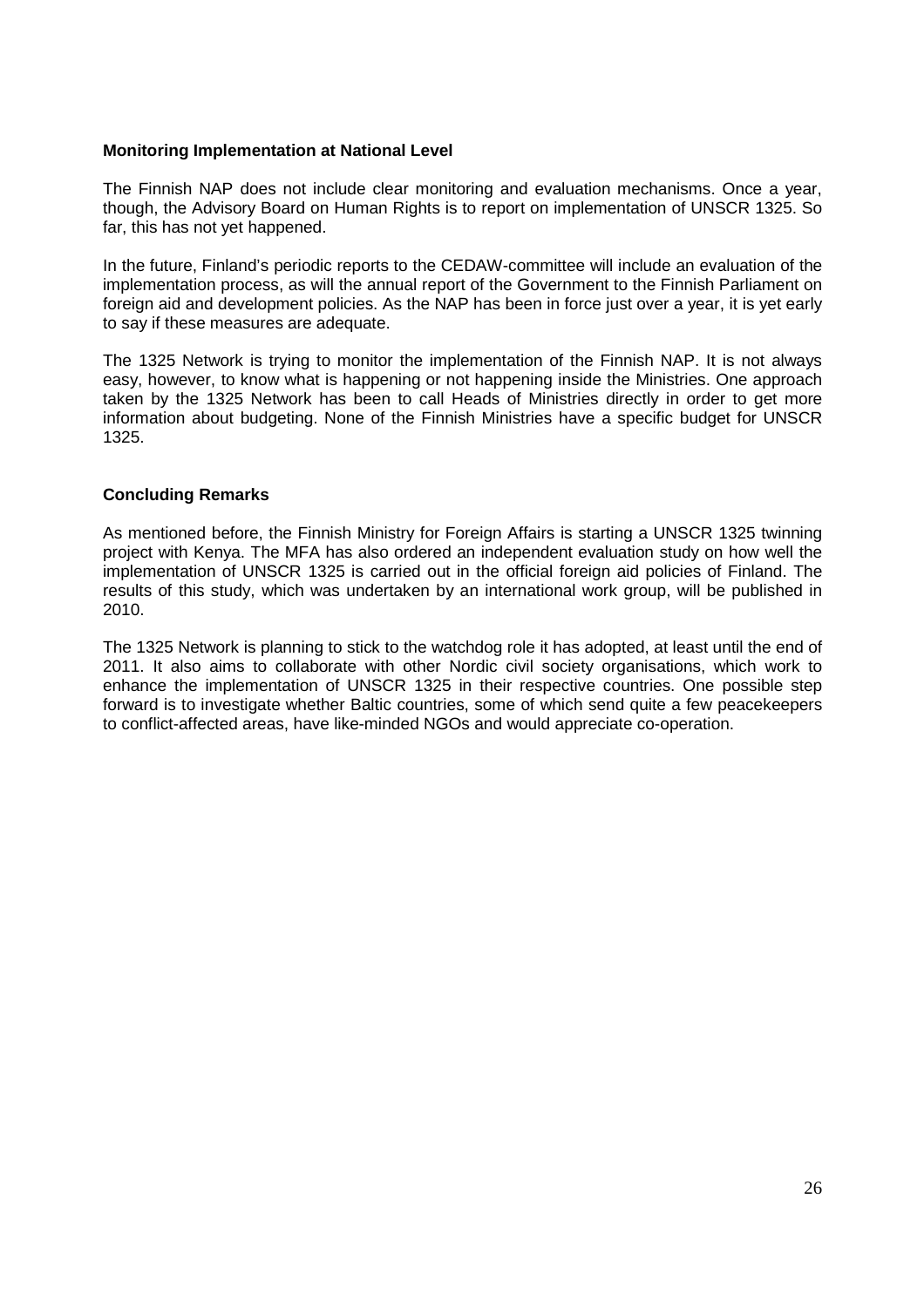**Monitoring Implementation at National Level**

The Finnish NAP does not include clear monitoring and evaluation mechanisms. Once a year, though, the Advisory Board on Human Rights is to report on implementation of UNSCR 1325. So far, this has not yet happened.

In the future, Finland's periodic reports to the CEDAW-committee will include an evaluation of the implementation process, as will the annual report of the Government to the Finnish Parliament on foreign aid and development policies. As the NAP has been in force just over a year, it is yet early to say if these measures are adequate.

The 1325 Network is trying to monitor the implementation of the Finnish NAP. It is not always easy, however, to know what is happening or not happening inside the Ministries. One approach taken by the 1325 Network has been to call Heads of Ministries directly in order to get more information about budgeting. None of the Finnish Ministries have a specific budget for UNSCR 1325.

**Concluding Remarks**

As mentioned before, the Finnish Ministry for Foreign Affairs is starting a UNSCR 1325 twinning project with Kenya. The MFA has also ordered an independent evaluation study on how well the implementation of UNSCR 1325 is carried out in the official foreign aid policies of Finland. The results of this study, which was undertaken by an international work group, will be published in 2010.

The 1325 Network is planning to stick to the watchdog role it has adopted, at least until the end of 2011. It also aims to collaborate with other Nordic civil society organisations, which work to enhance the implementation of UNSCR 1325 in their respective countries. One possible step forward is to investigate whether Baltic countries, some of which send quite a few peacekeepers to conflict-affected areas, have like-minded NGOs and would appreciate co-operation.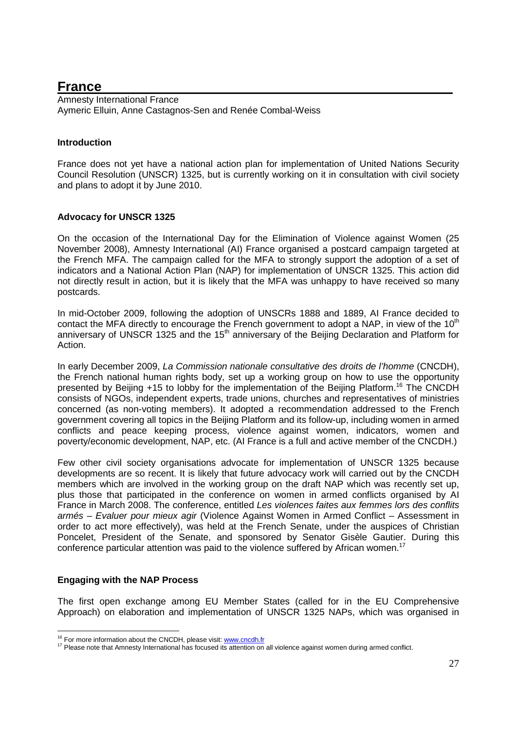# France

Amnesty International France
Aymeric Elluin, Anne Castagnos-Sen and Renée Combal-Weiss

**Introduction**

France does not yet have a national action plan for implementation of United Nations Security Council Resolution (UNSCR) 1325, but is currently working on it in consultation with civil society and plans to adopt it by June 2010.

**Advocacy for UNSCR 1325**

On the occasion of the International Day for the Elimination of Violence against Women (25 November 2008), Amnesty International (AI) France organised a postcard campaign targeted at the French MFA. The campaign called for the MFA to strongly support the adoption of a set of indicators and a National Action Plan (NAP) for implementation of UNSCR 1325. This action did not directly result in action, but it is likely that the MFA was unhappy to have received so many postcards.

In mid-October 2009, following the adoption of UNSCRs 1888 and 1889, AI France decided to contact the MFA directly to encourage the French government to adopt a NAP, in view of the 10th anniversary of UNSCR 1325 and the 15th anniversary of the Beijing Declaration and Platform for Action.

In early December 2009, *La Commission nationale consultative des droits de l'homme* (CNCDH), the French national human rights body, set up a working group on how to use the opportunity presented by Beijing +15 to lobby for the implementation of the Beijing Platform.[16] The CNCDH consists of NGOs, independent experts, trade unions, churches and representatives of ministries concerned (as non-voting members). It adopted a recommendation addressed to the French government covering all topics in the Beijing Platform and its follow-up, including women in armed conflicts and peace keeping process, violence against women, indicators, women and poverty/economic development, NAP, etc. (AI France is a full and active member of the CNCDH.)

Few other civil society organisations advocate for implementation of UNSCR 1325 because developments are so recent. It is likely that future advocacy work will carried out by the CNCDH members which are involved in the working group on the draft NAP which was recently set up, plus those that participated in the conference on women in armed conflicts organised by AI France in March 2008. The conference, entitled *Les violences faites aux femmes lors des conflits armés – Evaluer pour mieux agir* (Violence Against Women in Armed Conflict – Assessment in order to act more effectively), was held at the French Senate, under the auspices of Christian Poncelet, President of the Senate, and sponsored by Senator Gisèle Gautier. During this conference particular attention was paid to the violence suffered by African women.[17]

**Engaging with the NAP Process**

The first open exchange among EU Member States (called for in the EU Comprehensive Approach) on elaboration and implementation of UNSCR 1325 NAPs, which was organised in

---

[16] For more information about the CNCDH, please visit: www.cncdh.fr

[17] Please note that Amnesty International has focused its attention on all violence against women during armed conflict.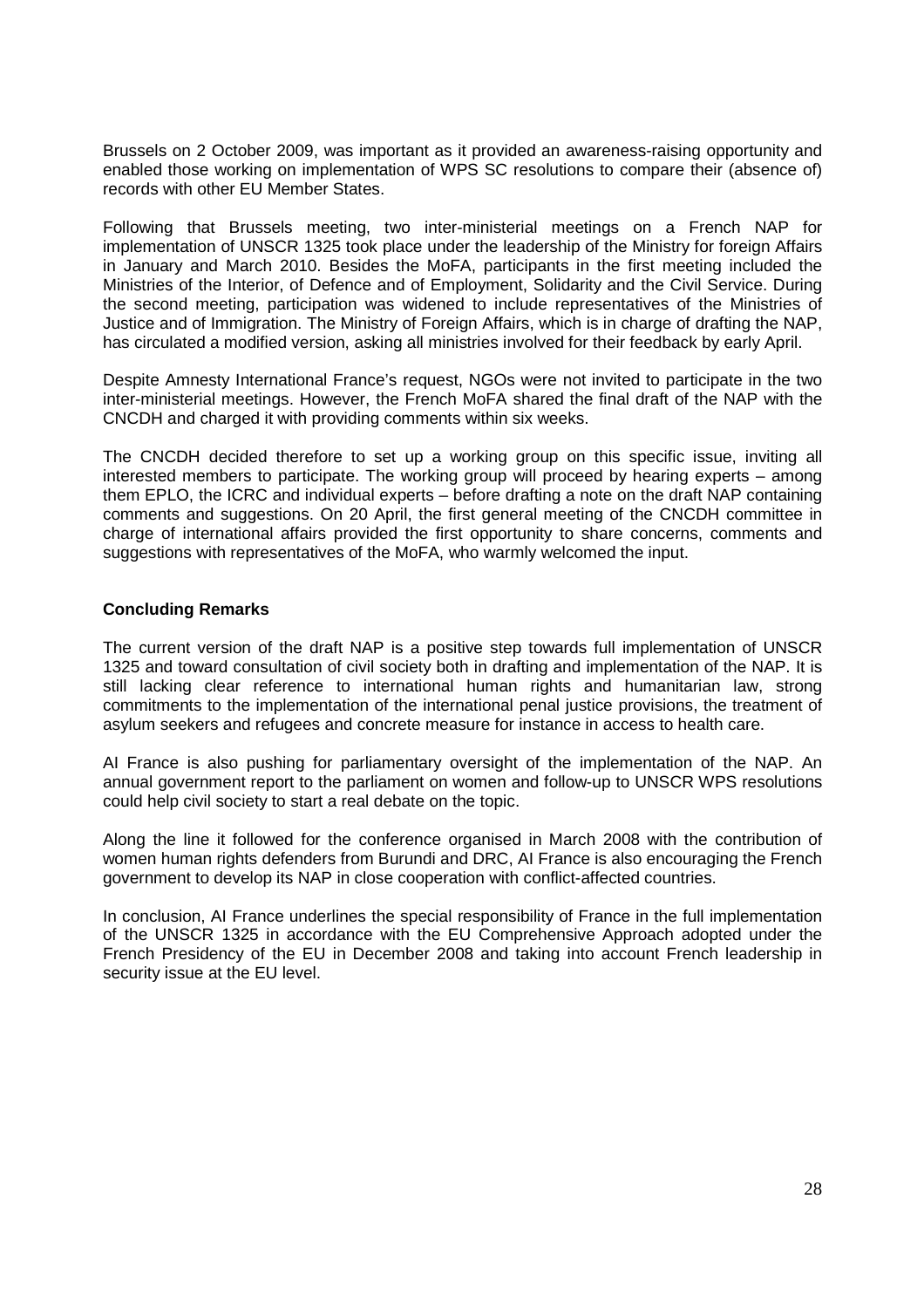Brussels on 2 October 2009, was important as it provided an awareness-raising opportunity and enabled those working on implementation of WPS SC resolutions to compare their (absence of) records with other EU Member States.

Following that Brussels meeting, two inter-ministerial meetings on a French NAP for implementation of UNSCR 1325 took place under the leadership of the Ministry for foreign Affairs in January and March 2010. Besides the MoFA, participants in the first meeting included the Ministries of the Interior, of Defence and of Employment, Solidarity and the Civil Service. During the second meeting, participation was widened to include representatives of the Ministries of Justice and of Immigration. The Ministry of Foreign Affairs, which is in charge of drafting the NAP, has circulated a modified version, asking all ministries involved for their feedback by early April.

Despite Amnesty International France's request, NGOs were not invited to participate in the two inter-ministerial meetings. However, the French MoFA shared the final draft of the NAP with the CNCDH and charged it with providing comments within six weeks.

The CNCDH decided therefore to set up a working group on this specific issue, inviting all interested members to participate. The working group will proceed by hearing experts – among them EPLO, the ICRC and individual experts – before drafting a note on the draft NAP containing comments and suggestions. On 20 April, the first general meeting of the CNCDH committee in charge of international affairs provided the first opportunity to share concerns, comments and suggestions with representatives of the MoFA, who warmly welcomed the input.

**Concluding Remarks**

The current version of the draft NAP is a positive step towards full implementation of UNSCR 1325 and toward consultation of civil society both in drafting and implementation of the NAP. It is still lacking clear reference to international human rights and humanitarian law, strong commitments to the implementation of the international penal justice provisions, the treatment of asylum seekers and refugees and concrete measure for instance in access to health care.

AI France is also pushing for parliamentary oversight of the implementation of the NAP. An annual government report to the parliament on women and follow-up to UNSCR WPS resolutions could help civil society to start a real debate on the topic.

Along the line it followed for the conference organised in March 2008 with the contribution of women human rights defenders from Burundi and DRC, AI France is also encouraging the French government to develop its NAP in close cooperation with conflict-affected countries.

In conclusion, AI France underlines the special responsibility of France in the full implementation of the UNSCR 1325 in accordance with the EU Comprehensive Approach adopted under the French Presidency of the EU in December 2008 and taking into account French leadership in security issue at the EU level.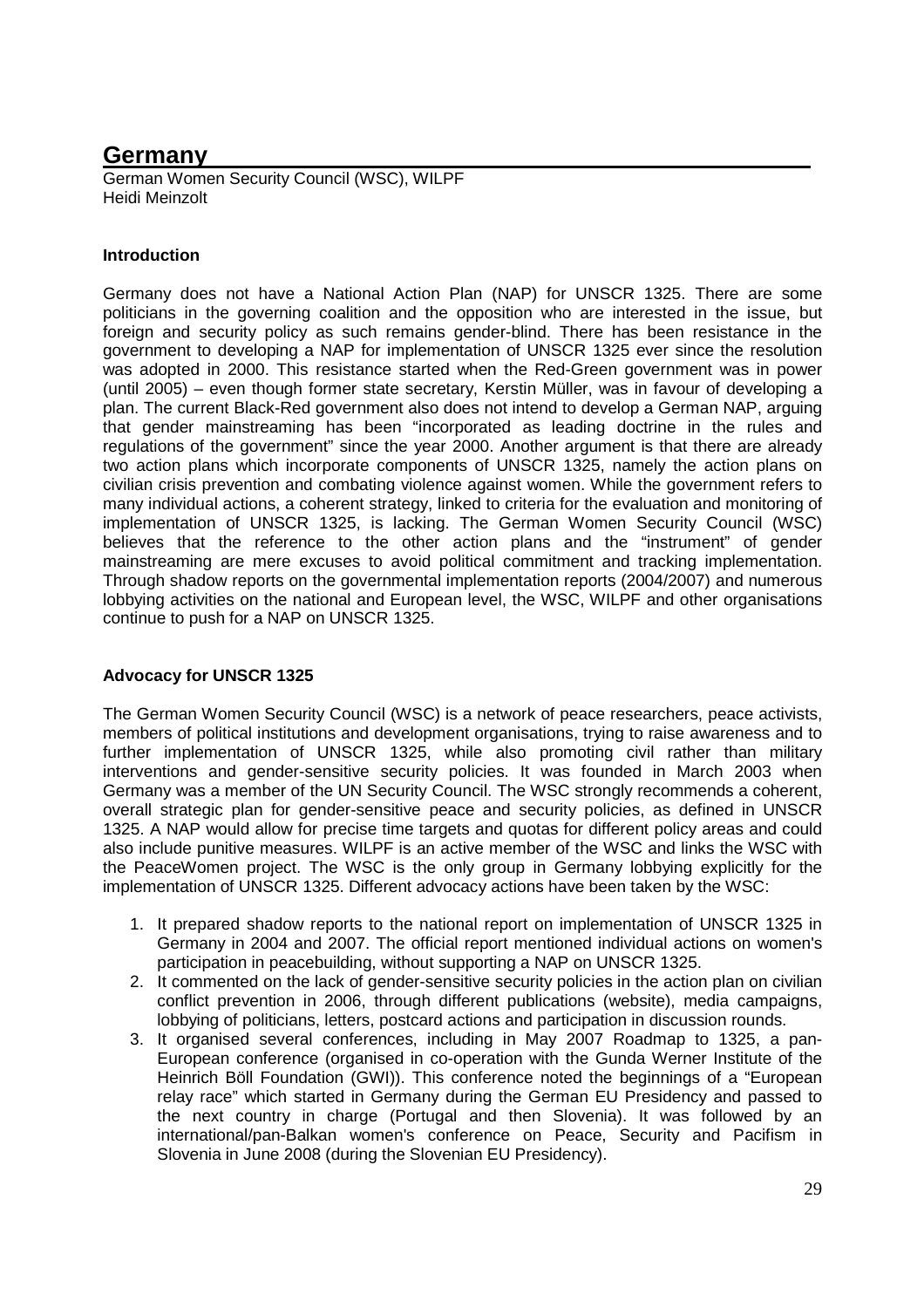# Germany

German Women Security Council (WSC), WILPF
Heidi Meinzolt

### Introduction

Germany does not have a National Action Plan (NAP) for UNSCR 1325. There are some politicians in the governing coalition and the opposition who are interested in the issue, but foreign and security policy as such remains gender-blind. There has been resistance in the government to developing a NAP for implementation of UNSCR 1325 ever since the resolution was adopted in 2000. This resistance started when the Red-Green government was in power (until 2005) – even though former state secretary, Kerstin Müller, was in favour of developing a plan. The current Black-Red government also does not intend to develop a German NAP, arguing that gender mainstreaming has been "incorporated as leading doctrine in the rules and regulations of the government" since the year 2000. Another argument is that there are already two action plans which incorporate components of UNSCR 1325, namely the action plans on civilian crisis prevention and combating violence against women. While the government refers to many individual actions, a coherent strategy, linked to criteria for the evaluation and monitoring of implementation of UNSCR 1325, is lacking. The German Women Security Council (WSC) believes that the reference to the other action plans and the "instrument" of gender mainstreaming are mere excuses to avoid political commitment and tracking implementation. Through shadow reports on the governmental implementation reports (2004/2007) and numerous lobbying activities on the national and European level, the WSC, WILPF and other organisations continue to push for a NAP on UNSCR 1325.

### Advocacy for UNSCR 1325

The German Women Security Council (WSC) is a network of peace researchers, peace activists, members of political institutions and development organisations, trying to raise awareness and to further implementation of UNSCR 1325, while also promoting civil rather than military interventions and gender-sensitive security policies. It was founded in March 2003 when Germany was a member of the UN Security Council. The WSC strongly recommends a coherent, overall strategic plan for gender-sensitive peace and security policies, as defined in UNSCR 1325. A NAP would allow for precise time targets and quotas for different policy areas and could also include punitive measures. WILPF is an active member of the WSC and links the WSC with the PeaceWomen project. The WSC is the only group in Germany lobbying explicitly for the implementation of UNSCR 1325. Different advocacy actions have been taken by the WSC:

1. It prepared shadow reports to the national report on implementation of UNSCR 1325 in Germany in 2004 and 2007. The official report mentioned individual actions on women's participation in peacebuilding, without supporting a NAP on UNSCR 1325.
2. It commented on the lack of gender-sensitive security policies in the action plan on civilian conflict prevention in 2006, through different publications (website), media campaigns, lobbying of politicians, letters, postcard actions and participation in discussion rounds.
3. It organised several conferences, including in May 2007 Roadmap to 1325, a pan-European conference (organised in co-operation with the Gunda Werner Institute of the Heinrich Böll Foundation (GWI)). This conference noted the beginnings of a "European relay race" which started in Germany during the German EU Presidency and passed to the next country in charge (Portugal and then Slovenia). It was followed by an international/pan-Balkan women's conference on Peace, Security and Pacifism in Slovenia in June 2008 (during the Slovenian EU Presidency).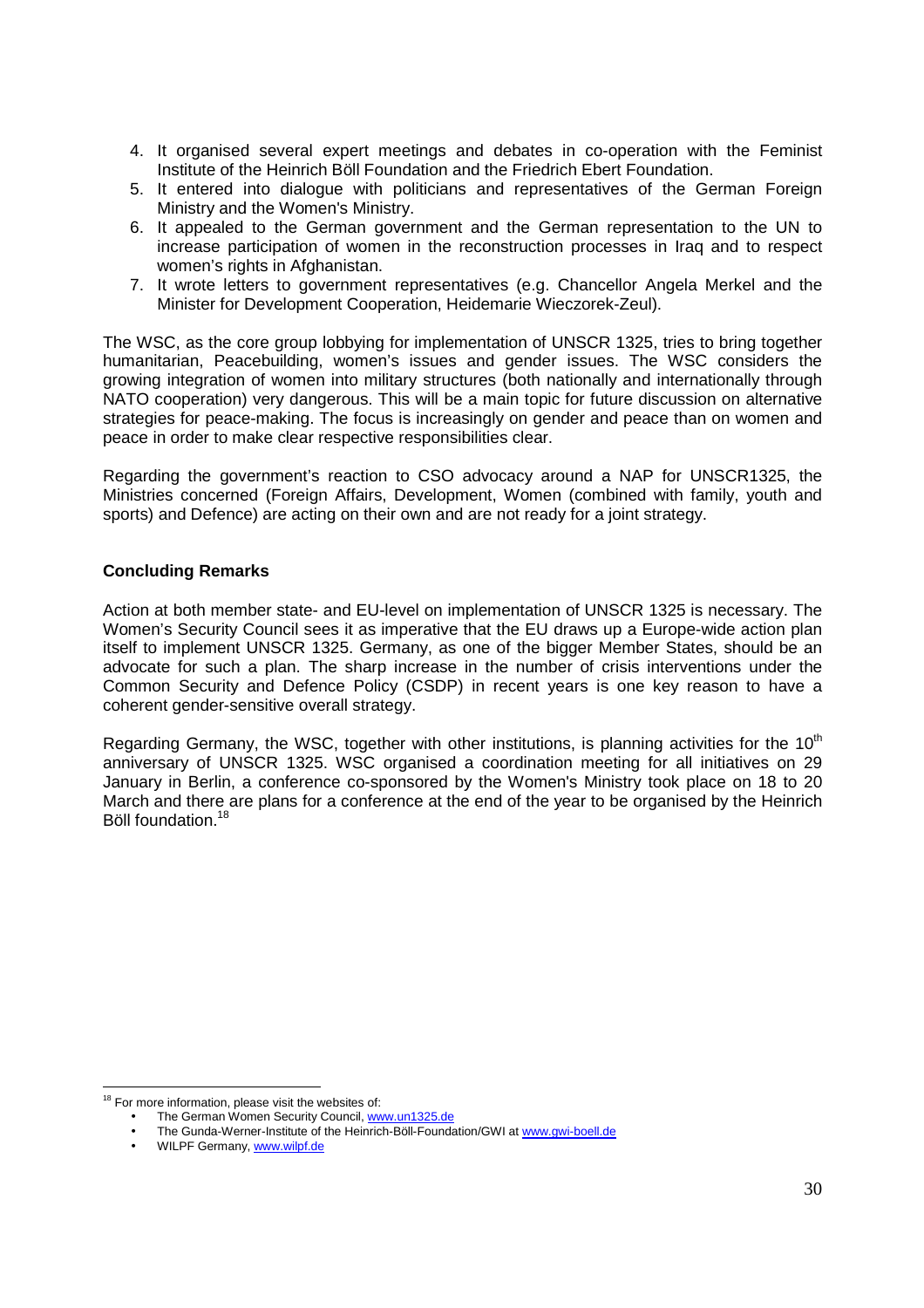4. It organised several expert meetings and debates in co-operation with the Feminist Institute of the Heinrich Böll Foundation and the Friedrich Ebert Foundation.
5. It entered into dialogue with politicians and representatives of the German Foreign Ministry and the Women's Ministry.
6. It appealed to the German government and the German representation to the UN to increase participation of women in the reconstruction processes in Iraq and to respect women's rights in Afghanistan.
7. It wrote letters to government representatives (e.g. Chancellor Angela Merkel and the Minister for Development Cooperation, Heidemarie Wieczorek-Zeul).

The WSC, as the core group lobbying for implementation of UNSCR 1325, tries to bring together humanitarian, Peacebuilding, women's issues and gender issues. The WSC considers the growing integration of women into military structures (both nationally and internationally through NATO cooperation) very dangerous. This will be a main topic for future discussion on alternative strategies for peace-making. The focus is increasingly on gender and peace than on women and peace in order to make clear respective responsibilities clear.

Regarding the government's reaction to CSO advocacy around a NAP for UNSCR1325, the Ministries concerned (Foreign Affairs, Development, Women (combined with family, youth and sports) and Defence) are acting on their own and are not ready for a joint strategy.

**Concluding Remarks**

Action at both member state- and EU-level on implementation of UNSCR 1325 is necessary. The Women's Security Council sees it as imperative that the EU draws up a Europe-wide action plan itself to implement UNSCR 1325. Germany, as one of the bigger Member States, should be an advocate for such a plan. The sharp increase in the number of crisis interventions under the Common Security and Defence Policy (CSDP) in recent years is one key reason to have a coherent gender-sensitive overall strategy.

Regarding Germany, the WSC, together with other institutions, is planning activities for the 10th anniversary of UNSCR 1325. WSC organised a coordination meeting for all initiatives on 29 January in Berlin, a conference co-sponsored by the Women's Ministry took place on 18 to 20 March and there are plans for a conference at the end of the year to be organised by the Heinrich Böll foundation.[18]

---

[18] For more information, please visit the websites of:

- The German Women Security Council, www.un1325.de
- The Gunda-Werner-Institute of the Heinrich-Böll-Foundation/GWI at www.gwi-boell.de
- WILPF Germany, www.wilpf.de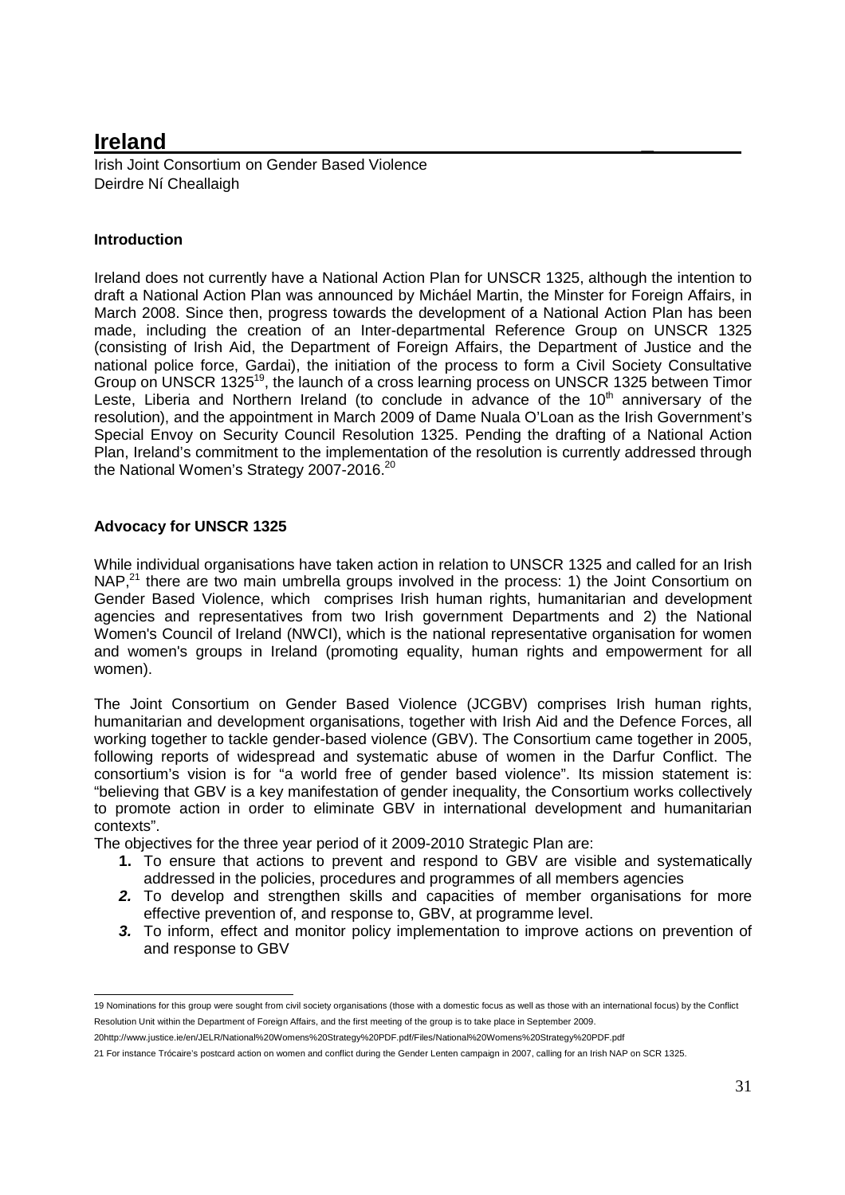# Ireland

Irish Joint Consortium on Gender Based Violence
Deirdre Ní Cheallaigh

### Introduction

Ireland does not currently have a National Action Plan for UNSCR 1325, although the intention to draft a National Action Plan was announced by Micháel Martin, the Minster for Foreign Affairs, in March 2008. Since then, progress towards the development of a National Action Plan has been made, including the creation of an Inter-departmental Reference Group on UNSCR 1325 (consisting of Irish Aid, the Department of Foreign Affairs, the Department of Justice and the national police force, Gardai), the initiation of the process to form a Civil Society Consultative Group on UNSCR 1325[19], the launch of a cross learning process on UNSCR 1325 between Timor Leste, Liberia and Northern Ireland (to conclude in advance of the 10th anniversary of the resolution), and the appointment in March 2009 of Dame Nuala O'Loan as the Irish Government's Special Envoy on Security Council Resolution 1325. Pending the drafting of a National Action Plan, Ireland's commitment to the implementation of the resolution is currently addressed through the National Women's Strategy 2007-2016.[20]

### Advocacy for UNSCR 1325

While individual organisations have taken action in relation to UNSCR 1325 and called for an Irish NAP,[21] there are two main umbrella groups involved in the process: 1) the Joint Consortium on Gender Based Violence, which comprises Irish human rights, humanitarian and development agencies and representatives from two Irish government Departments and 2) the National Women's Council of Ireland (NWCI), which is the national representative organisation for women and women's groups in Ireland (promoting equality, human rights and empowerment for all women).

The Joint Consortium on Gender Based Violence (JCGBV) comprises Irish human rights, humanitarian and development organisations, together with Irish Aid and the Defence Forces, all working together to tackle gender-based violence (GBV). The Consortium came together in 2005, following reports of widespread and systematic abuse of women in the Darfur Conflict. The consortium's vision is for "a world free of gender based violence". Its mission statement is: "believing that GBV is a key manifestation of gender inequality, the Consortium works collectively to promote action in order to eliminate GBV in international development and humanitarian contexts".

The objectives for the three year period of it 2009-2010 Strategic Plan are:

1. To ensure that actions to prevent and respond to GBV are visible and systematically addressed in the policies, procedures and programmes of all members agencies
2. To develop and strengthen skills and capacities of member organisations for more effective prevention of, and response to, GBV, at programme level.
3. To inform, effect and monitor policy implementation to improve actions on prevention of and response to GBV

---

19 Nominations for this group were sought from civil society organisations (those with a domestic focus as well as those with an international focus) by the Conflict Resolution Unit within the Department of Foreign Affairs, and the first meeting of the group is to take place in September 2009.

20http://www.justice.ie/en/JELR/National%20Womens%20Strategy%20PDF.pdf/Files/National%20Womens%20Strategy%20PDF.pdf

21 For instance Trócaire's postcard action on women and conflict during the Gender Lenten campaign in 2007, calling for an Irish NAP on SCR 1325.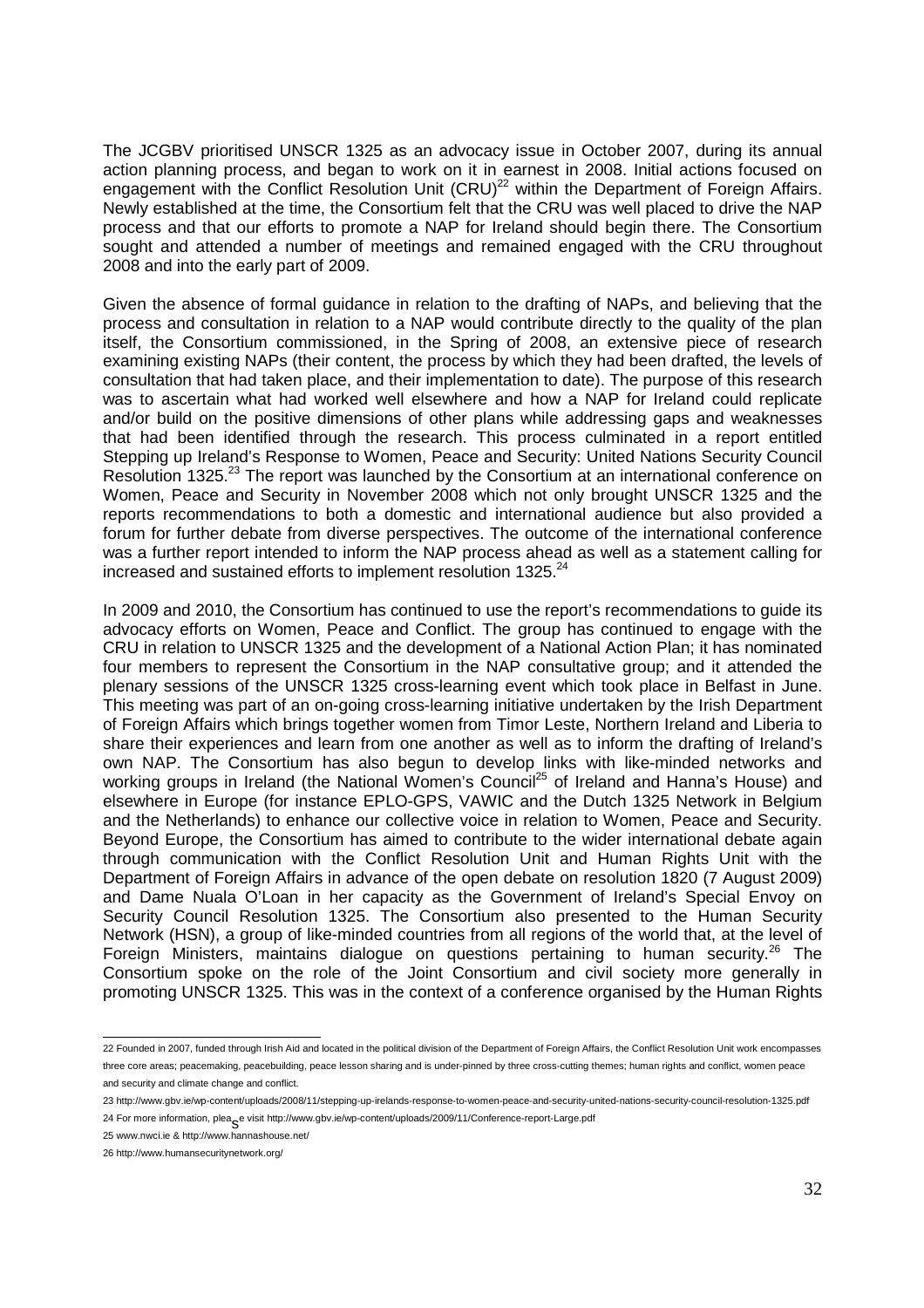The JCGBV prioritised UNSCR 1325 as an advocacy issue in October 2007, during its annual action planning process, and began to work on it in earnest in 2008. Initial actions focused on engagement with the Conflict Resolution Unit (CRU)[22] within the Department of Foreign Affairs. Newly established at the time, the Consortium felt that the CRU was well placed to drive the NAP process and that our efforts to promote a NAP for Ireland should begin there. The Consortium sought and attended a number of meetings and remained engaged with the CRU throughout 2008 and into the early part of 2009.

Given the absence of formal guidance in relation to the drafting of NAPs, and believing that the process and consultation in relation to a NAP would contribute directly to the quality of the plan itself, the Consortium commissioned, in the Spring of 2008, an extensive piece of research examining existing NAPs (their content, the process by which they had been drafted, the levels of consultation that had taken place, and their implementation to date). The purpose of this research was to ascertain what had worked well elsewhere and how a NAP for Ireland could replicate and/or build on the positive dimensions of other plans while addressing gaps and weaknesses that had been identified through the research. This process culminated in a report entitled Stepping up Ireland's Response to Women, Peace and Security: United Nations Security Council Resolution 1325.[23] The report was launched by the Consortium at an international conference on Women, Peace and Security in November 2008 which not only brought UNSCR 1325 and the reports recommendations to both a domestic and international audience but also provided a forum for further debate from diverse perspectives. The outcome of the international conference was a further report intended to inform the NAP process ahead as well as a statement calling for increased and sustained efforts to implement resolution 1325.[24]

In 2009 and 2010, the Consortium has continued to use the report's recommendations to guide its advocacy efforts on Women, Peace and Conflict. The group has continued to engage with the CRU in relation to UNSCR 1325 and the development of a National Action Plan; it has nominated four members to represent the Consortium in the NAP consultative group; and it attended the plenary sessions of the UNSCR 1325 cross-learning event which took place in Belfast in June. This meeting was part of an on-going cross-learning initiative undertaken by the Irish Department of Foreign Affairs which brings together women from Timor Leste, Northern Ireland and Liberia to share their experiences and learn from one another as well as to inform the drafting of Ireland's own NAP. The Consortium has also begun to develop links with like-minded networks and working groups in Ireland (the National Women's Council[25] of Ireland and Hanna's House) and elsewhere in Europe (for instance EPLO-GPS, VAWIC and the Dutch 1325 Network in Belgium and the Netherlands) to enhance our collective voice in relation to Women, Peace and Security. Beyond Europe, the Consortium has aimed to contribute to the wider international debate again through communication with the Conflict Resolution Unit and Human Rights Unit with the Department of Foreign Affairs in advance of the open debate on resolution 1820 (7 August 2009) and Dame Nuala O'Loan in her capacity as the Government of Ireland's Special Envoy on Security Council Resolution 1325. The Consortium also presented to the Human Security Network (HSN), a group of like-minded countries from all regions of the world that, at the level of Foreign Ministers, maintains dialogue on questions pertaining to human security.[26] The Consortium spoke on the role of the Joint Consortium and civil society more generally in promoting UNSCR 1325. This was in the context of a conference organised by the Human Rights

22 Founded in 2007, funded through Irish Aid and located in the political division of the Department of Foreign Affairs, the Conflict Resolution Unit work encompasses three core areas; peacemaking, peacebuilding, peace lesson sharing and is under-pinned by three cross-cutting themes; human rights and conflict, women peace and security and climate change and conflict.

23 http://www.gbv.ie/wp-content/uploads/2008/11/stepping-up-irelands-response-to-women-peace-and-security-united-nations-security-council-resolution-1325.pdf

24 For more information, please visit http://www.gbv.ie/wp-content/uploads/2009/11/Conference-report-Large.pdf

25 www.nwci.ie & http://www.hannashouse.net/

26 http://www.humansecuritynetwork.org/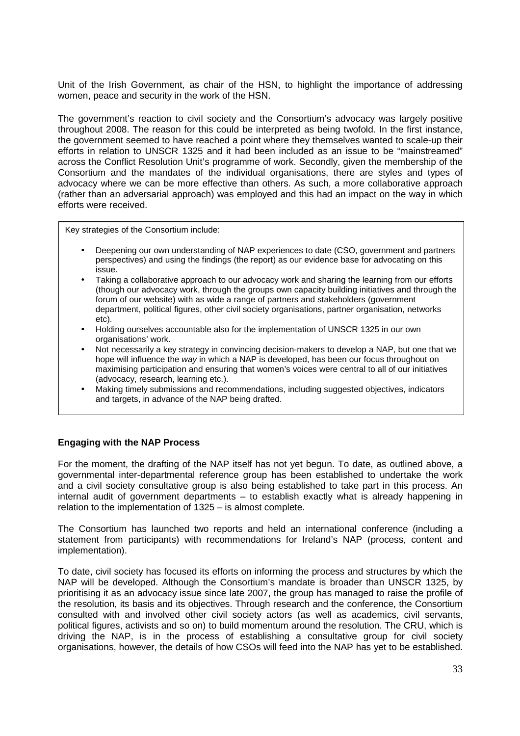Unit of the Irish Government, as chair of the HSN, to highlight the importance of addressing women, peace and security in the work of the HSN.

The government's reaction to civil society and the Consortium's advocacy was largely positive throughout 2008. The reason for this could be interpreted as being twofold. In the first instance, the government seemed to have reached a point where they themselves wanted to scale-up their efforts in relation to UNSCR 1325 and it had been included as an issue to be "mainstreamed" across the Conflict Resolution Unit's programme of work. Secondly, given the membership of the Consortium and the mandates of the individual organisations, there are styles and types of advocacy where we can be more effective than others. As such, a more collaborative approach (rather than an adversarial approach) was employed and this had an impact on the way in which efforts were received.

Key strategies of the Consortium include:

- Deepening our own understanding of NAP experiences to date (CSO, government and partners perspectives) and using the findings (the report) as our evidence base for advocating on this issue.
- Taking a collaborative approach to our advocacy work and sharing the learning from our efforts (though our advocacy work, through the groups own capacity building initiatives and through the forum of our website) with as wide a range of partners and stakeholders (government department, political figures, other civil society organisations, partner organisation, networks etc).
- Holding ourselves accountable also for the implementation of UNSCR 1325 in our own organisations' work.
- Not necessarily a key strategy in convincing decision-makers to develop a NAP, but one that we hope will influence the *way* in which a NAP is developed, has been our focus throughout on maximising participation and ensuring that women's voices were central to all of our initiatives (advocacy, research, learning etc.).
- Making timely submissions and recommendations, including suggested objectives, indicators and targets, in advance of the NAP being drafted.

**Engaging with the NAP Process**

For the moment, the drafting of the NAP itself has not yet begun. To date, as outlined above, a governmental inter-departmental reference group has been established to undertake the work and a civil society consultative group is also being established to take part in this process. An internal audit of government departments – to establish exactly what is already happening in relation to the implementation of 1325 – is almost complete.

The Consortium has launched two reports and held an international conference (including a statement from participants) with recommendations for Ireland's NAP (process, content and implementation).

To date, civil society has focused its efforts on informing the process and structures by which the NAP will be developed. Although the Consortium's mandate is broader than UNSCR 1325, by prioritising it as an advocacy issue since late 2007, the group has managed to raise the profile of the resolution, its basis and its objectives. Through research and the conference, the Consortium consulted with and involved other civil society actors (as well as academics, civil servants, political figures, activists and so on) to build momentum around the resolution. The CRU, which is driving the NAP, is in the process of establishing a consultative group for civil society organisations, however, the details of how CSOs will feed into the NAP has yet to be established.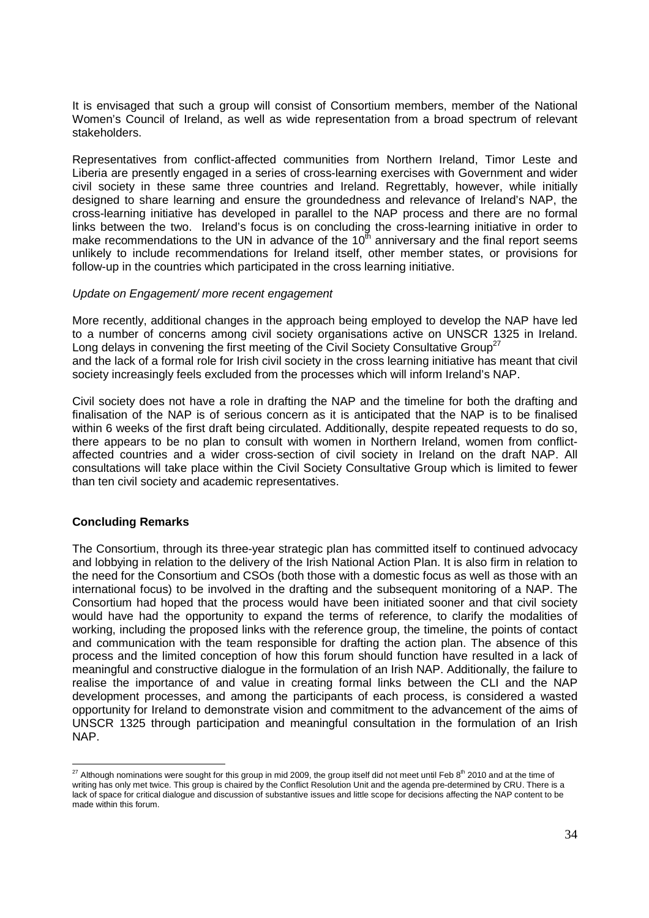It is envisaged that such a group will consist of Consortium members, member of the National Women's Council of Ireland, as well as wide representation from a broad spectrum of relevant stakeholders.

Representatives from conflict-affected communities from Northern Ireland, Timor Leste and Liberia are presently engaged in a series of cross-learning exercises with Government and wider civil society in these same three countries and Ireland. Regrettably, however, while initially designed to share learning and ensure the groundedness and relevance of Ireland's NAP, the cross-learning initiative has developed in parallel to the NAP process and there are no formal links between the two. Ireland's focus is on concluding the cross-learning initiative in order to make recommendations to the UN in advance of the 10th anniversary and the final report seems unlikely to include recommendations for Ireland itself, other member states, or provisions for follow-up in the countries which participated in the cross learning initiative.

*Update on Engagement/ more recent engagement*

More recently, additional changes in the approach being employed to develop the NAP have led to a number of concerns among civil society organisations active on UNSCR 1325 in Ireland. Long delays in convening the first meeting of the Civil Society Consultative Group[27] and the lack of a formal role for Irish civil society in the cross learning initiative has meant that civil society increasingly feels excluded from the processes which will inform Ireland's NAP.

Civil society does not have a role in drafting the NAP and the timeline for both the drafting and finalisation of the NAP is of serious concern as it is anticipated that the NAP is to be finalised within 6 weeks of the first draft being circulated. Additionally, despite repeated requests to do so, there appears to be no plan to consult with women in Northern Ireland, women from conflict-affected countries and a wider cross-section of civil society in Ireland on the draft NAP. All consultations will take place within the Civil Society Consultative Group which is limited to fewer than ten civil society and academic representatives.

**Concluding Remarks**

The Consortium, through its three-year strategic plan has committed itself to continued advocacy and lobbying in relation to the delivery of the Irish National Action Plan. It is also firm in relation to the need for the Consortium and CSOs (both those with a domestic focus as well as those with an international focus) to be involved in the drafting and the subsequent monitoring of a NAP. The Consortium had hoped that the process would have been initiated sooner and that civil society would have had the opportunity to expand the terms of reference, to clarify the modalities of working, including the proposed links with the reference group, the timeline, the points of contact and communication with the team responsible for drafting the action plan. The absence of this process and the limited conception of how this forum should function have resulted in a lack of meaningful and constructive dialogue in the formulation of an Irish NAP. Additionally, the failure to realise the importance of and value in creating formal links between the CLI and the NAP development processes, and among the participants of each process, is considered a wasted opportunity for Ireland to demonstrate vision and commitment to the advancement of the aims of UNSCR 1325 through participation and meaningful consultation in the formulation of an Irish NAP.

[27] Although nominations were sought for this group in mid 2009, the group itself did not meet until Feb 8th 2010 and at the time of writing has only met twice. This group is chaired by the Conflict Resolution Unit and the agenda pre-determined by CRU. There is a lack of space for critical dialogue and discussion of substantive issues and little scope for decisions affecting the NAP content to be made within this forum.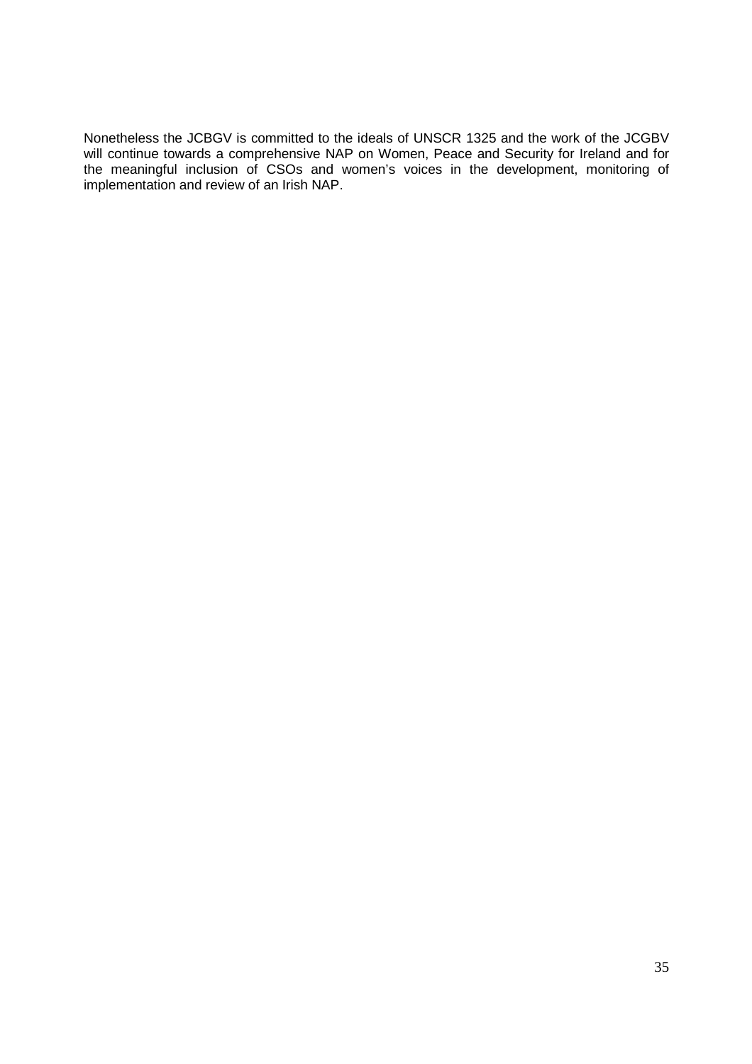Nonetheless the JCBGV is committed to the ideals of UNSCR 1325 and the work of the JCGBV will continue towards a comprehensive NAP on Women, Peace and Security for Ireland and for the meaningful inclusion of CSOs and women's voices in the development, monitoring of implementation and review of an Irish NAP.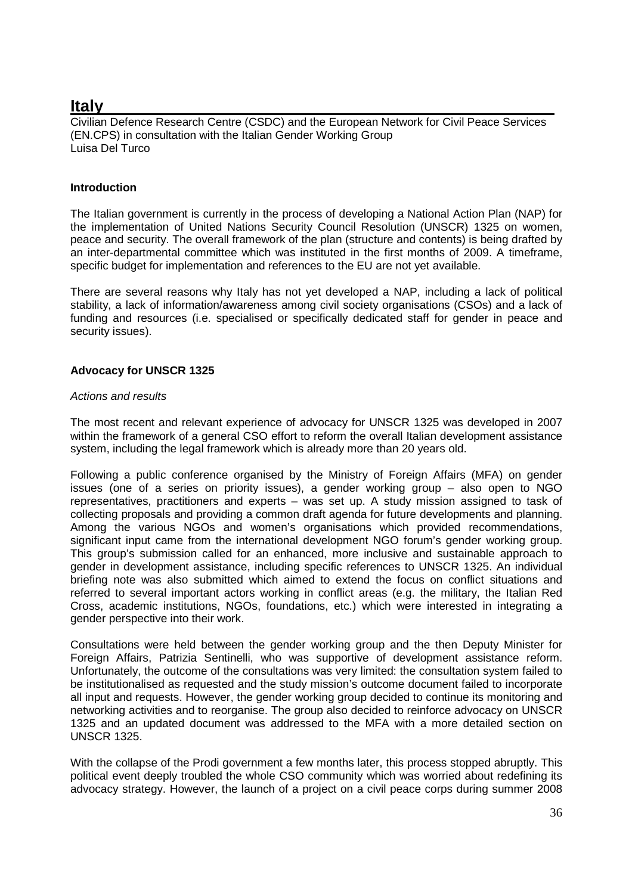# Italy

Civilian Defence Research Centre (CSDC) and the European Network for Civil Peace Services (EN.CPS) in consultation with the Italian Gender Working Group
Luisa Del Turco

### Introduction

The Italian government is currently in the process of developing a National Action Plan (NAP) for the implementation of United Nations Security Council Resolution (UNSCR) 1325 on women, peace and security. The overall framework of the plan (structure and contents) is being drafted by an inter-departmental committee which was instituted in the first months of 2009. A timeframe, specific budget for implementation and references to the EU are not yet available.

There are several reasons why Italy has not yet developed a NAP, including a lack of political stability, a lack of information/awareness among civil society organisations (CSOs) and a lack of funding and resources (i.e. specialised or specifically dedicated staff for gender in peace and security issues).

### Advocacy for UNSCR 1325

*Actions and results*

The most recent and relevant experience of advocacy for UNSCR 1325 was developed in 2007 within the framework of a general CSO effort to reform the overall Italian development assistance system, including the legal framework which is already more than 20 years old.

Following a public conference organised by the Ministry of Foreign Affairs (MFA) on gender issues (one of a series on priority issues), a gender working group – also open to NGO representatives, practitioners and experts – was set up. A study mission assigned to task of collecting proposals and providing a common draft agenda for future developments and planning. Among the various NGOs and women's organisations which provided recommendations, significant input came from the international development NGO forum's gender working group. This group's submission called for an enhanced, more inclusive and sustainable approach to gender in development assistance, including specific references to UNSCR 1325. An individual briefing note was also submitted which aimed to extend the focus on conflict situations and referred to several important actors working in conflict areas (e.g. the military, the Italian Red Cross, academic institutions, NGOs, foundations, etc.) which were interested in integrating a gender perspective into their work.

Consultations were held between the gender working group and the then Deputy Minister for Foreign Affairs, Patrizia Sentinelli, who was supportive of development assistance reform. Unfortunately, the outcome of the consultations was very limited: the consultation system failed to be institutionalised as requested and the study mission's outcome document failed to incorporate all input and requests. However, the gender working group decided to continue its monitoring and networking activities and to reorganise. The group also decided to reinforce advocacy on UNSCR 1325 and an updated document was addressed to the MFA with a more detailed section on UNSCR 1325.

With the collapse of the Prodi government a few months later, this process stopped abruptly. This political event deeply troubled the whole CSO community which was worried about redefining its advocacy strategy. However, the launch of a project on a civil peace corps during summer 2008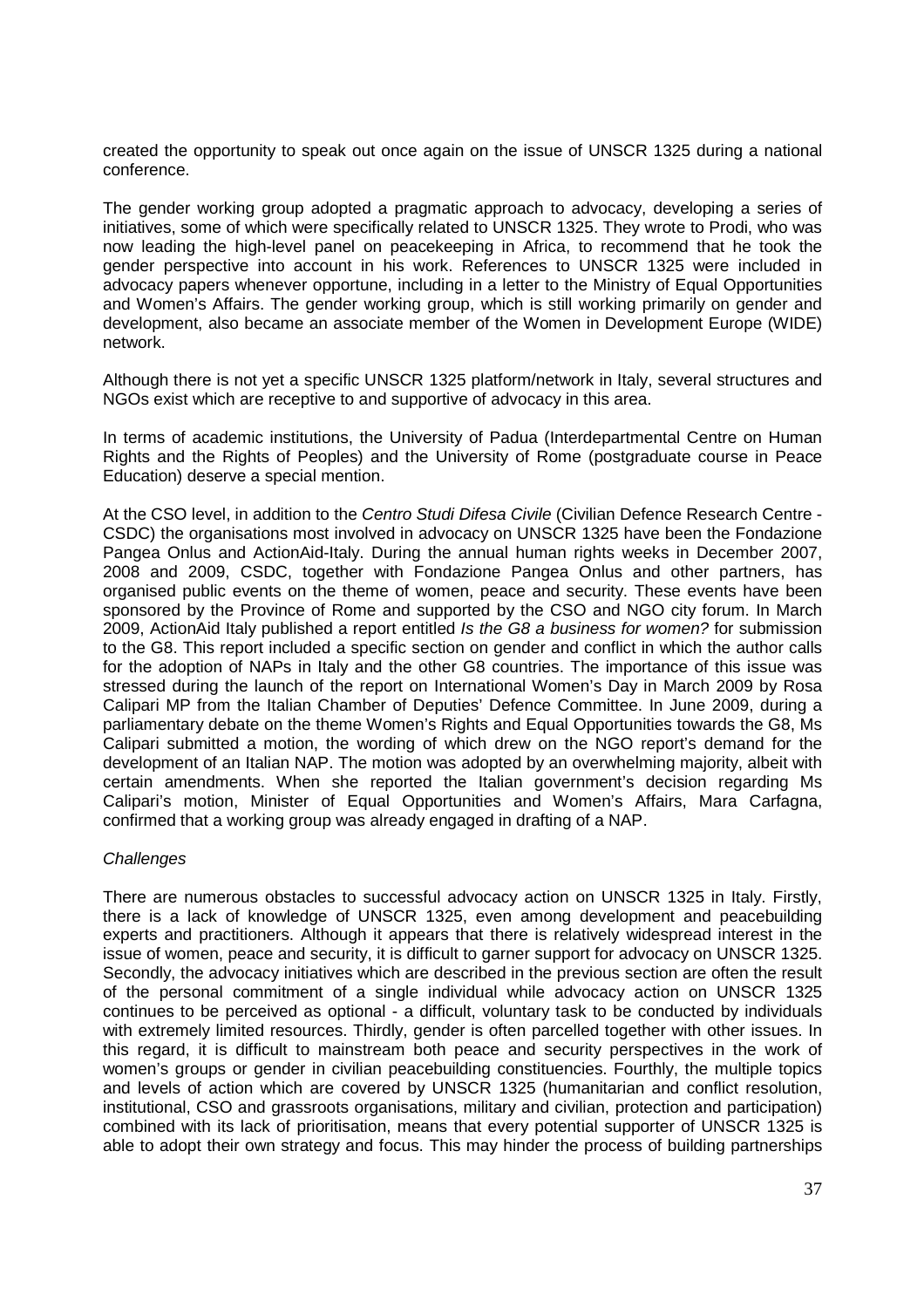created the opportunity to speak out once again on the issue of UNSCR 1325 during a national conference.

The gender working group adopted a pragmatic approach to advocacy, developing a series of initiatives, some of which were specifically related to UNSCR 1325. They wrote to Prodi, who was now leading the high-level panel on peacekeeping in Africa, to recommend that he took the gender perspective into account in his work. References to UNSCR 1325 were included in advocacy papers whenever opportune, including in a letter to the Ministry of Equal Opportunities and Women's Affairs. The gender working group, which is still working primarily on gender and development, also became an associate member of the Women in Development Europe (WIDE) network.

Although there is not yet a specific UNSCR 1325 platform/network in Italy, several structures and NGOs exist which are receptive to and supportive of advocacy in this area.

In terms of academic institutions, the University of Padua (Interdepartmental Centre on Human Rights and the Rights of Peoples) and the University of Rome (postgraduate course in Peace Education) deserve a special mention.

At the CSO level, in addition to the *Centro Studi Difesa Civile* (Civilian Defence Research Centre - CSDC) the organisations most involved in advocacy on UNSCR 1325 have been the Fondazione Pangea Onlus and ActionAid-Italy. During the annual human rights weeks in December 2007, 2008 and 2009, CSDC, together with Fondazione Pangea Onlus and other partners, has organised public events on the theme of women, peace and security. These events have been sponsored by the Province of Rome and supported by the CSO and NGO city forum. In March 2009, ActionAid Italy published a report entitled *Is the G8 a business for women?* for submission to the G8. This report included a specific section on gender and conflict in which the author calls for the adoption of NAPs in Italy and the other G8 countries. The importance of this issue was stressed during the launch of the report on International Women's Day in March 2009 by Rosa Calipari MP from the Italian Chamber of Deputies' Defence Committee. In June 2009, during a parliamentary debate on the theme Women's Rights and Equal Opportunities towards the G8, Ms Calipari submitted a motion, the wording of which drew on the NGO report's demand for the development of an Italian NAP. The motion was adopted by an overwhelming majority, albeit with certain amendments. When she reported the Italian government's decision regarding Ms Calipari's motion, Minister of Equal Opportunities and Women's Affairs, Mara Carfagna, confirmed that a working group was already engaged in drafting of a NAP.

*Challenges*

There are numerous obstacles to successful advocacy action on UNSCR 1325 in Italy. Firstly, there is a lack of knowledge of UNSCR 1325, even among development and peacebuilding experts and practitioners. Although it appears that there is relatively widespread interest in the issue of women, peace and security, it is difficult to garner support for advocacy on UNSCR 1325. Secondly, the advocacy initiatives which are described in the previous section are often the result of the personal commitment of a single individual while advocacy action on UNSCR 1325 continues to be perceived as optional - a difficult, voluntary task to be conducted by individuals with extremely limited resources. Thirdly, gender is often parcelled together with other issues. In this regard, it is difficult to mainstream both peace and security perspectives in the work of women's groups or gender in civilian peacebuilding constituencies. Fourthly, the multiple topics and levels of action which are covered by UNSCR 1325 (humanitarian and conflict resolution, institutional, CSO and grassroots organisations, military and civilian, protection and participation) combined with its lack of prioritisation, means that every potential supporter of UNSCR 1325 is able to adopt their own strategy and focus. This may hinder the process of building partnerships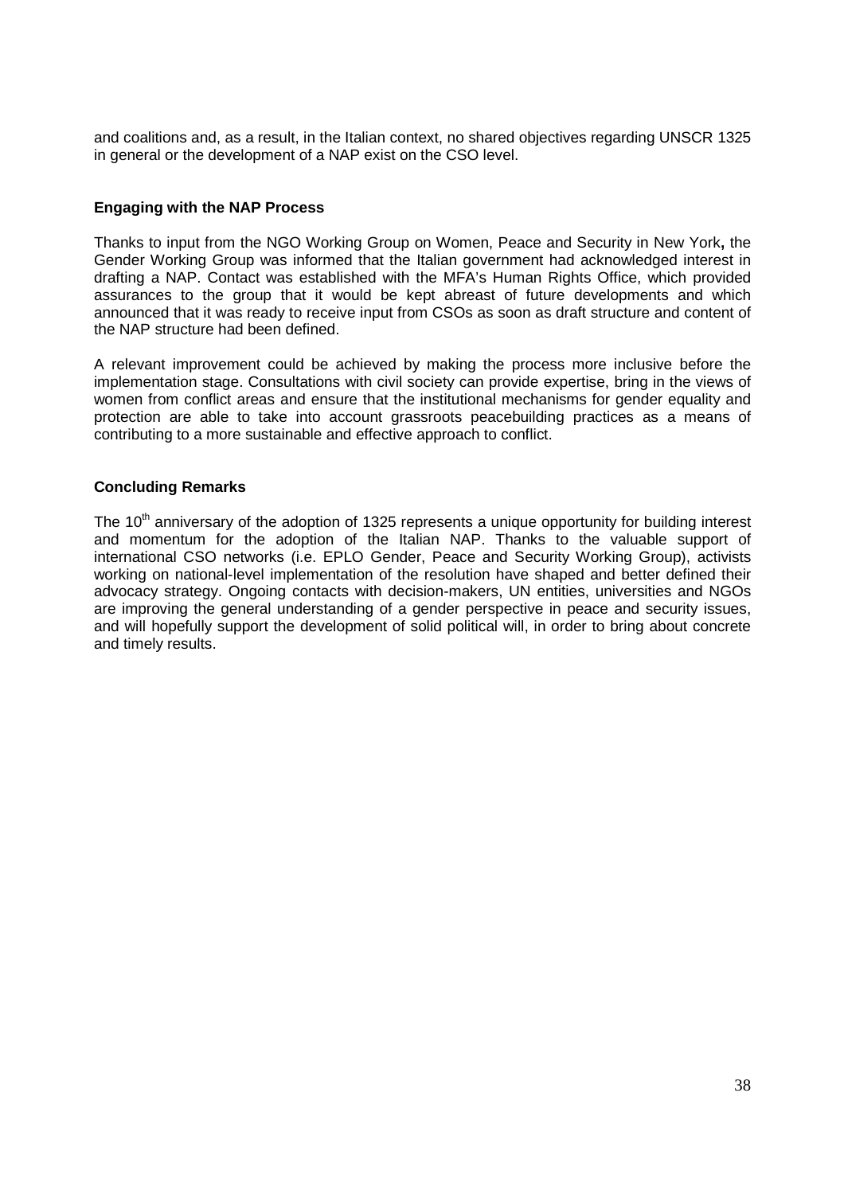and coalitions and, as a result, in the Italian context, no shared objectives regarding UNSCR 1325 in general or the development of a NAP exist on the CSO level.

**Engaging with the NAP Process**

Thanks to input from the NGO Working Group on Women, Peace and Security in New York**,** the Gender Working Group was informed that the Italian government had acknowledged interest in drafting a NAP. Contact was established with the MFA's Human Rights Office, which provided assurances to the group that it would be kept abreast of future developments and which announced that it was ready to receive input from CSOs as soon as draft structure and content of the NAP structure had been defined.

A relevant improvement could be achieved by making the process more inclusive before the implementation stage. Consultations with civil society can provide expertise, bring in the views of women from conflict areas and ensure that the institutional mechanisms for gender equality and protection are able to take into account grassroots peacebuilding practices as a means of contributing to a more sustainable and effective approach to conflict.

**Concluding Remarks**

The 10th anniversary of the adoption of 1325 represents a unique opportunity for building interest and momentum for the adoption of the Italian NAP. Thanks to the valuable support of international CSO networks (i.e. EPLO Gender, Peace and Security Working Group), activists working on national-level implementation of the resolution have shaped and better defined their advocacy strategy. Ongoing contacts with decision-makers, UN entities, universities and NGOs are improving the general understanding of a gender perspective in peace and security issues, and will hopefully support the development of solid political will, in order to bring about concrete and timely results.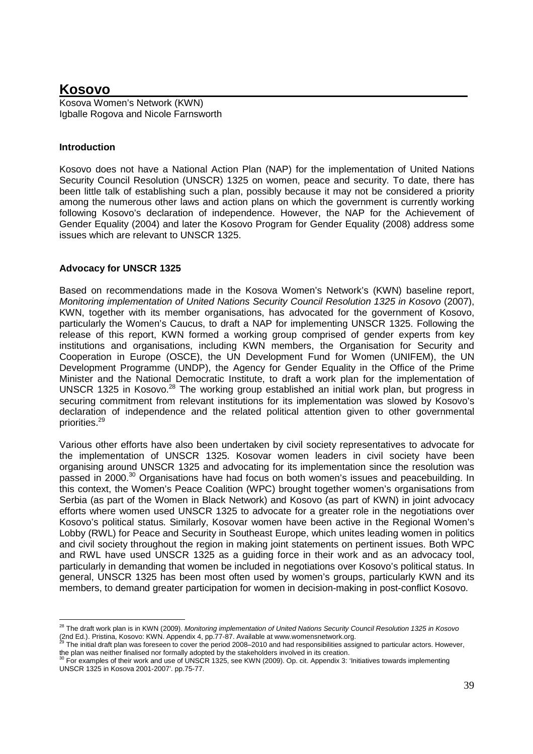# Kosovo

Kosova Women's Network (KWN)
Igballe Rogova and Nicole Farnsworth

### Introduction

Kosovo does not have a National Action Plan (NAP) for the implementation of United Nations Security Council Resolution (UNSCR) 1325 on women, peace and security. To date, there has been little talk of establishing such a plan, possibly because it may not be considered a priority among the numerous other laws and action plans on which the government is currently working following Kosovo's declaration of independence. However, the NAP for the Achievement of Gender Equality (2004) and later the Kosovo Program for Gender Equality (2008) address some issues which are relevant to UNSCR 1325.

### Advocacy for UNSCR 1325

Based on recommendations made in the Kosova Women's Network's (KWN) baseline report, *Monitoring implementation of United Nations Security Council Resolution 1325 in Kosovo* (2007), KWN, together with its member organisations, has advocated for the government of Kosovo, particularly the Women's Caucus, to draft a NAP for implementing UNSCR 1325. Following the release of this report, KWN formed a working group comprised of gender experts from key institutions and organisations, including KWN members, the Organisation for Security and Cooperation in Europe (OSCE), the UN Development Fund for Women (UNIFEM), the UN Development Programme (UNDP), the Agency for Gender Equality in the Office of the Prime Minister and the National Democratic Institute, to draft a work plan for the implementation of UNSCR 1325 in Kosovo.[28] The working group established an initial work plan, but progress in securing commitment from relevant institutions for its implementation was slowed by Kosovo's declaration of independence and the related political attention given to other governmental priorities.[29]

Various other efforts have also been undertaken by civil society representatives to advocate for the implementation of UNSCR 1325. Kosovar women leaders in civil society have been organising around UNSCR 1325 and advocating for its implementation since the resolution was passed in 2000.[30] Organisations have had focus on both women's issues and peacebuilding. In this context, the Women's Peace Coalition (WPC) brought together women's organisations from Serbia (as part of the Women in Black Network) and Kosovo (as part of KWN) in joint advocacy efforts where women used UNSCR 1325 to advocate for a greater role in the negotiations over Kosovo's political status. Similarly, Kosovar women have been active in the Regional Women's Lobby (RWL) for Peace and Security in Southeast Europe, which unites leading women in politics and civil society throughout the region in making joint statements on pertinent issues. Both WPC and RWL have used UNSCR 1325 as a guiding force in their work and as an advocacy tool, particularly in demanding that women be included in negotiations over Kosovo's political status. In general, UNSCR 1325 has been most often used by women's groups, particularly KWN and its members, to demand greater participation for women in decision-making in post-conflict Kosovo.

---

[28] The draft work plan is in KWN (2009). *Monitoring implementation of United Nations Security Council Resolution 1325 in Kosovo* (2nd Ed.). Pristina, Kosovo: KWN. Appendix 4, pp.77-87. Available at www.womensnetwork.org.

[29] The initial draft plan was foreseen to cover the period 2008–2010 and had responsibilities assigned to particular actors. However, the plan was neither finalised nor formally adopted by the stakeholders involved in its creation.

[30] For examples of their work and use of UNSCR 1325, see KWN (2009). Op. cit. Appendix 3: 'Initiatives towards implementing UNSCR 1325 in Kosova 2001-2007'. pp.75-77.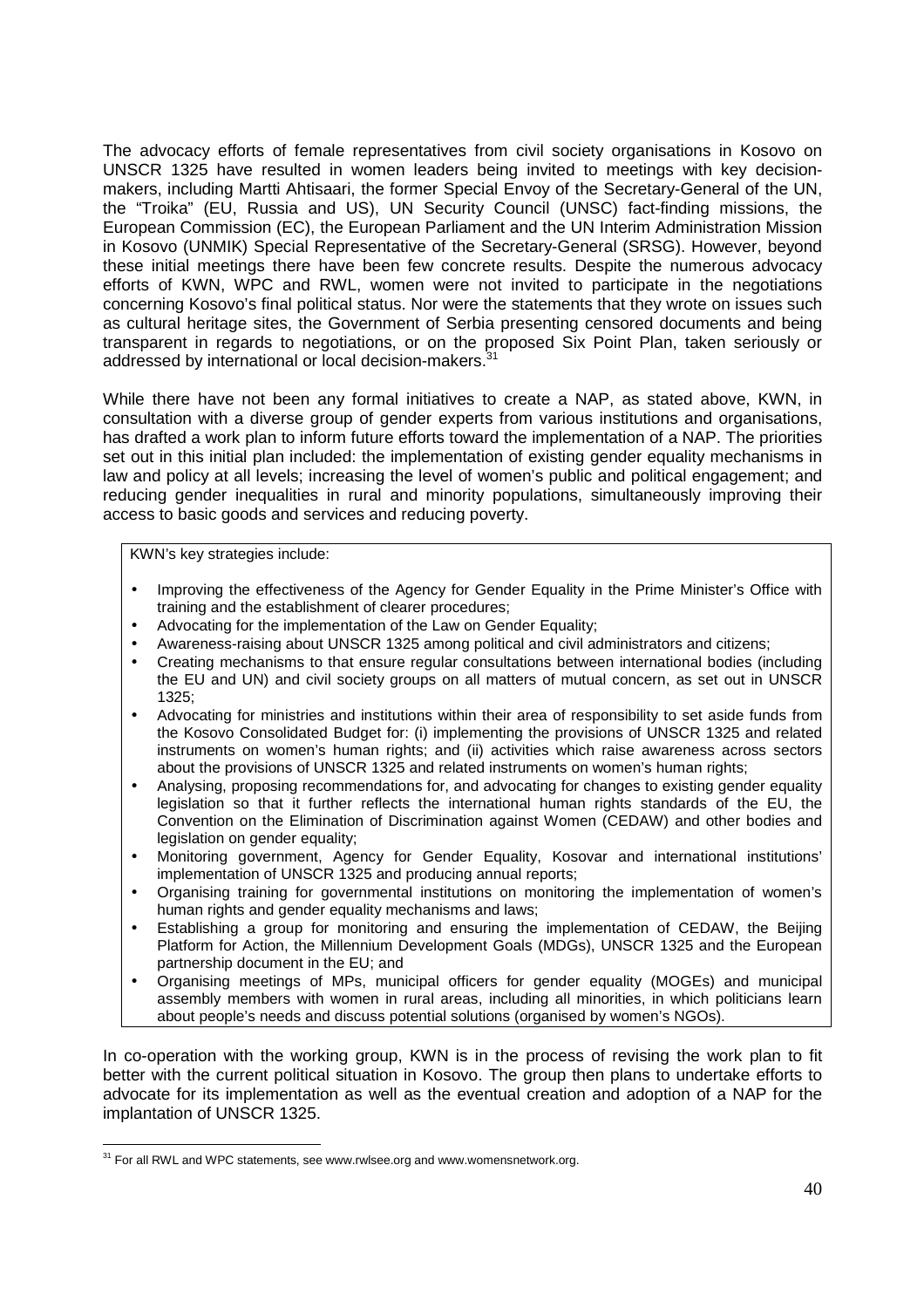The advocacy efforts of female representatives from civil society organisations in Kosovo on UNSCR 1325 have resulted in women leaders being invited to meetings with key decision-makers, including Martti Ahtisaari, the former Special Envoy of the Secretary-General of the UN, the "Troika" (EU, Russia and US), UN Security Council (UNSC) fact-finding missions, the European Commission (EC), the European Parliament and the UN Interim Administration Mission in Kosovo (UNMIK) Special Representative of the Secretary-General (SRSG). However, beyond these initial meetings there have been few concrete results. Despite the numerous advocacy efforts of KWN, WPC and RWL, women were not invited to participate in the negotiations concerning Kosovo's final political status. Nor were the statements that they wrote on issues such as cultural heritage sites, the Government of Serbia presenting censored documents and being transparent in regards to negotiations, or on the proposed Six Point Plan, taken seriously or addressed by international or local decision-makers.[31]

While there have not been any formal initiatives to create a NAP, as stated above, KWN, in consultation with a diverse group of gender experts from various institutions and organisations, has drafted a work plan to inform future efforts toward the implementation of a NAP. The priorities set out in this initial plan included: the implementation of existing gender equality mechanisms in law and policy at all levels; increasing the level of women's public and political engagement; and reducing gender inequalities in rural and minority populations, simultaneously improving their access to basic goods and services and reducing poverty.

KWN's key strategies include:

- Improving the effectiveness of the Agency for Gender Equality in the Prime Minister's Office with training and the establishment of clearer procedures;
- Advocating for the implementation of the Law on Gender Equality;
- Awareness-raising about UNSCR 1325 among political and civil administrators and citizens;
- Creating mechanisms to that ensure regular consultations between international bodies (including the EU and UN) and civil society groups on all matters of mutual concern, as set out in UNSCR 1325;
- Advocating for ministries and institutions within their area of responsibility to set aside funds from the Kosovo Consolidated Budget for: (i) implementing the provisions of UNSCR 1325 and related instruments on women's human rights; and (ii) activities which raise awareness across sectors about the provisions of UNSCR 1325 and related instruments on women's human rights;
- Analysing, proposing recommendations for, and advocating for changes to existing gender equality legislation so that it further reflects the international human rights standards of the EU, the Convention on the Elimination of Discrimination against Women (CEDAW) and other bodies and legislation on gender equality;
- Monitoring government, Agency for Gender Equality, Kosovar and international institutions' implementation of UNSCR 1325 and producing annual reports;
- Organising training for governmental institutions on monitoring the implementation of women's human rights and gender equality mechanisms and laws;
- Establishing a group for monitoring and ensuring the implementation of CEDAW, the Beijing Platform for Action, the Millennium Development Goals (MDGs), UNSCR 1325 and the European partnership document in the EU; and
- Organising meetings of MPs, municipal officers for gender equality (MOGEs) and municipal assembly members with women in rural areas, including all minorities, in which politicians learn about people's needs and discuss potential solutions (organised by women's NGOs).

In co-operation with the working group, KWN is in the process of revising the work plan to fit better with the current political situation in Kosovo. The group then plans to undertake efforts to advocate for its implementation as well as the eventual creation and adoption of a NAP for the implantation of UNSCR 1325.

[31] For all RWL and WPC statements, see www.rwlsee.org and www.womensnetwork.org.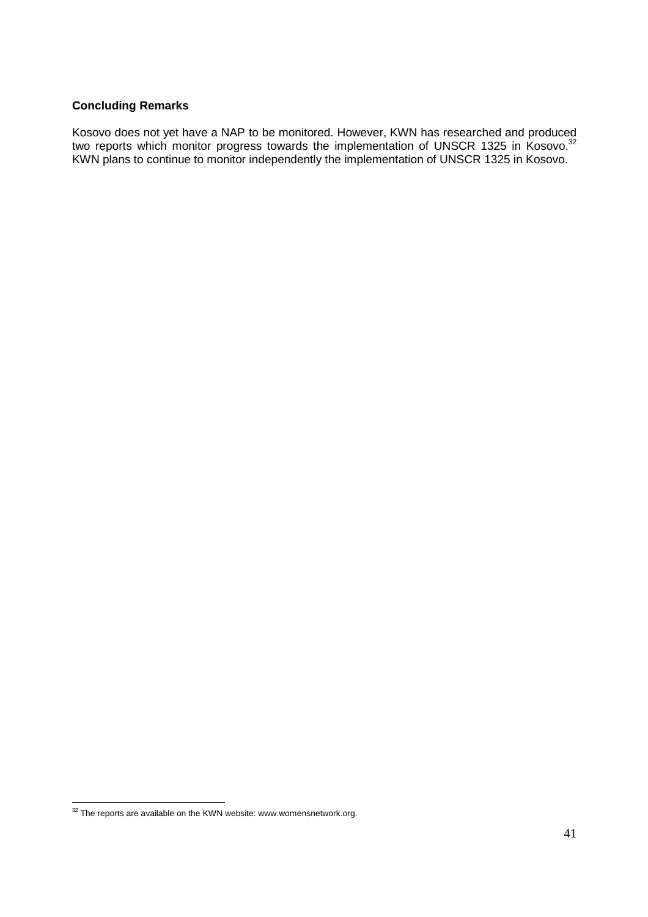**Concluding Remarks**

Kosovo does not yet have a NAP to be monitored. However, KWN has researched and produced two reports which monitor progress towards the implementation of UNSCR 1325 in Kosovo.[32] KWN plans to continue to monitor independently the implementation of UNSCR 1325 in Kosovo.

[32] The reports are available on the KWN website: www.womensnetwork.org.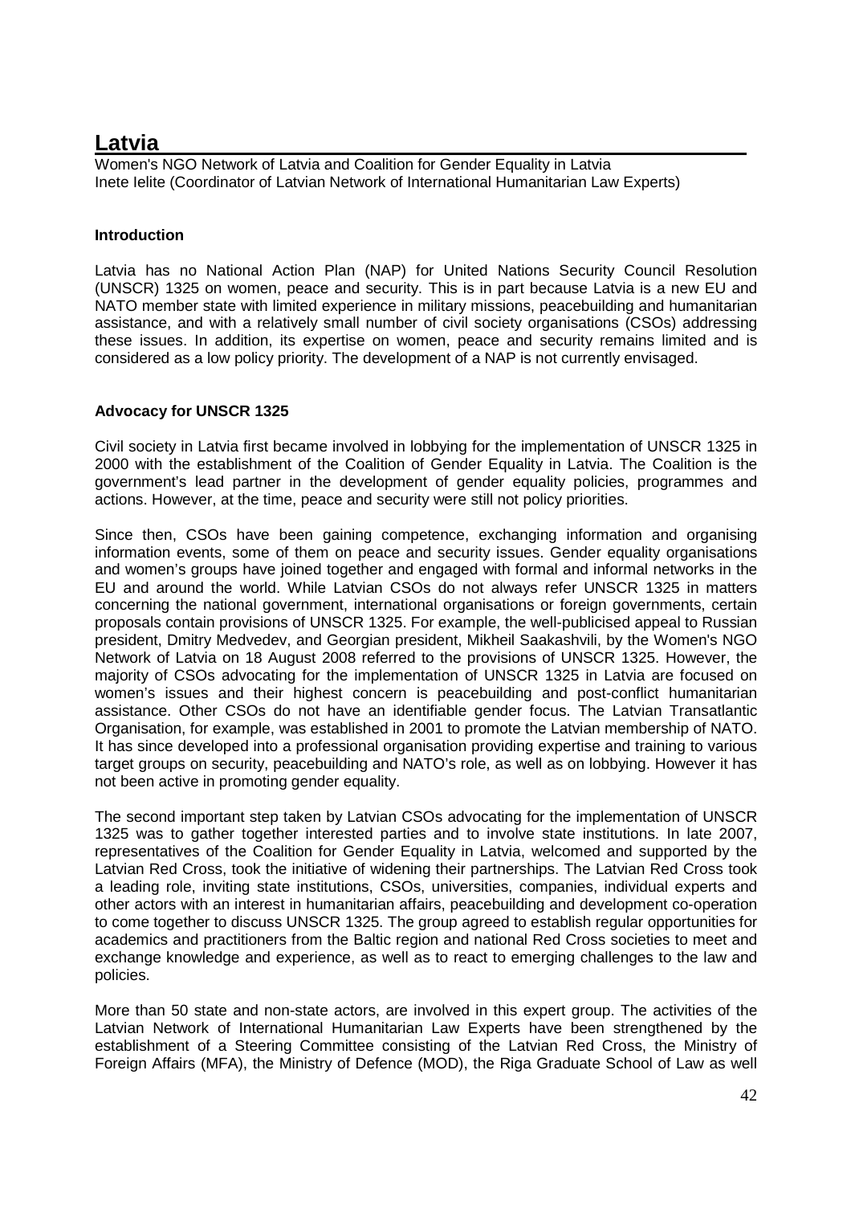# Latvia

Women's NGO Network of Latvia and Coalition for Gender Equality in Latvia
Inete Ielite (Coordinator of Latvian Network of International Humanitarian Law Experts)

**Introduction**

Latvia has no National Action Plan (NAP) for United Nations Security Council Resolution (UNSCR) 1325 on women, peace and security. This is in part because Latvia is a new EU and NATO member state with limited experience in military missions, peacebuilding and humanitarian assistance, and with a relatively small number of civil society organisations (CSOs) addressing these issues. In addition, its expertise on women, peace and security remains limited and is considered as a low policy priority. The development of a NAP is not currently envisaged.

**Advocacy for UNSCR 1325**

Civil society in Latvia first became involved in lobbying for the implementation of UNSCR 1325 in 2000 with the establishment of the Coalition of Gender Equality in Latvia. The Coalition is the government's lead partner in the development of gender equality policies, programmes and actions. However, at the time, peace and security were still not policy priorities.

Since then, CSOs have been gaining competence, exchanging information and organising information events, some of them on peace and security issues. Gender equality organisations and women's groups have joined together and engaged with formal and informal networks in the EU and around the world. While Latvian CSOs do not always refer UNSCR 1325 in matters concerning the national government, international organisations or foreign governments, certain proposals contain provisions of UNSCR 1325. For example, the well-publicised appeal to Russian president, Dmitry Medvedev, and Georgian president, Mikheil Saakashvili, by the Women's NGO Network of Latvia on 18 August 2008 referred to the provisions of UNSCR 1325. However, the majority of CSOs advocating for the implementation of UNSCR 1325 in Latvia are focused on women's issues and their highest concern is peacebuilding and post-conflict humanitarian assistance. Other CSOs do not have an identifiable gender focus. The Latvian Transatlantic Organisation, for example, was established in 2001 to promote the Latvian membership of NATO. It has since developed into a professional organisation providing expertise and training to various target groups on security, peacebuilding and NATO's role, as well as on lobbying. However it has not been active in promoting gender equality.

The second important step taken by Latvian CSOs advocating for the implementation of UNSCR 1325 was to gather together interested parties and to involve state institutions. In late 2007, representatives of the Coalition for Gender Equality in Latvia, welcomed and supported by the Latvian Red Cross, took the initiative of widening their partnerships. The Latvian Red Cross took a leading role, inviting state institutions, CSOs, universities, companies, individual experts and other actors with an interest in humanitarian affairs, peacebuilding and development co-operation to come together to discuss UNSCR 1325. The group agreed to establish regular opportunities for academics and practitioners from the Baltic region and national Red Cross societies to meet and exchange knowledge and experience, as well as to react to emerging challenges to the law and policies.

More than 50 state and non-state actors, are involved in this expert group. The activities of the Latvian Network of International Humanitarian Law Experts have been strengthened by the establishment of a Steering Committee consisting of the Latvian Red Cross, the Ministry of Foreign Affairs (MFA), the Ministry of Defence (MOD), the Riga Graduate School of Law as well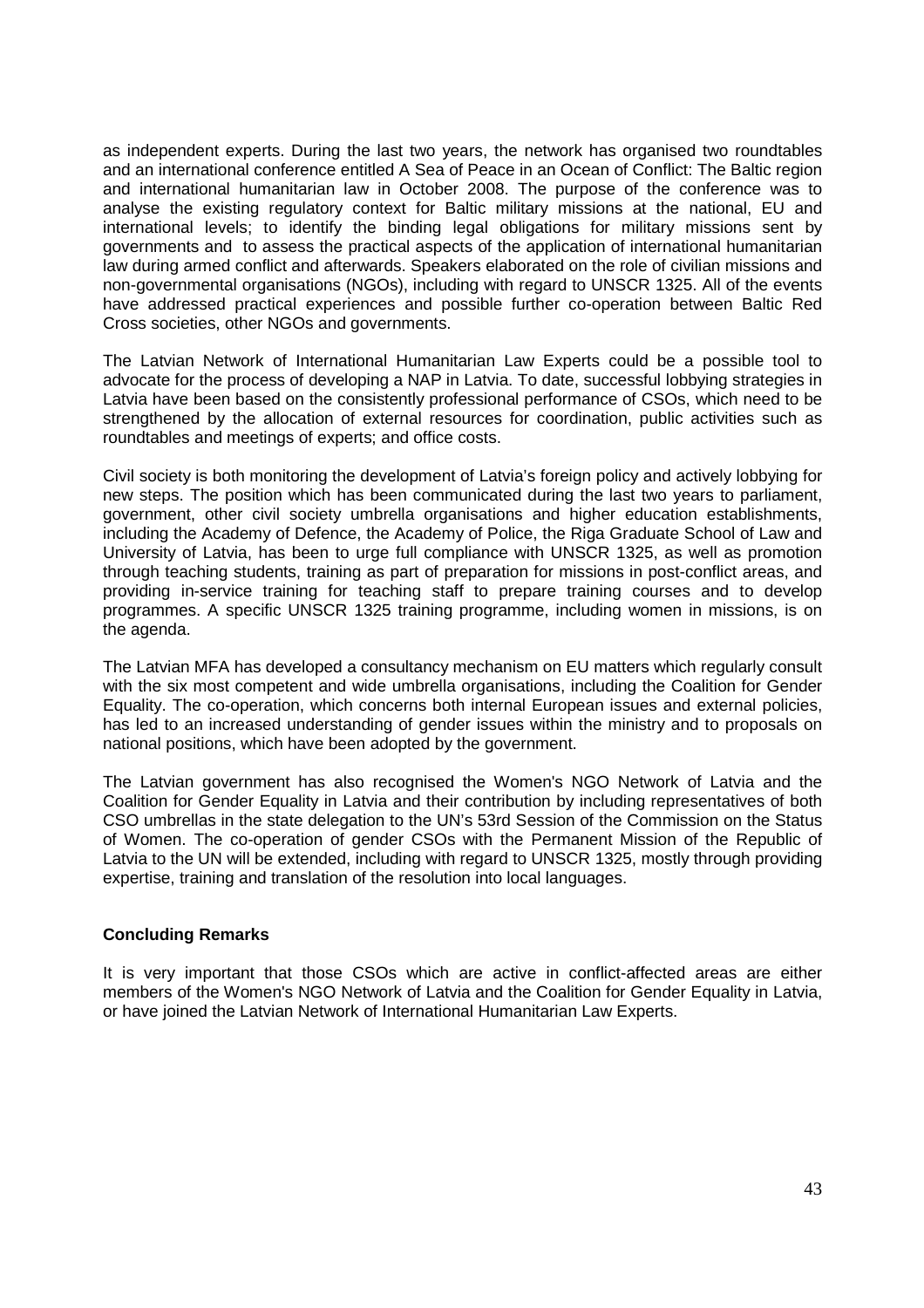as independent experts. During the last two years, the network has organised two roundtables and an international conference entitled A Sea of Peace in an Ocean of Conflict: The Baltic region and international humanitarian law in October 2008. The purpose of the conference was to analyse the existing regulatory context for Baltic military missions at the national, EU and international levels; to identify the binding legal obligations for military missions sent by governments and to assess the practical aspects of the application of international humanitarian law during armed conflict and afterwards. Speakers elaborated on the role of civilian missions and non-governmental organisations (NGOs), including with regard to UNSCR 1325. All of the events have addressed practical experiences and possible further co-operation between Baltic Red Cross societies, other NGOs and governments.

The Latvian Network of International Humanitarian Law Experts could be a possible tool to advocate for the process of developing a NAP in Latvia. To date, successful lobbying strategies in Latvia have been based on the consistently professional performance of CSOs, which need to be strengthened by the allocation of external resources for coordination, public activities such as roundtables and meetings of experts; and office costs.

Civil society is both monitoring the development of Latvia's foreign policy and actively lobbying for new steps. The position which has been communicated during the last two years to parliament, government, other civil society umbrella organisations and higher education establishments, including the Academy of Defence, the Academy of Police, the Riga Graduate School of Law and University of Latvia, has been to urge full compliance with UNSCR 1325, as well as promotion through teaching students, training as part of preparation for missions in post-conflict areas, and providing in-service training for teaching staff to prepare training courses and to develop programmes. A specific UNSCR 1325 training programme, including women in missions, is on the agenda.

The Latvian MFA has developed a consultancy mechanism on EU matters which regularly consult with the six most competent and wide umbrella organisations, including the Coalition for Gender Equality. The co-operation, which concerns both internal European issues and external policies, has led to an increased understanding of gender issues within the ministry and to proposals on national positions, which have been adopted by the government.

The Latvian government has also recognised the Women's NGO Network of Latvia and the Coalition for Gender Equality in Latvia and their contribution by including representatives of both CSO umbrellas in the state delegation to the UN's 53rd Session of the Commission on the Status of Women. The co-operation of gender CSOs with the Permanent Mission of the Republic of Latvia to the UN will be extended, including with regard to UNSCR 1325, mostly through providing expertise, training and translation of the resolution into local languages.

### Concluding Remarks

It is very important that those CSOs which are active in conflict-affected areas are either members of the Women's NGO Network of Latvia and the Coalition for Gender Equality in Latvia, or have joined the Latvian Network of International Humanitarian Law Experts.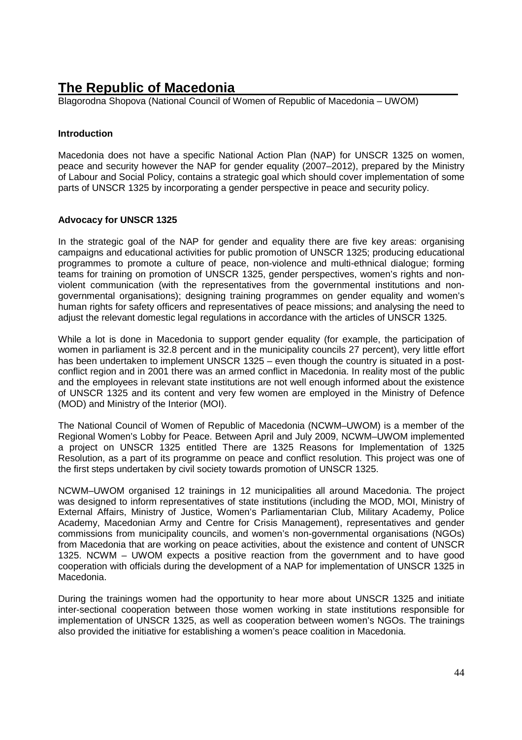# The Republic of Macedonia

Blagorodna Shopova (National Council of Women of Republic of Macedonia – UWOM)

### Introduction

Macedonia does not have a specific National Action Plan (NAP) for UNSCR 1325 on women, peace and security however the NAP for gender equality (2007–2012), prepared by the Ministry of Labour and Social Policy, contains a strategic goal which should cover implementation of some parts of UNSCR 1325 by incorporating a gender perspective in peace and security policy.

### Advocacy for UNSCR 1325

In the strategic goal of the NAP for gender and equality there are five key areas: organising campaigns and educational activities for public promotion of UNSCR 1325; producing educational programmes to promote a culture of peace, non-violence and multi-ethnical dialogue; forming teams for training on promotion of UNSCR 1325, gender perspectives, women's rights and non-violent communication (with the representatives from the governmental institutions and non-governmental organisations); designing training programmes on gender equality and women's human rights for safety officers and representatives of peace missions; and analysing the need to adjust the relevant domestic legal regulations in accordance with the articles of UNSCR 1325.

While a lot is done in Macedonia to support gender equality (for example, the participation of women in parliament is 32.8 percent and in the municipality councils 27 percent), very little effort has been undertaken to implement UNSCR 1325 – even though the country is situated in a post-conflict region and in 2001 there was an armed conflict in Macedonia. In reality most of the public and the employees in relevant state institutions are not well enough informed about the existence of UNSCR 1325 and its content and very few women are employed in the Ministry of Defence (MOD) and Ministry of the Interior (MOI).

The National Council of Women of Republic of Macedonia (NCWM–UWOM) is a member of the Regional Women's Lobby for Peace. Between April and July 2009, NCWM–UWOM implemented a project on UNSCR 1325 entitled There are 1325 Reasons for Implementation of 1325 Resolution, as a part of its programme on peace and conflict resolution. This project was one of the first steps undertaken by civil society towards promotion of UNSCR 1325.

NCWM–UWOM organised 12 trainings in 12 municipalities all around Macedonia. The project was designed to inform representatives of state institutions (including the MOD, MOI, Ministry of External Affairs, Ministry of Justice, Women's Parliamentarian Club, Military Academy, Police Academy, Macedonian Army and Centre for Crisis Management), representatives and gender commissions from municipality councils, and women's non-governmental organisations (NGOs) from Macedonia that are working on peace activities, about the existence and content of UNSCR 1325. NCWM – UWOM expects a positive reaction from the government and to have good cooperation with officials during the development of a NAP for implementation of UNSCR 1325 in Macedonia.

During the trainings women had the opportunity to hear more about UNSCR 1325 and initiate inter-sectional cooperation between those women working in state institutions responsible for implementation of UNSCR 1325, as well as cooperation between women's NGOs. The trainings also provided the initiative for establishing a women's peace coalition in Macedonia.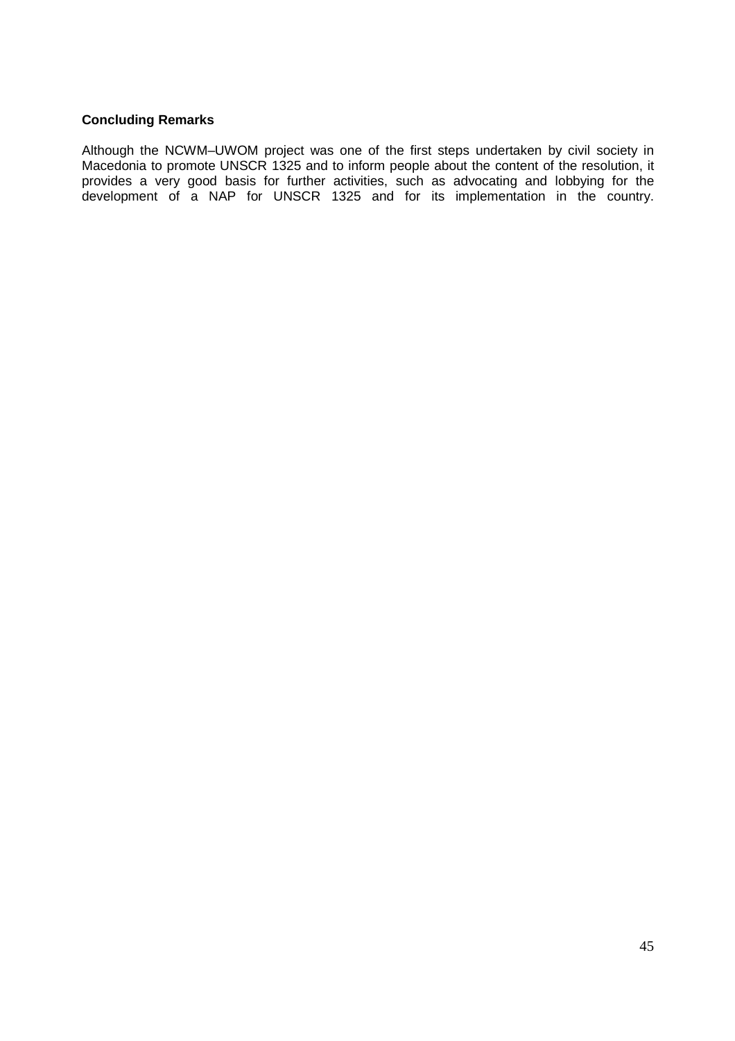**Concluding Remarks**

Although the NCWM–UWOM project was one of the first steps undertaken by civil society in Macedonia to promote UNSCR 1325 and to inform people about the content of the resolution, it provides a very good basis for further activities, such as advocating and lobbying for the development of a NAP for UNSCR 1325 and for its implementation in the country.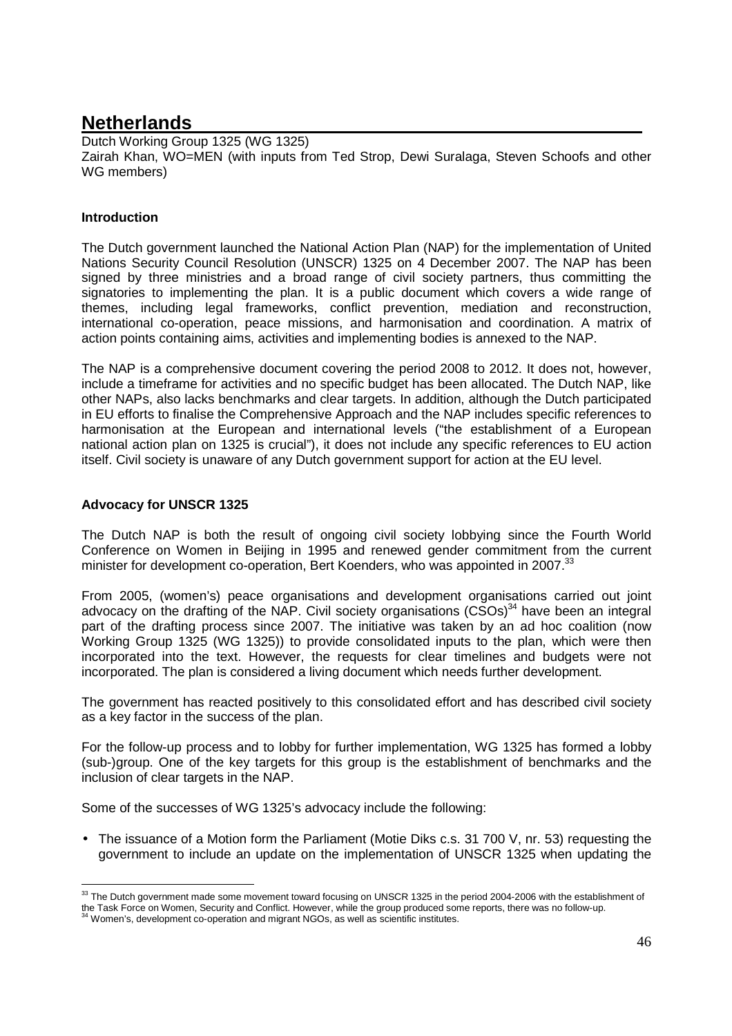# Netherlands

Dutch Working Group 1325 (WG 1325)
Zairah Khan, WO=MEN (with inputs from Ted Strop, Dewi Suralaga, Steven Schoofs and other WG members)

**Introduction**

The Dutch government launched the National Action Plan (NAP) for the implementation of United Nations Security Council Resolution (UNSCR) 1325 on 4 December 2007. The NAP has been signed by three ministries and a broad range of civil society partners, thus committing the signatories to implementing the plan. It is a public document which covers a wide range of themes, including legal frameworks, conflict prevention, mediation and reconstruction, international co-operation, peace missions, and harmonisation and coordination. A matrix of action points containing aims, activities and implementing bodies is annexed to the NAP.

The NAP is a comprehensive document covering the period 2008 to 2012. It does not, however, include a timeframe for activities and no specific budget has been allocated. The Dutch NAP, like other NAPs, also lacks benchmarks and clear targets. In addition, although the Dutch participated in EU efforts to finalise the Comprehensive Approach and the NAP includes specific references to harmonisation at the European and international levels ("the establishment of a European national action plan on 1325 is crucial"), it does not include any specific references to EU action itself. Civil society is unaware of any Dutch government support for action at the EU level.

**Advocacy for UNSCR 1325**

The Dutch NAP is both the result of ongoing civil society lobbying since the Fourth World Conference on Women in Beijing in 1995 and renewed gender commitment from the current minister for development co-operation, Bert Koenders, who was appointed in 2007.[33]

From 2005, (women's) peace organisations and development organisations carried out joint advocacy on the drafting of the NAP. Civil society organisations (CSOs)[34] have been an integral part of the drafting process since 2007. The initiative was taken by an ad hoc coalition (now Working Group 1325 (WG 1325)) to provide consolidated inputs to the plan, which were then incorporated into the text. However, the requests for clear timelines and budgets were not incorporated. The plan is considered a living document which needs further development.

The government has reacted positively to this consolidated effort and has described civil society as a key factor in the success of the plan.

For the follow-up process and to lobby for further implementation, WG 1325 has formed a lobby (sub-)group. One of the key targets for this group is the establishment of benchmarks and the inclusion of clear targets in the NAP.

Some of the successes of WG 1325's advocacy include the following:

- The issuance of a Motion form the Parliament (Motie Diks c.s. 31 700 V, nr. 53) requesting the government to include an update on the implementation of UNSCR 1325 when updating the

[33] The Dutch government made some movement toward focusing on UNSCR 1325 in the period 2004-2006 with the establishment of the Task Force on Women, Security and Conflict. However, while the group produced some reports, there was no follow-up.

[34] Women's, development co-operation and migrant NGOs, as well as scientific institutes.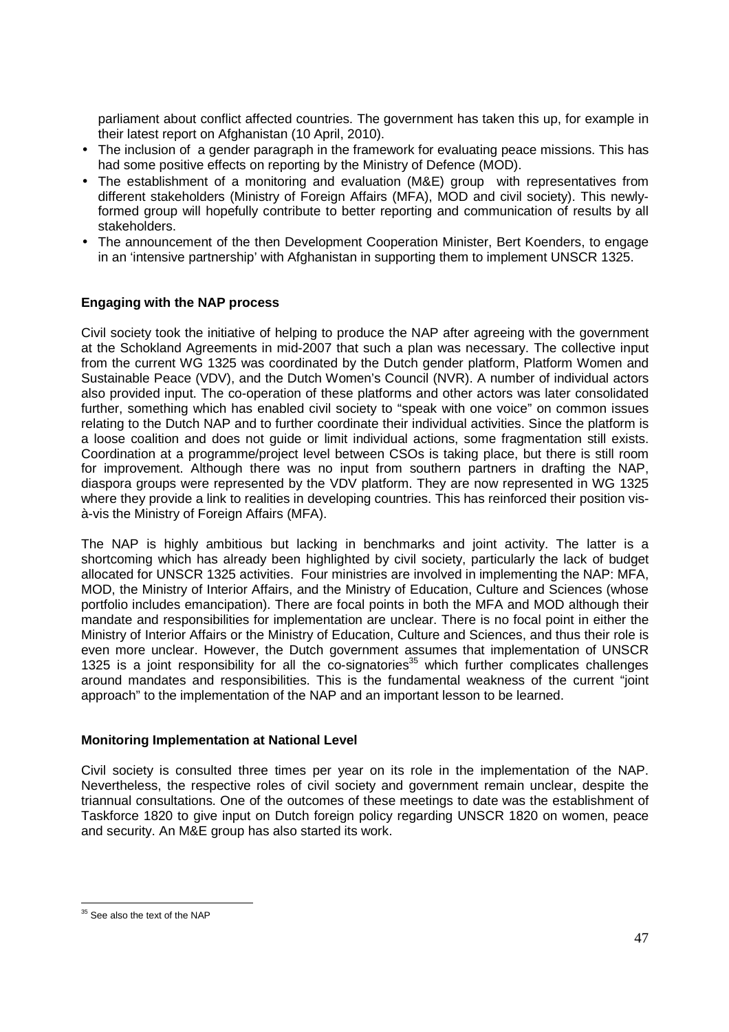parliament about conflict affected countries. The government has taken this up, for example in their latest report on Afghanistan (10 April, 2010).

- The inclusion of a gender paragraph in the framework for evaluating peace missions. This has had some positive effects on reporting by the Ministry of Defence (MOD).
- The establishment of a monitoring and evaluation (M&E) group with representatives from different stakeholders (Ministry of Foreign Affairs (MFA), MOD and civil society). This newly-formed group will hopefully contribute to better reporting and communication of results by all stakeholders.
- The announcement of the then Development Cooperation Minister, Bert Koenders, to engage in an 'intensive partnership' with Afghanistan in supporting them to implement UNSCR 1325.

**Engaging with the NAP process**

Civil society took the initiative of helping to produce the NAP after agreeing with the government at the Schokland Agreements in mid-2007 that such a plan was necessary. The collective input from the current WG 1325 was coordinated by the Dutch gender platform, Platform Women and Sustainable Peace (VDV), and the Dutch Women's Council (NVR). A number of individual actors also provided input. The co-operation of these platforms and other actors was later consolidated further, something which has enabled civil society to "speak with one voice" on common issues relating to the Dutch NAP and to further coordinate their individual activities. Since the platform is a loose coalition and does not guide or limit individual actions, some fragmentation still exists. Coordination at a programme/project level between CSOs is taking place, but there is still room for improvement. Although there was no input from southern partners in drafting the NAP, diaspora groups were represented by the VDV platform. They are now represented in WG 1325 where they provide a link to realities in developing countries. This has reinforced their position vis-à-vis the Ministry of Foreign Affairs (MFA).

The NAP is highly ambitious but lacking in benchmarks and joint activity. The latter is a shortcoming which has already been highlighted by civil society, particularly the lack of budget allocated for UNSCR 1325 activities. Four ministries are involved in implementing the NAP: MFA, MOD, the Ministry of Interior Affairs, and the Ministry of Education, Culture and Sciences (whose portfolio includes emancipation). There are focal points in both the MFA and MOD although their mandate and responsibilities for implementation are unclear. There is no focal point in either the Ministry of Interior Affairs or the Ministry of Education, Culture and Sciences, and thus their role is even more unclear. However, the Dutch government assumes that implementation of UNSCR 1325 is a joint responsibility for all the co-signatories[35] which further complicates challenges around mandates and responsibilities. This is the fundamental weakness of the current "joint approach" to the implementation of the NAP and an important lesson to be learned.

**Monitoring Implementation at National Level**

Civil society is consulted three times per year on its role in the implementation of the NAP. Nevertheless, the respective roles of civil society and government remain unclear, despite the triannual consultations. One of the outcomes of these meetings to date was the establishment of Taskforce 1820 to give input on Dutch foreign policy regarding UNSCR 1820 on women, peace and security. An M&E group has also started its work.

[35] See also the text of the NAP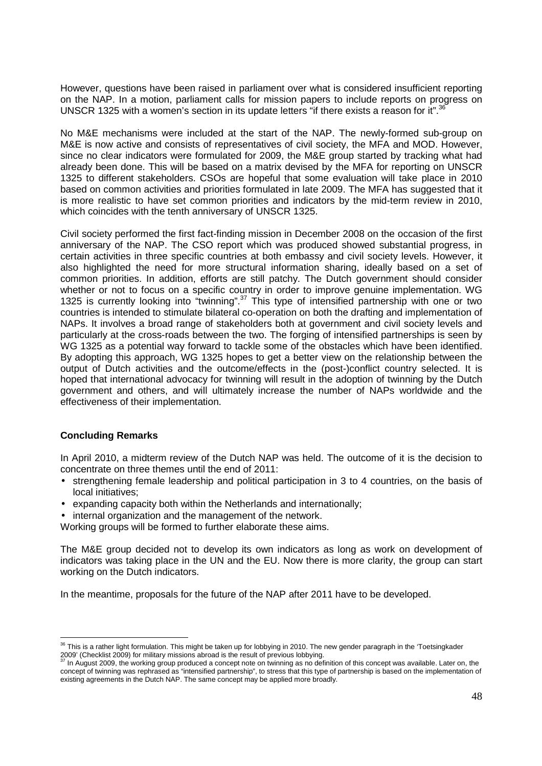However, questions have been raised in parliament over what is considered insufficient reporting on the NAP. In a motion, parliament calls for mission papers to include reports on progress on UNSCR 1325 with a women's section in its update letters "if there exists a reason for it".[36]

No M&E mechanisms were included at the start of the NAP. The newly-formed sub-group on M&E is now active and consists of representatives of civil society, the MFA and MOD. However, since no clear indicators were formulated for 2009, the M&E group started by tracking what had already been done. This will be based on a matrix devised by the MFA for reporting on UNSCR 1325 to different stakeholders. CSOs are hopeful that some evaluation will take place in 2010 based on common activities and priorities formulated in late 2009. The MFA has suggested that it is more realistic to have set common priorities and indicators by the mid-term review in 2010, which coincides with the tenth anniversary of UNSCR 1325.

Civil society performed the first fact-finding mission in December 2008 on the occasion of the first anniversary of the NAP. The CSO report which was produced showed substantial progress, in certain activities in three specific countries at both embassy and civil society levels. However, it also highlighted the need for more structural information sharing, ideally based on a set of common priorities. In addition, efforts are still patchy. The Dutch government should consider whether or not to focus on a specific country in order to improve genuine implementation. WG 1325 is currently looking into "twinning".[37] This type of intensified partnership with one or two countries is intended to stimulate bilateral co-operation on both the drafting and implementation of NAPs. It involves a broad range of stakeholders both at government and civil society levels and particularly at the cross-roads between the two. The forging of intensified partnerships is seen by WG 1325 as a potential way forward to tackle some of the obstacles which have been identified. By adopting this approach, WG 1325 hopes to get a better view on the relationship between the output of Dutch activities and the outcome/effects in the (post-)conflict country selected. It is hoped that international advocacy for twinning will result in the adoption of twinning by the Dutch government and others, and will ultimately increase the number of NAPs worldwide and the effectiveness of their implementation.

### Concluding Remarks

In April 2010, a midterm review of the Dutch NAP was held. The outcome of it is the decision to concentrate on three themes until the end of 2011:

- strengthening female leadership and political participation in 3 to 4 countries, on the basis of local initiatives;
- expanding capacity both within the Netherlands and internationally;
- internal organization and the management of the network.

Working groups will be formed to further elaborate these aims.

The M&E group decided not to develop its own indicators as long as work on development of indicators was taking place in the UN and the EU. Now there is more clarity, the group can start working on the Dutch indicators.

In the meantime, proposals for the future of the NAP after 2011 have to be developed.

---

[36] This is a rather light formulation. This might be taken up for lobbying in 2010. The new gender paragraph in the 'Toetsingkader 2009' (Checklist 2009) for military missions abroad is the result of previous lobbying.

[37] In August 2009, the working group produced a concept note on twinning as no definition of this concept was available. Later on, the concept of twinning was rephrased as "intensified partnership", to stress that this type of partnership is based on the implementation of existing agreements in the Dutch NAP. The same concept may be applied more broadly.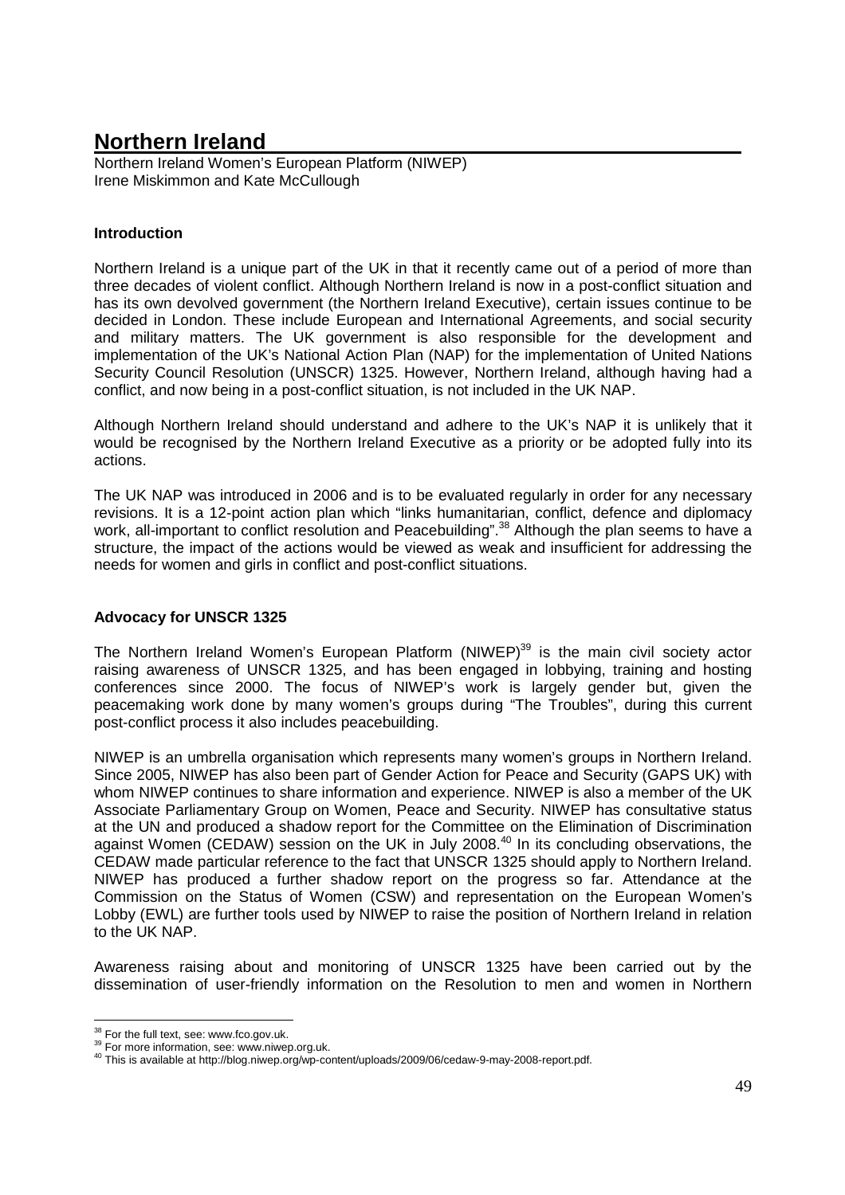# Northern Ireland

Northern Ireland Women's European Platform (NIWEP)
Irene Miskimmon and Kate McCullough

### Introduction

Northern Ireland is a unique part of the UK in that it recently came out of a period of more than three decades of violent conflict. Although Northern Ireland is now in a post-conflict situation and has its own devolved government (the Northern Ireland Executive), certain issues continue to be decided in London. These include European and International Agreements, and social security and military matters. The UK government is also responsible for the development and implementation of the UK's National Action Plan (NAP) for the implementation of United Nations Security Council Resolution (UNSCR) 1325. However, Northern Ireland, although having had a conflict, and now being in a post-conflict situation, is not included in the UK NAP.

Although Northern Ireland should understand and adhere to the UK's NAP it is unlikely that it would be recognised by the Northern Ireland Executive as a priority or be adopted fully into its actions.

The UK NAP was introduced in 2006 and is to be evaluated regularly in order for any necessary revisions. It is a 12-point action plan which "links humanitarian, conflict, defence and diplomacy work, all-important to conflict resolution and Peacebuilding".[38] Although the plan seems to have a structure, the impact of the actions would be viewed as weak and insufficient for addressing the needs for women and girls in conflict and post-conflict situations.

### Advocacy for UNSCR 1325

The Northern Ireland Women's European Platform (NIWEP)[39] is the main civil society actor raising awareness of UNSCR 1325, and has been engaged in lobbying, training and hosting conferences since 2000. The focus of NIWEP's work is largely gender but, given the peacemaking work done by many women's groups during "The Troubles", during this current post-conflict process it also includes peacebuilding.

NIWEP is an umbrella organisation which represents many women's groups in Northern Ireland. Since 2005, NIWEP has also been part of Gender Action for Peace and Security (GAPS UK) with whom NIWEP continues to share information and experience. NIWEP is also a member of the UK Associate Parliamentary Group on Women, Peace and Security. NIWEP has consultative status at the UN and produced a shadow report for the Committee on the Elimination of Discrimination against Women (CEDAW) session on the UK in July 2008.[40] In its concluding observations, the CEDAW made particular reference to the fact that UNSCR 1325 should apply to Northern Ireland. NIWEP has produced a further shadow report on the progress so far. Attendance at the Commission on the Status of Women (CSW) and representation on the European Women's Lobby (EWL) are further tools used by NIWEP to raise the position of Northern Ireland in relation to the UK NAP.

Awareness raising about and monitoring of UNSCR 1325 have been carried out by the dissemination of user-friendly information on the Resolution to men and women in Northern

---

[38] For the full text, see: www.fco.gov.uk.

[39] For more information, see: www.niwep.org.uk.

[40] This is available at http://blog.niwep.org/wp-content/uploads/2009/06/cedaw-9-may-2008-report.pdf.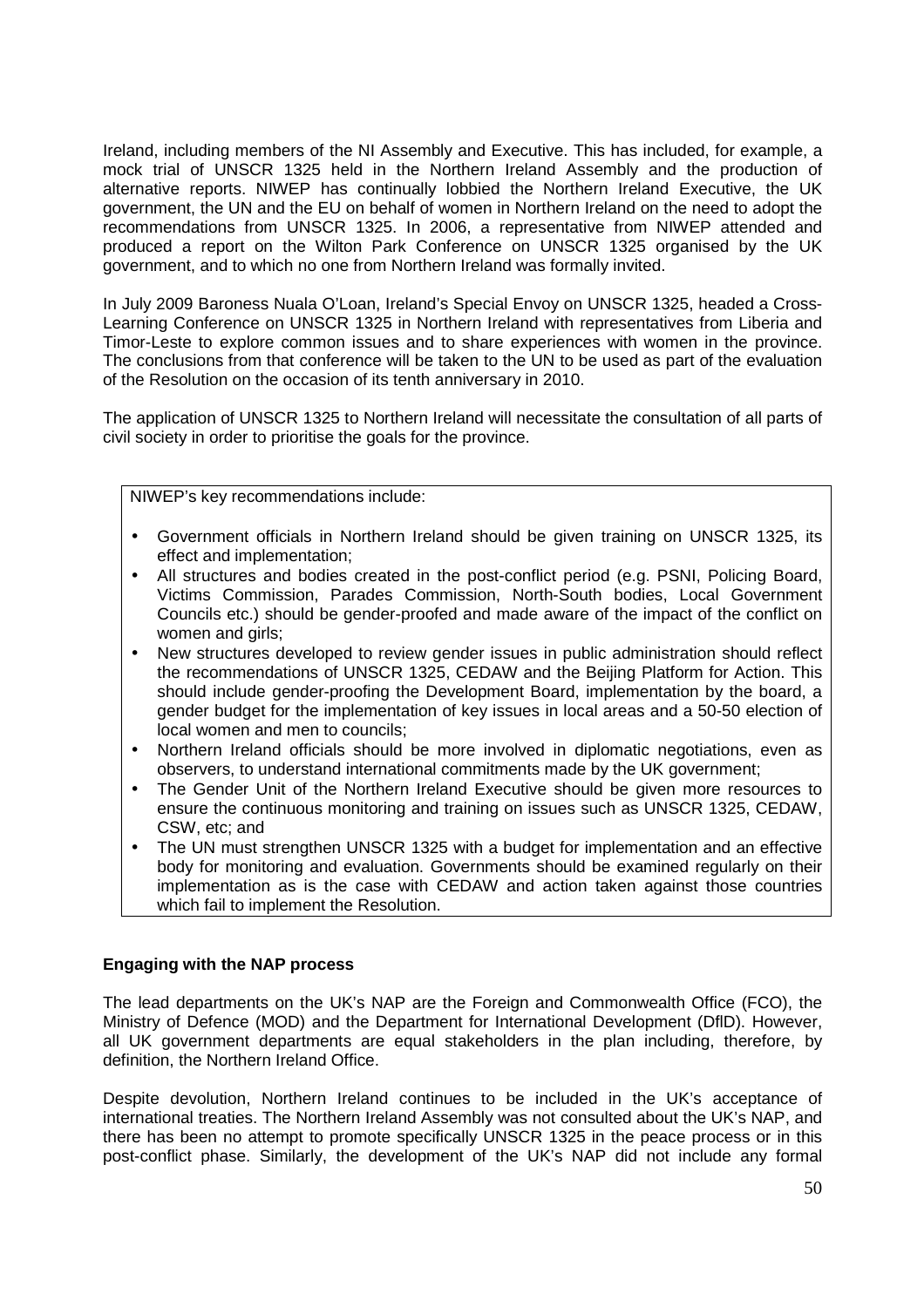Ireland, including members of the NI Assembly and Executive. This has included, for example, a mock trial of UNSCR 1325 held in the Northern Ireland Assembly and the production of alternative reports. NIWEP has continually lobbied the Northern Ireland Executive, the UK government, the UN and the EU on behalf of women in Northern Ireland on the need to adopt the recommendations from UNSCR 1325. In 2006, a representative from NIWEP attended and produced a report on the Wilton Park Conference on UNSCR 1325 organised by the UK government, and to which no one from Northern Ireland was formally invited.

In July 2009 Baroness Nuala O'Loan, Ireland's Special Envoy on UNSCR 1325, headed a Cross-Learning Conference on UNSCR 1325 in Northern Ireland with representatives from Liberia and Timor-Leste to explore common issues and to share experiences with women in the province. The conclusions from that conference will be taken to the UN to be used as part of the evaluation of the Resolution on the occasion of its tenth anniversary in 2010.

The application of UNSCR 1325 to Northern Ireland will necessitate the consultation of all parts of civil society in order to prioritise the goals for the province.

NIWEP's key recommendations include:

- Government officials in Northern Ireland should be given training on UNSCR 1325, its effect and implementation;
- All structures and bodies created in the post-conflict period (e.g. PSNI, Policing Board, Victims Commission, Parades Commission, North-South bodies, Local Government Councils etc.) should be gender-proofed and made aware of the impact of the conflict on women and girls;
- New structures developed to review gender issues in public administration should reflect the recommendations of UNSCR 1325, CEDAW and the Beijing Platform for Action. This should include gender-proofing the Development Board, implementation by the board, a gender budget for the implementation of key issues in local areas and a 50-50 election of local women and men to councils;
- Northern Ireland officials should be more involved in diplomatic negotiations, even as observers, to understand international commitments made by the UK government;
- The Gender Unit of the Northern Ireland Executive should be given more resources to ensure the continuous monitoring and training on issues such as UNSCR 1325, CEDAW, CSW, etc; and
- The UN must strengthen UNSCR 1325 with a budget for implementation and an effective body for monitoring and evaluation. Governments should be examined regularly on their implementation as is the case with CEDAW and action taken against those countries which fail to implement the Resolution.

**Engaging with the NAP process**

The lead departments on the UK's NAP are the Foreign and Commonwealth Office (FCO), the Ministry of Defence (MOD) and the Department for International Development (DfID). However, all UK government departments are equal stakeholders in the plan including, therefore, by definition, the Northern Ireland Office.

Despite devolution, Northern Ireland continues to be included in the UK's acceptance of international treaties. The Northern Ireland Assembly was not consulted about the UK's NAP, and there has been no attempt to promote specifically UNSCR 1325 in the peace process or in this post-conflict phase. Similarly, the development of the UK's NAP did not include any formal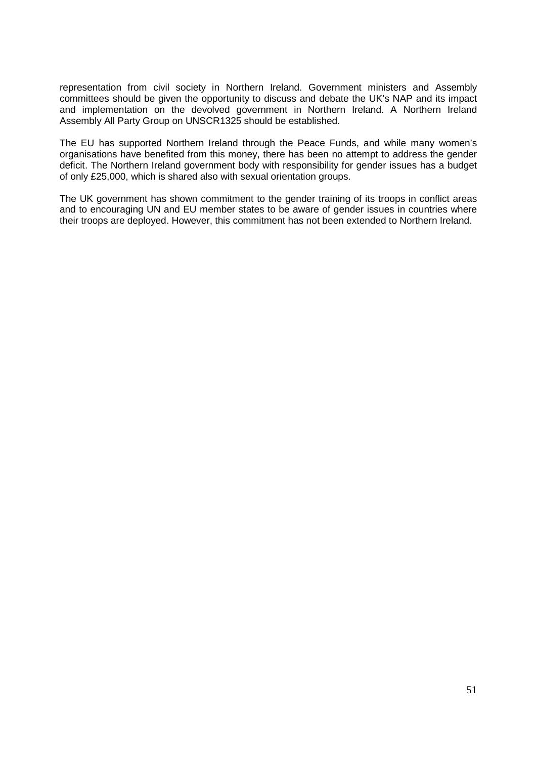representation from civil society in Northern Ireland. Government ministers and Assembly committees should be given the opportunity to discuss and debate the UK's NAP and its impact and implementation on the devolved government in Northern Ireland. A Northern Ireland Assembly All Party Group on UNSCR1325 should be established.

The EU has supported Northern Ireland through the Peace Funds, and while many women's organisations have benefited from this money, there has been no attempt to address the gender deficit. The Northern Ireland government body with responsibility for gender issues has a budget of only £25,000, which is shared also with sexual orientation groups.

The UK government has shown commitment to the gender training of its troops in conflict areas and to encouraging UN and EU member states to be aware of gender issues in countries where their troops are deployed. However, this commitment has not been extended to Northern Ireland.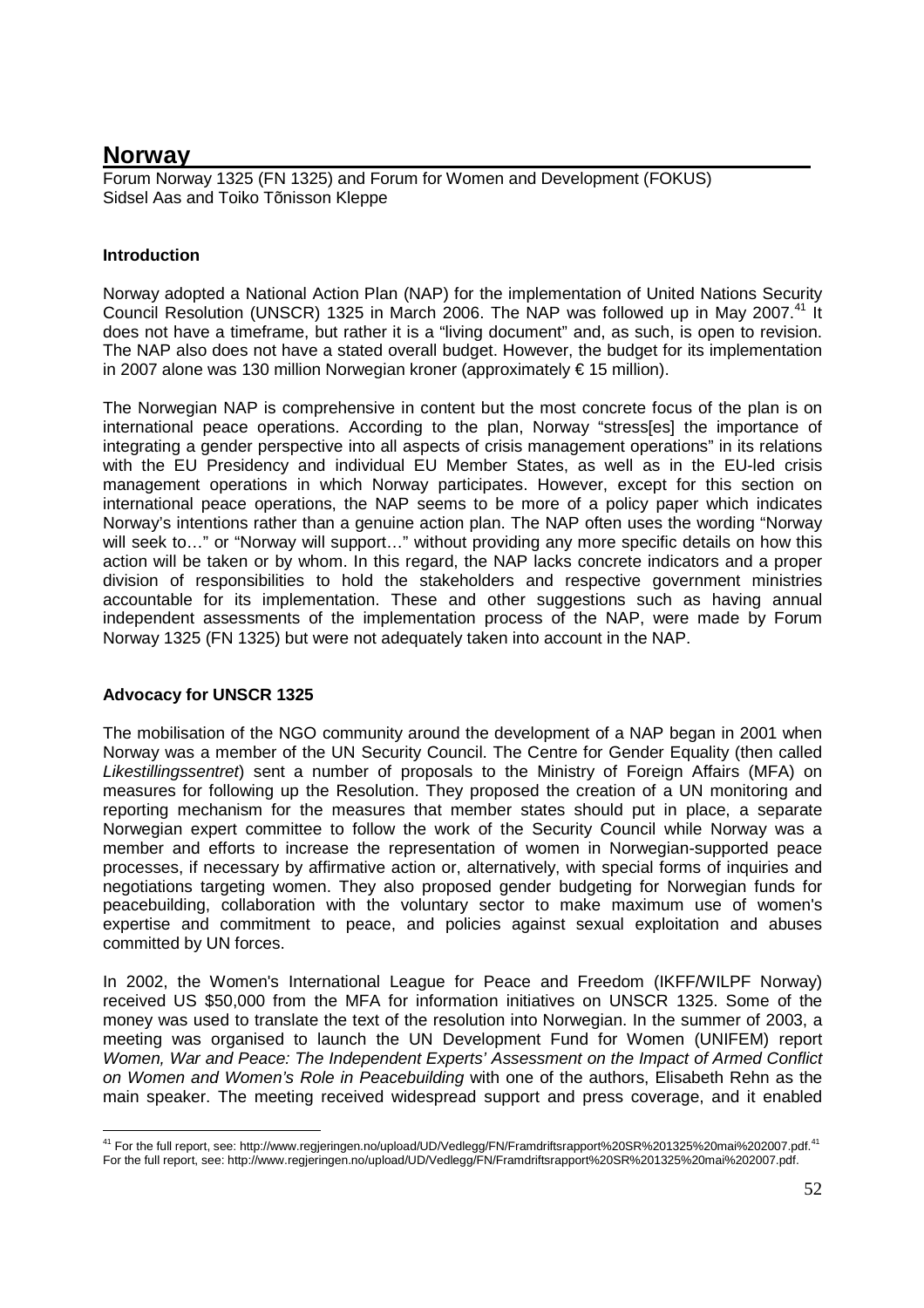# Norway

Forum Norway 1325 (FN 1325) and Forum for Women and Development (FOKUS)
Sidsel Aas and Toiko Tõnisson Kleppe

### Introduction

Norway adopted a National Action Plan (NAP) for the implementation of United Nations Security Council Resolution (UNSCR) 1325 in March 2006. The NAP was followed up in May 2007.[41] It does not have a timeframe, but rather it is a "living document" and, as such, is open to revision. The NAP also does not have a stated overall budget. However, the budget for its implementation in 2007 alone was 130 million Norwegian kroner (approximately € 15 million).

The Norwegian NAP is comprehensive in content but the most concrete focus of the plan is on international peace operations. According to the plan, Norway "stress[es] the importance of integrating a gender perspective into all aspects of crisis management operations" in its relations with the EU Presidency and individual EU Member States, as well as in the EU-led crisis management operations in which Norway participates. However, except for this section on international peace operations, the NAP seems to be more of a policy paper which indicates Norway's intentions rather than a genuine action plan. The NAP often uses the wording "Norway will seek to…" or "Norway will support…" without providing any more specific details on how this action will be taken or by whom. In this regard, the NAP lacks concrete indicators and a proper division of responsibilities to hold the stakeholders and respective government ministries accountable for its implementation. These and other suggestions such as having annual independent assessments of the implementation process of the NAP, were made by Forum Norway 1325 (FN 1325) but were not adequately taken into account in the NAP.

### Advocacy for UNSCR 1325

The mobilisation of the NGO community around the development of a NAP began in 2001 when Norway was a member of the UN Security Council. The Centre for Gender Equality (then called *Likestillingssentret*) sent a number of proposals to the Ministry of Foreign Affairs (MFA) on measures for following up the Resolution. They proposed the creation of a UN monitoring and reporting mechanism for the measures that member states should put in place, a separate Norwegian expert committee to follow the work of the Security Council while Norway was a member and efforts to increase the representation of women in Norwegian-supported peace processes, if necessary by affirmative action or, alternatively, with special forms of inquiries and negotiations targeting women. They also proposed gender budgeting for Norwegian funds for peacebuilding, collaboration with the voluntary sector to make maximum use of women's expertise and commitment to peace, and policies against sexual exploitation and abuses committed by UN forces.

In 2002, the Women's International League for Peace and Freedom (IKFF/WILPF Norway) received US $50,000 from the MFA for information initiatives on UNSCR 1325. Some of the money was used to translate the text of the resolution into Norwegian. In the summer of 2003, a meeting was organised to launch the UN Development Fund for Women (UNIFEM) report *Women, War and Peace: The Independent Experts' Assessment on the Impact of Armed Conflict on Women and Women's Role in Peacebuilding* with one of the authors, Elisabeth Rehn as the main speaker. The meeting received widespread support and press coverage, and it enabled

---

[41] For the full report, see: http://www.regjeringen.no/upload/UD/Vedlegg/FN/Framdriftsrapport%20SR%201325%20mai%202007.pdf.[41] For the full report, see: http://www.regjeringen.no/upload/UD/Vedlegg/FN/Framdriftsrapport%20SR%201325%20mai%202007.pdf.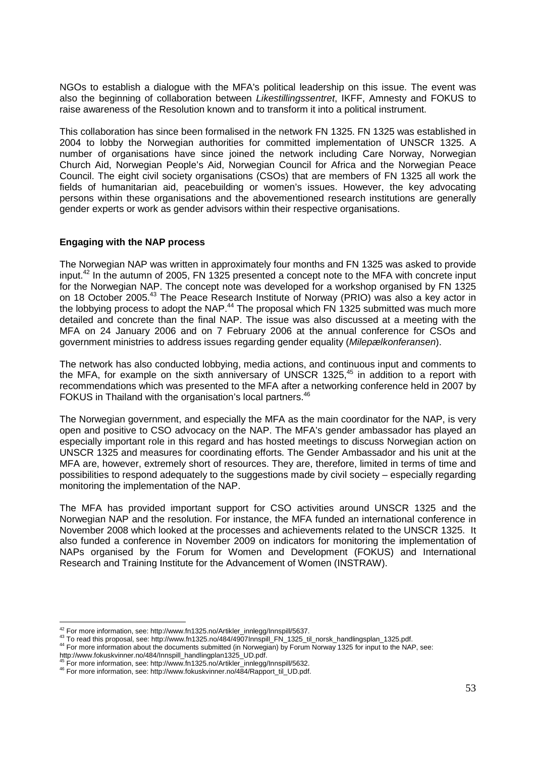NGOs to establish a dialogue with the MFA's political leadership on this issue. The event was also the beginning of collaboration between *Likestillingssentret*, IKFF, Amnesty and FOKUS to raise awareness of the Resolution known and to transform it into a political instrument.

This collaboration has since been formalised in the network FN 1325. FN 1325 was established in 2004 to lobby the Norwegian authorities for committed implementation of UNSCR 1325. A number of organisations have since joined the network including Care Norway, Norwegian Church Aid, Norwegian People's Aid, Norwegian Council for Africa and the Norwegian Peace Council. The eight civil society organisations (CSOs) that are members of FN 1325 all work the fields of humanitarian aid, peacebuilding or women's issues. However, the key advocating persons within these organisations and the abovementioned research institutions are generally gender experts or work as gender advisors within their respective organisations.

**Engaging with the NAP process**

The Norwegian NAP was written in approximately four months and FN 1325 was asked to provide input.[42] In the autumn of 2005, FN 1325 presented a concept note to the MFA with concrete input for the Norwegian NAP. The concept note was developed for a workshop organised by FN 1325 on 18 October 2005.[43] The Peace Research Institute of Norway (PRIO) was also a key actor in the lobbying process to adopt the NAP.[44] The proposal which FN 1325 submitted was much more detailed and concrete than the final NAP. The issue was also discussed at a meeting with the MFA on 24 January 2006 and on 7 February 2006 at the annual conference for CSOs and government ministries to address issues regarding gender equality (*Milepælkonferansen*).

The network has also conducted lobbying, media actions, and continuous input and comments to the MFA, for example on the sixth anniversary of UNSCR 1325,[45] in addition to a report with recommendations which was presented to the MFA after a networking conference held in 2007 by FOKUS in Thailand with the organisation's local partners.[46]

The Norwegian government, and especially the MFA as the main coordinator for the NAP, is very open and positive to CSO advocacy on the NAP. The MFA's gender ambassador has played an especially important role in this regard and has hosted meetings to discuss Norwegian action on UNSCR 1325 and measures for coordinating efforts. The Gender Ambassador and his unit at the MFA are, however, extremely short of resources. They are, therefore, limited in terms of time and possibilities to respond adequately to the suggestions made by civil society – especially regarding monitoring the implementation of the NAP.

The MFA has provided important support for CSO activities around UNSCR 1325 and the Norwegian NAP and the resolution. For instance, the MFA funded an international conference in November 2008 which looked at the processes and achievements related to the UNSCR 1325. It also funded a conference in November 2009 on indicators for monitoring the implementation of NAPs organised by the Forum for Women and Development (FOKUS) and International Research and Training Institute for the Advancement of Women (INSTRAW).

---

[42] For more information, see: http://www.fn1325.no/Artikler_innlegg/Innspill/5637.
[43] To read this proposal, see: http://www.fn1325.no/484/4907Innspill_FN_1325_til_norsk_handlingsplan_1325.pdf.
[44] For more information about the documents submitted (in Norwegian) by Forum Norway 1325 for input to the NAP, see: http://www.fokuskvinner.no/484/Innspill_handlingplan1325_UD.pdf.
[45] For more information, see: http://www.fn1325.no/Artikler_innlegg/Innspill/5632.
[46] For more information, see: http://www.fokuskvinner.no/484/Rapport_til_UD.pdf.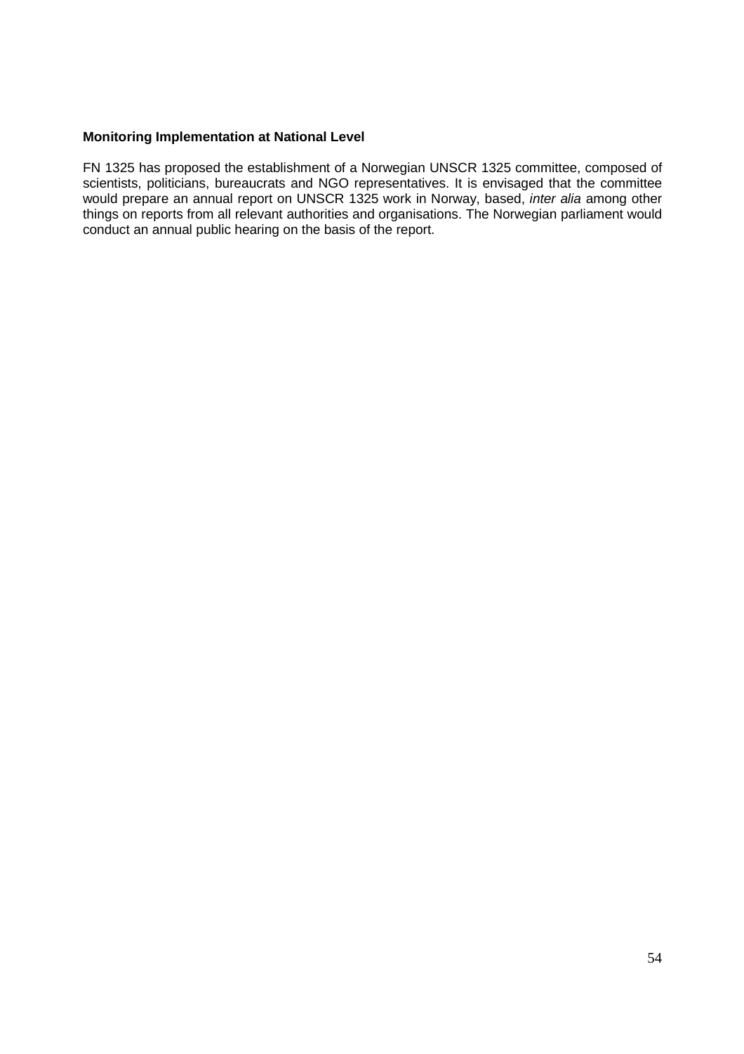**Monitoring Implementation at National Level**

FN 1325 has proposed the establishment of a Norwegian UNSCR 1325 committee, composed of scientists, politicians, bureaucrats and NGO representatives. It is envisaged that the committee would prepare an annual report on UNSCR 1325 work in Norway, based, *inter alia* among other things on reports from all relevant authorities and organisations. The Norwegian parliament would conduct an annual public hearing on the basis of the report.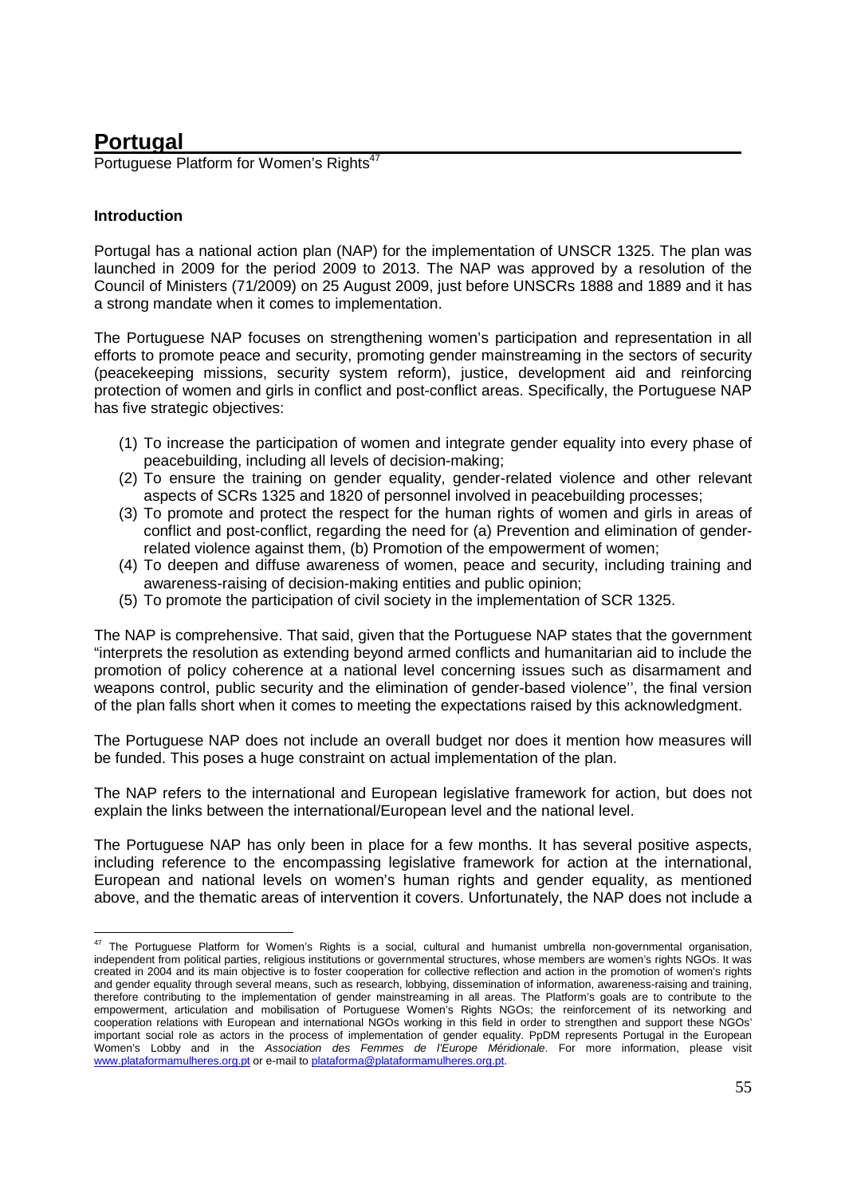# Portugal

Portuguese Platform for Women's Rights[47]

### Introduction

Portugal has a national action plan (NAP) for the implementation of UNSCR 1325. The plan was launched in 2009 for the period 2009 to 2013. The NAP was approved by a resolution of the Council of Ministers (71/2009) on 25 August 2009, just before UNSCRs 1888 and 1889 and it has a strong mandate when it comes to implementation.

The Portuguese NAP focuses on strengthening women's participation and representation in all efforts to promote peace and security, promoting gender mainstreaming in the sectors of security (peacekeeping missions, security system reform), justice, development aid and reinforcing protection of women and girls in conflict and post-conflict areas. Specifically, the Portuguese NAP has five strategic objectives:

1. To increase the participation of women and integrate gender equality into every phase of peacebuilding, including all levels of decision-making;
2. To ensure the training on gender equality, gender-related violence and other relevant aspects of SCRs 1325 and 1820 of personnel involved in peacebuilding processes;
3. To promote and protect the respect for the human rights of women and girls in areas of conflict and post-conflict, regarding the need for (a) Prevention and elimination of gender-related violence against them, (b) Promotion of the empowerment of women;
4. To deepen and diffuse awareness of women, peace and security, including training and awareness-raising of decision-making entities and public opinion;
5. To promote the participation of civil society in the implementation of SCR 1325.

The NAP is comprehensive. That said, given that the Portuguese NAP states that the government "interprets the resolution as extending beyond armed conflicts and humanitarian aid to include the promotion of policy coherence at a national level concerning issues such as disarmament and weapons control, public security and the elimination of gender-based violence'', the final version of the plan falls short when it comes to meeting the expectations raised by this acknowledgment.

The Portuguese NAP does not include an overall budget nor does it mention how measures will be funded. This poses a huge constraint on actual implementation of the plan.

The NAP refers to the international and European legislative framework for action, but does not explain the links between the international/European level and the national level.

The Portuguese NAP has only been in place for a few months. It has several positive aspects, including reference to the encompassing legislative framework for action at the international, European and national levels on women's human rights and gender equality, as mentioned above, and the thematic areas of intervention it covers. Unfortunately, the NAP does not include a

---

[47] The Portuguese Platform for Women's Rights is a social, cultural and humanist umbrella non-governmental organisation, independent from political parties, religious institutions or governmental structures, whose members are women's rights NGOs. It was created in 2004 and its main objective is to foster cooperation for collective reflection and action in the promotion of women's rights and gender equality through several means, such as research, lobbying, dissemination of information, awareness-raising and training, therefore contributing to the implementation of gender mainstreaming in all areas. The Platform's goals are to contribute to the empowerment, articulation and mobilisation of Portuguese Women's Rights NGOs; the reinforcement of its networking and cooperation relations with European and international NGOs working in this field in order to strengthen and support these NGOs' important social role as actors in the process of implementation of gender equality. PpDM represents Portugal in the European Women's Lobby and in the *Association des Femmes de l'Europe Méridionale*. For more information, please visit www.plataformamulheres.org.pt or e-mail to plataforma@plataformamulheres.org.pt.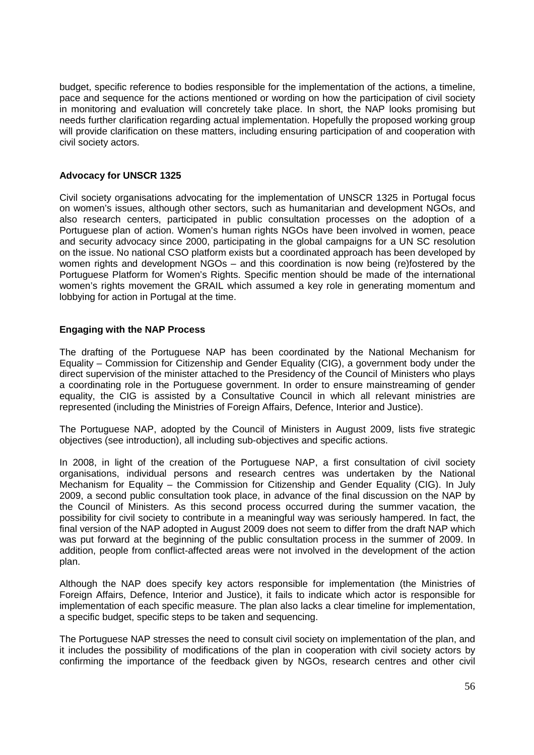budget, specific reference to bodies responsible for the implementation of the actions, a timeline, pace and sequence for the actions mentioned or wording on how the participation of civil society in monitoring and evaluation will concretely take place. In short, the NAP looks promising but needs further clarification regarding actual implementation. Hopefully the proposed working group will provide clarification on these matters, including ensuring participation of and cooperation with civil society actors.

### Advocacy for UNSCR 1325

Civil society organisations advocating for the implementation of UNSCR 1325 in Portugal focus on women's issues, although other sectors, such as humanitarian and development NGOs, and also research centers, participated in public consultation processes on the adoption of a Portuguese plan of action. Women's human rights NGOs have been involved in women, peace and security advocacy since 2000, participating in the global campaigns for a UN SC resolution on the issue. No national CSO platform exists but a coordinated approach has been developed by women rights and development NGOs – and this coordination is now being (re)fostered by the Portuguese Platform for Women's Rights. Specific mention should be made of the international women's rights movement the GRAIL which assumed a key role in generating momentum and lobbying for action in Portugal at the time.

### Engaging with the NAP Process

The drafting of the Portuguese NAP has been coordinated by the National Mechanism for Equality – Commission for Citizenship and Gender Equality (CIG), a government body under the direct supervision of the minister attached to the Presidency of the Council of Ministers who plays a coordinating role in the Portuguese government. In order to ensure mainstreaming of gender equality, the CIG is assisted by a Consultative Council in which all relevant ministries are represented (including the Ministries of Foreign Affairs, Defence, Interior and Justice).

The Portuguese NAP, adopted by the Council of Ministers in August 2009, lists five strategic objectives (see introduction), all including sub-objectives and specific actions.

In 2008, in light of the creation of the Portuguese NAP, a first consultation of civil society organisations, individual persons and research centres was undertaken by the National Mechanism for Equality – the Commission for Citizenship and Gender Equality (CIG). In July 2009, a second public consultation took place, in advance of the final discussion on the NAP by the Council of Ministers. As this second process occurred during the summer vacation, the possibility for civil society to contribute in a meaningful way was seriously hampered. In fact, the final version of the NAP adopted in August 2009 does not seem to differ from the draft NAP which was put forward at the beginning of the public consultation process in the summer of 2009. In addition, people from conflict-affected areas were not involved in the development of the action plan.

Although the NAP does specify key actors responsible for implementation (the Ministries of Foreign Affairs, Defence, Interior and Justice), it fails to indicate which actor is responsible for implementation of each specific measure. The plan also lacks a clear timeline for implementation, a specific budget, specific steps to be taken and sequencing.

The Portuguese NAP stresses the need to consult civil society on implementation of the plan, and it includes the possibility of modifications of the plan in cooperation with civil society actors by confirming the importance of the feedback given by NGOs, research centres and other civil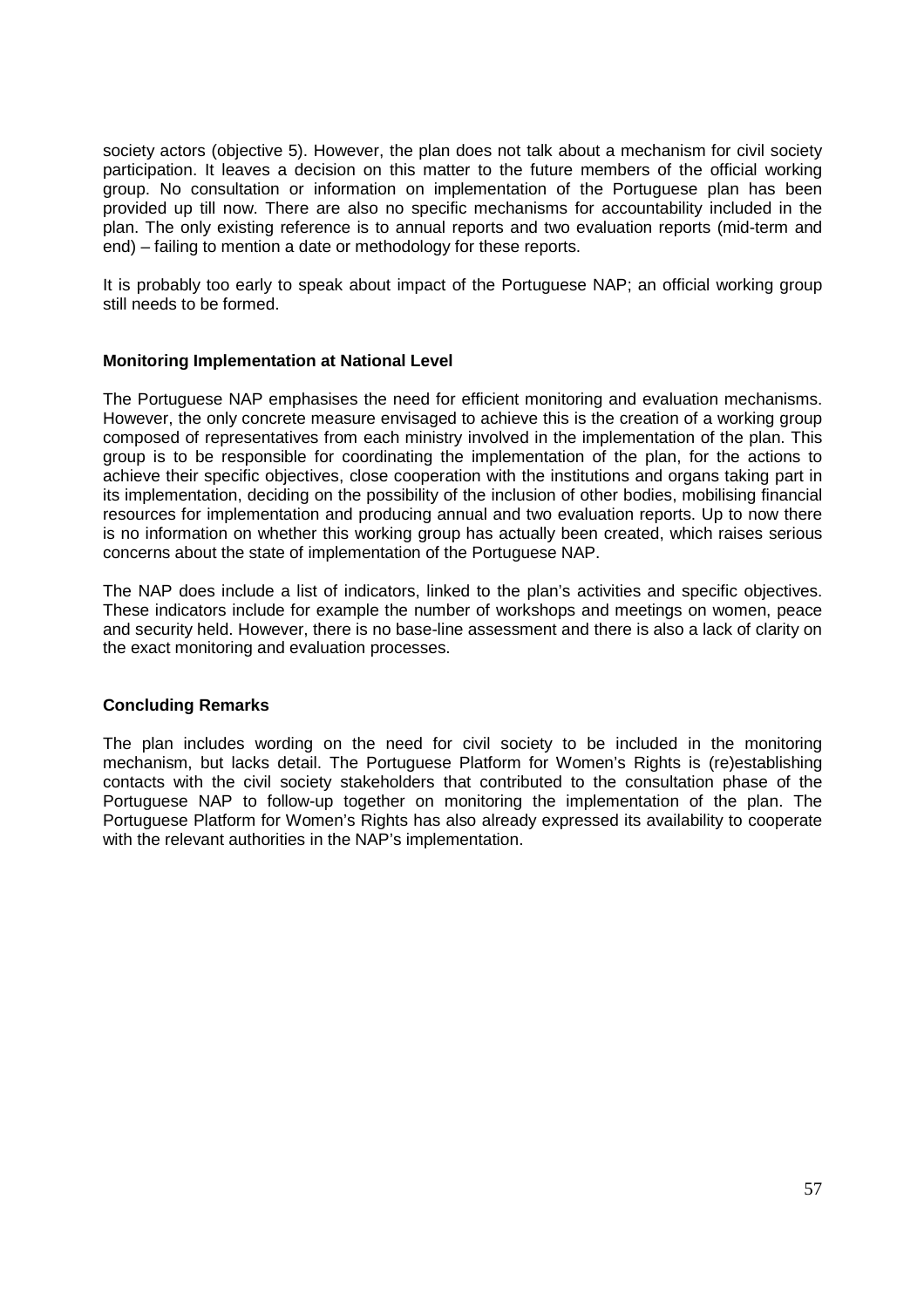society actors (objective 5). However, the plan does not talk about a mechanism for civil society participation. It leaves a decision on this matter to the future members of the official working group. No consultation or information on implementation of the Portuguese plan has been provided up till now. There are also no specific mechanisms for accountability included in the plan. The only existing reference is to annual reports and two evaluation reports (mid-term and end) – failing to mention a date or methodology for these reports.

It is probably too early to speak about impact of the Portuguese NAP; an official working group still needs to be formed.

**Monitoring Implementation at National Level**

The Portuguese NAP emphasises the need for efficient monitoring and evaluation mechanisms. However, the only concrete measure envisaged to achieve this is the creation of a working group composed of representatives from each ministry involved in the implementation of the plan. This group is to be responsible for coordinating the implementation of the plan, for the actions to achieve their specific objectives, close cooperation with the institutions and organs taking part in its implementation, deciding on the possibility of the inclusion of other bodies, mobilising financial resources for implementation and producing annual and two evaluation reports. Up to now there is no information on whether this working group has actually been created, which raises serious concerns about the state of implementation of the Portuguese NAP.

The NAP does include a list of indicators, linked to the plan's activities and specific objectives. These indicators include for example the number of workshops and meetings on women, peace and security held. However, there is no base-line assessment and there is also a lack of clarity on the exact monitoring and evaluation processes.

**Concluding Remarks**

The plan includes wording on the need for civil society to be included in the monitoring mechanism, but lacks detail. The Portuguese Platform for Women's Rights is (re)establishing contacts with the civil society stakeholders that contributed to the consultation phase of the Portuguese NAP to follow-up together on monitoring the implementation of the plan. The Portuguese Platform for Women's Rights has also already expressed its availability to cooperate with the relevant authorities in the NAP's implementation.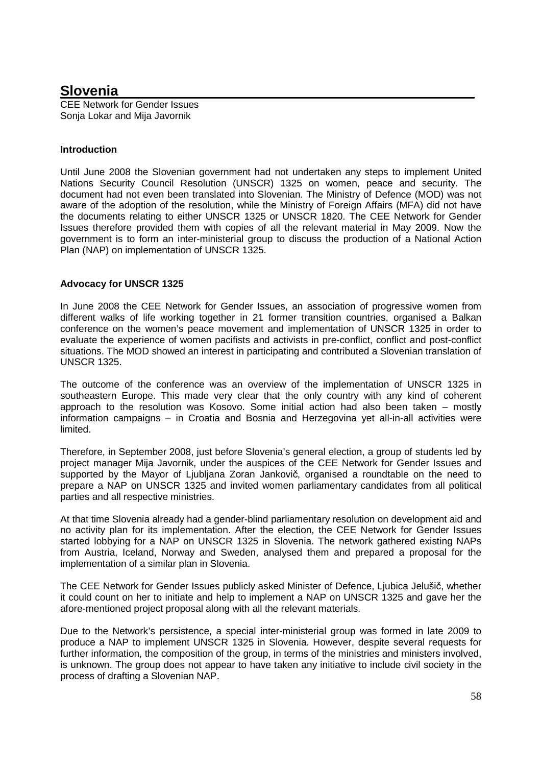# Slovenia

CEE Network for Gender Issues
Sonja Lokar and Mija Javornik

### Introduction

Until June 2008 the Slovenian government had not undertaken any steps to implement United Nations Security Council Resolution (UNSCR) 1325 on women, peace and security. The document had not even been translated into Slovenian. The Ministry of Defence (MOD) was not aware of the adoption of the resolution, while the Ministry of Foreign Affairs (MFA) did not have the documents relating to either UNSCR 1325 or UNSCR 1820. The CEE Network for Gender Issues therefore provided them with copies of all the relevant material in May 2009. Now the government is to form an inter-ministerial group to discuss the production of a National Action Plan (NAP) on implementation of UNSCR 1325.

### Advocacy for UNSCR 1325

In June 2008 the CEE Network for Gender Issues, an association of progressive women from different walks of life working together in 21 former transition countries, organised a Balkan conference on the women's peace movement and implementation of UNSCR 1325 in order to evaluate the experience of women pacifists and activists in pre-conflict, conflict and post-conflict situations. The MOD showed an interest in participating and contributed a Slovenian translation of UNSCR 1325.

The outcome of the conference was an overview of the implementation of UNSCR 1325 in southeastern Europe. This made very clear that the only country with any kind of coherent approach to the resolution was Kosovo. Some initial action had also been taken – mostly information campaigns – in Croatia and Bosnia and Herzegovina yet all-in-all activities were limited.

Therefore, in September 2008, just before Slovenia's general election, a group of students led by project manager Mija Javornik, under the auspices of the CEE Network for Gender Issues and supported by the Mayor of Ljubljana Zoran Jankovič, organised a roundtable on the need to prepare a NAP on UNSCR 1325 and invited women parliamentary candidates from all political parties and all respective ministries.

At that time Slovenia already had a gender-blind parliamentary resolution on development aid and no activity plan for its implementation. After the election, the CEE Network for Gender Issues started lobbying for a NAP on UNSCR 1325 in Slovenia. The network gathered existing NAPs from Austria, Iceland, Norway and Sweden, analysed them and prepared a proposal for the implementation of a similar plan in Slovenia.

The CEE Network for Gender Issues publicly asked Minister of Defence, Ljubica Jelušič, whether it could count on her to initiate and help to implement a NAP on UNSCR 1325 and gave her the afore-mentioned project proposal along with all the relevant materials.

Due to the Network's persistence, a special inter-ministerial group was formed in late 2009 to produce a NAP to implement UNSCR 1325 in Slovenia. However, despite several requests for further information, the composition of the group, in terms of the ministries and ministers involved, is unknown. The group does not appear to have taken any initiative to include civil society in the process of drafting a Slovenian NAP.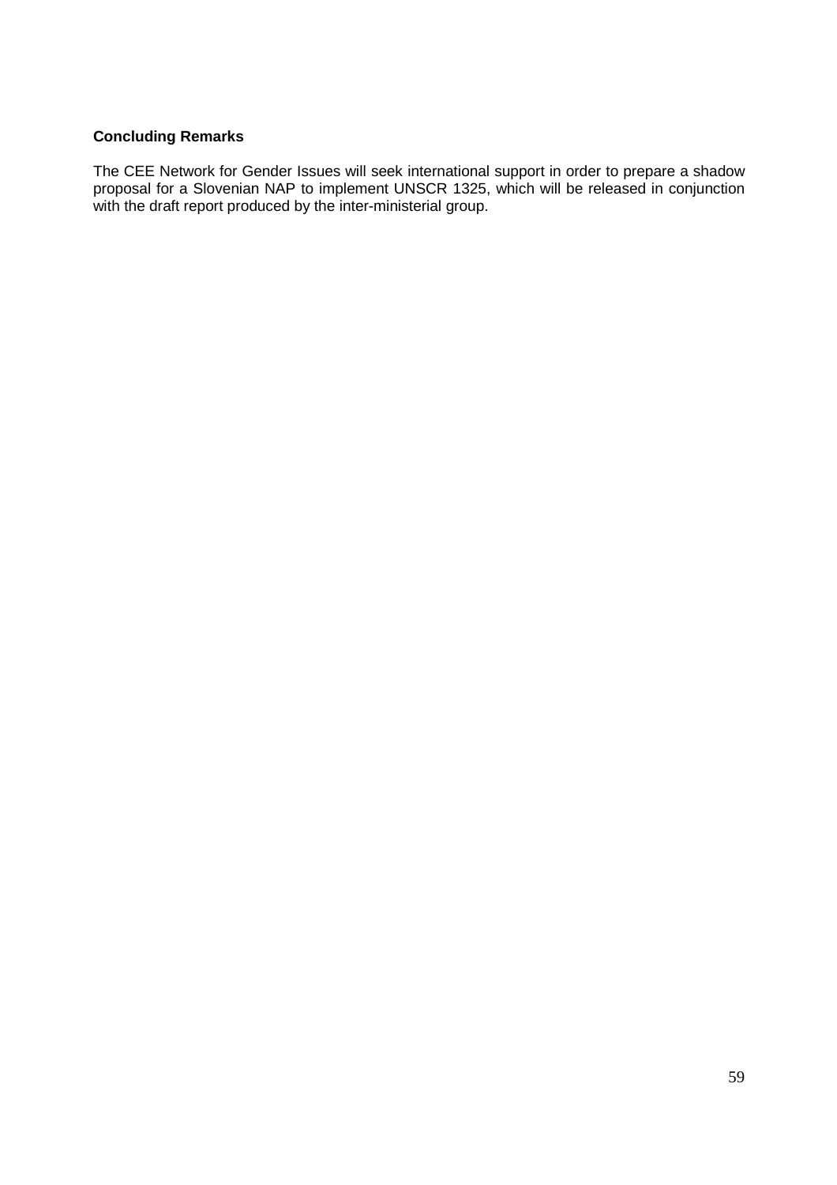**Concluding Remarks**

The CEE Network for Gender Issues will seek international support in order to prepare a shadow proposal for a Slovenian NAP to implement UNSCR 1325, which will be released in conjunction with the draft report produced by the inter-ministerial group.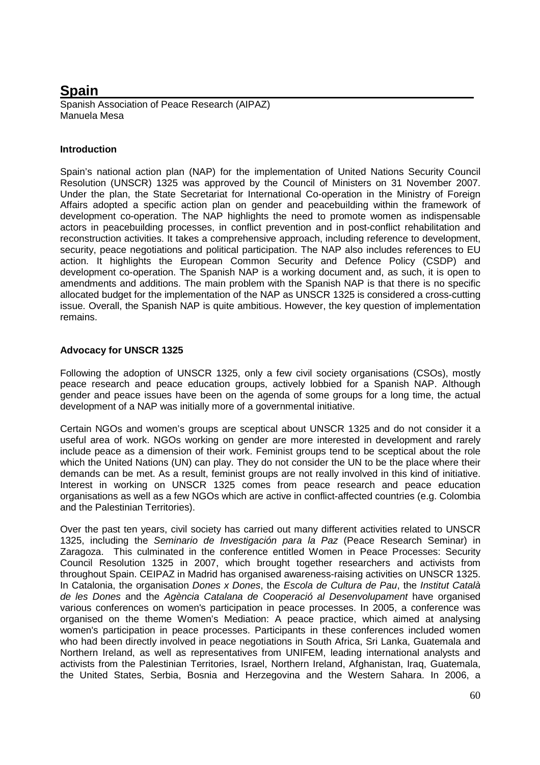# Spain

Spanish Association of Peace Research (AIPAZ)
Manuela Mesa

### Introduction

Spain's national action plan (NAP) for the implementation of United Nations Security Council Resolution (UNSCR) 1325 was approved by the Council of Ministers on 31 November 2007. Under the plan, the State Secretariat for International Co-operation in the Ministry of Foreign Affairs adopted a specific action plan on gender and peacebuilding within the framework of development co-operation. The NAP highlights the need to promote women as indispensable actors in peacebuilding processes, in conflict prevention and in post-conflict rehabilitation and reconstruction activities. It takes a comprehensive approach, including reference to development, security, peace negotiations and political participation. The NAP also includes references to EU action. It highlights the European Common Security and Defence Policy (CSDP) and development co-operation. The Spanish NAP is a working document and, as such, it is open to amendments and additions. The main problem with the Spanish NAP is that there is no specific allocated budget for the implementation of the NAP as UNSCR 1325 is considered a cross-cutting issue. Overall, the Spanish NAP is quite ambitious. However, the key question of implementation remains.

### Advocacy for UNSCR 1325

Following the adoption of UNSCR 1325, only a few civil society organisations (CSOs), mostly peace research and peace education groups, actively lobbied for a Spanish NAP. Although gender and peace issues have been on the agenda of some groups for a long time, the actual development of a NAP was initially more of a governmental initiative.

Certain NGOs and women's groups are sceptical about UNSCR 1325 and do not consider it a useful area of work. NGOs working on gender are more interested in development and rarely include peace as a dimension of their work. Feminist groups tend to be sceptical about the role which the United Nations (UN) can play. They do not consider the UN to be the place where their demands can be met. As a result, feminist groups are not really involved in this kind of initiative. Interest in working on UNSCR 1325 comes from peace research and peace education organisations as well as a few NGOs which are active in conflict-affected countries (e.g. Colombia and the Palestinian Territories).

Over the past ten years, civil society has carried out many different activities related to UNSCR 1325, including the *Seminario de Investigación para la Paz* (Peace Research Seminar) in Zaragoza. This culminated in the conference entitled Women in Peace Processes: Security Council Resolution 1325 in 2007, which brought together researchers and activists from throughout Spain. CEIPAZ in Madrid has organised awareness-raising activities on UNSCR 1325. In Catalonia, the organisation *Dones x Dones*, the *Escola de Cultura de Pau*, the *Institut Català de les Dones* and the *Agència Catalana de Cooperació al Desenvolupament* have organised various conferences on women's participation in peace processes. In 2005, a conference was organised on the theme Women's Mediation: A peace practice, which aimed at analysing women's participation in peace processes. Participants in these conferences included women who had been directly involved in peace negotiations in South Africa, Sri Lanka, Guatemala and Northern Ireland, as well as representatives from UNIFEM, leading international analysts and activists from the Palestinian Territories, Israel, Northern Ireland, Afghanistan, Iraq, Guatemala, the United States, Serbia, Bosnia and Herzegovina and the Western Sahara. In 2006, a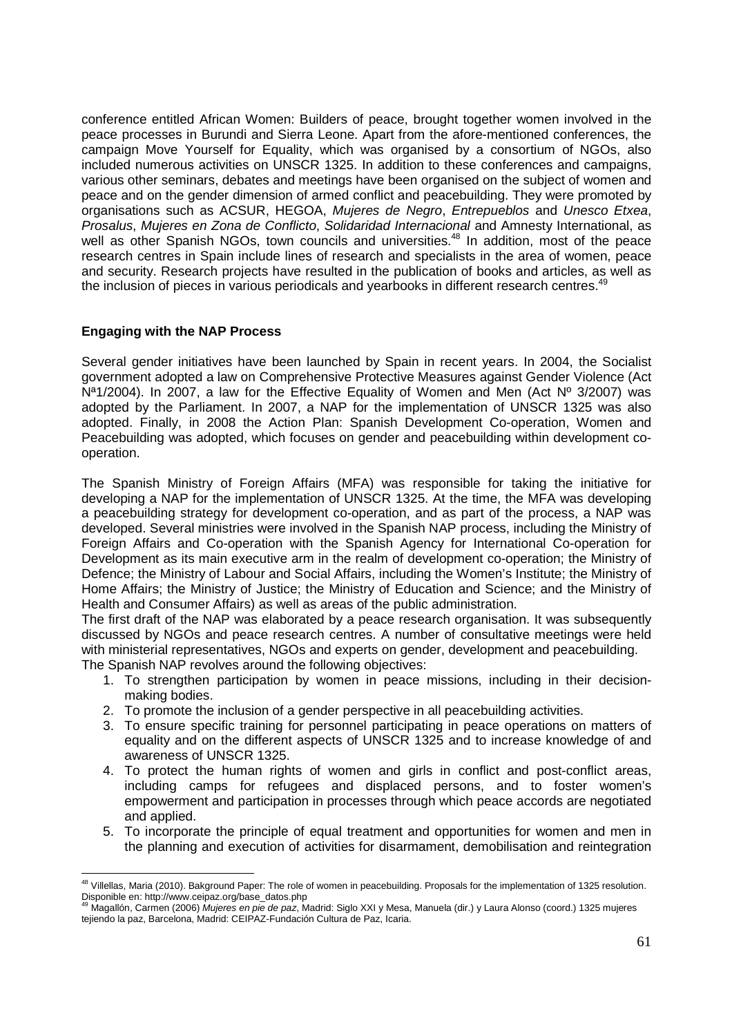conference entitled African Women: Builders of peace, brought together women involved in the peace processes in Burundi and Sierra Leone. Apart from the afore-mentioned conferences, the campaign Move Yourself for Equality, which was organised by a consortium of NGOs, also included numerous activities on UNSCR 1325. In addition to these conferences and campaigns, various other seminars, debates and meetings have been organised on the subject of women and peace and on the gender dimension of armed conflict and peacebuilding. They were promoted by organisations such as ACSUR, HEGOA, *Mujeres de Negro*, *Entrepueblos* and *Unesco Etxea*, *Prosalus*, *Mujeres en Zona de Conflicto*, *Solidaridad Internacional* and Amnesty International, as well as other Spanish NGOs, town councils and universities.[48] In addition, most of the peace research centres in Spain include lines of research and specialists in the area of women, peace and security. Research projects have resulted in the publication of books and articles, as well as the inclusion of pieces in various periodicals and yearbooks in different research centres.[49]

**Engaging with the NAP Process**

Several gender initiatives have been launched by Spain in recent years. In 2004, the Socialist government adopted a law on Comprehensive Protective Measures against Gender Violence (Act Nª1/2004). In 2007, a law for the Effective Equality of Women and Men (Act Nº 3/2007) was adopted by the Parliament. In 2007, a NAP for the implementation of UNSCR 1325 was also adopted. Finally, in 2008 the Action Plan: Spanish Development Co-operation, Women and Peacebuilding was adopted, which focuses on gender and peacebuilding within development co-operation.

The Spanish Ministry of Foreign Affairs (MFA) was responsible for taking the initiative for developing a NAP for the implementation of UNSCR 1325. At the time, the MFA was developing a peacebuilding strategy for development co-operation, and as part of the process, a NAP was developed. Several ministries were involved in the Spanish NAP process, including the Ministry of Foreign Affairs and Co-operation with the Spanish Agency for International Co-operation for Development as its main executive arm in the realm of development co-operation; the Ministry of Defence; the Ministry of Labour and Social Affairs, including the Women's Institute; the Ministry of Home Affairs; the Ministry of Justice; the Ministry of Education and Science; and the Ministry of Health and Consumer Affairs) as well as areas of the public administration.
The first draft of the NAP was elaborated by a peace research organisation. It was subsequently discussed by NGOs and peace research centres. A number of consultative meetings were held with ministerial representatives, NGOs and experts on gender, development and peacebuilding.
The Spanish NAP revolves around the following objectives:

1. To strengthen participation by women in peace missions, including in their decision-making bodies.
2. To promote the inclusion of a gender perspective in all peacebuilding activities.
3. To ensure specific training for personnel participating in peace operations on matters of equality and on the different aspects of UNSCR 1325 and to increase knowledge of and awareness of UNSCR 1325.
4. To protect the human rights of women and girls in conflict and post-conflict areas, including camps for refugees and displaced persons, and to foster women's empowerment and participation in processes through which peace accords are negotiated and applied.
5. To incorporate the principle of equal treatment and opportunities for women and men in the planning and execution of activities for disarmament, demobilisation and reintegration

---

[48] Villellas, Maria (2010). Bakground Paper: The role of women in peacebuilding. Proposals for the implementation of 1325 resolution. Disponible en: http://www.ceipaz.org/base_datos.php

[49] Magallón, Carmen (2006) *Mujeres en pie de paz*, Madrid: Siglo XXI y Mesa, Manuela (dir.) y Laura Alonso (coord.) 1325 mujeres tejiendo la paz, Barcelona, Madrid: CEIPAZ-Fundación Cultura de Paz, Icaria.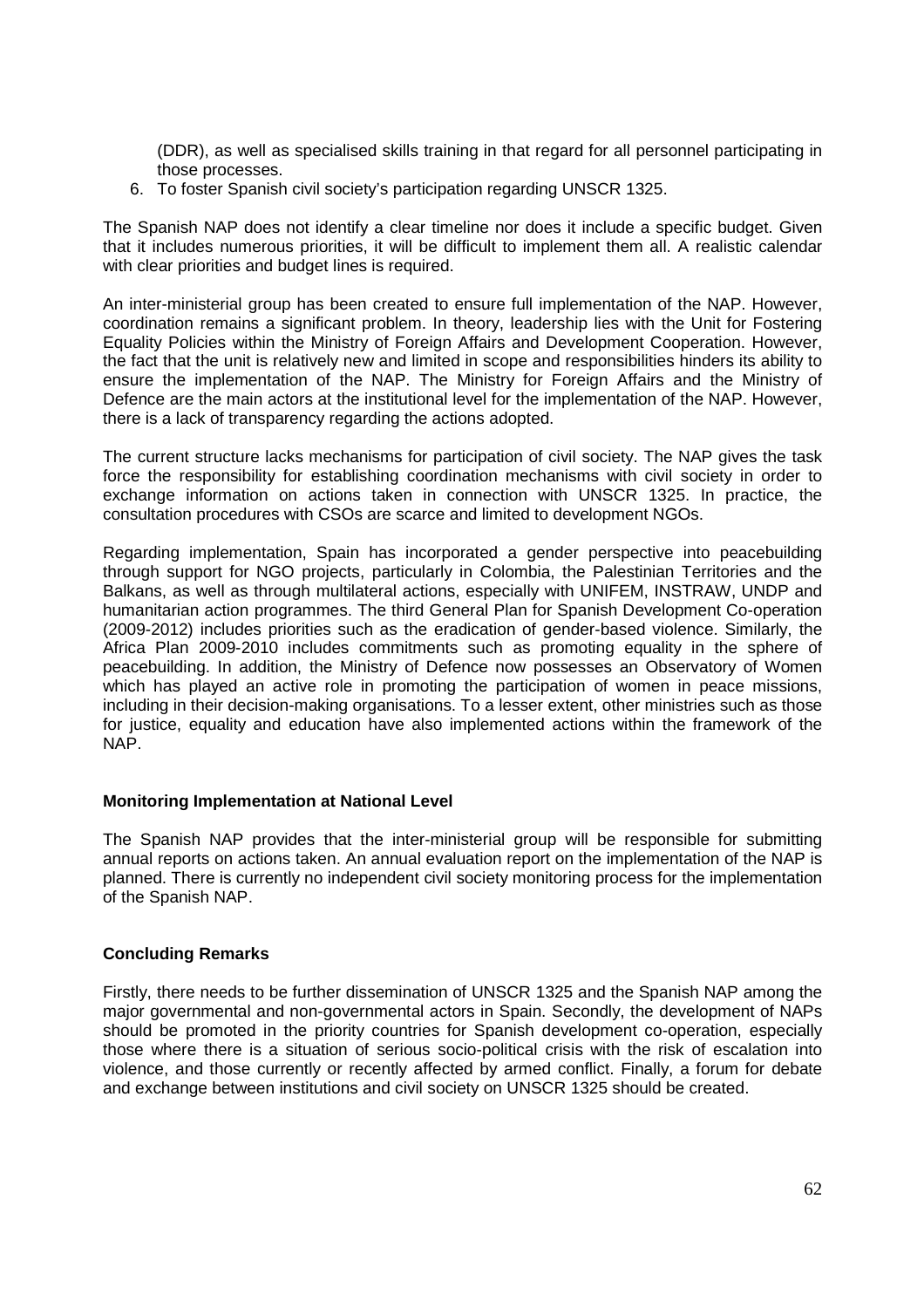(DDR), as well as specialised skills training in that regard for all personnel participating in those processes.

6. To foster Spanish civil society's participation regarding UNSCR 1325.

The Spanish NAP does not identify a clear timeline nor does it include a specific budget. Given that it includes numerous priorities, it will be difficult to implement them all. A realistic calendar with clear priorities and budget lines is required.

An inter-ministerial group has been created to ensure full implementation of the NAP. However, coordination remains a significant problem. In theory, leadership lies with the Unit for Fostering Equality Policies within the Ministry of Foreign Affairs and Development Cooperation. However, the fact that the unit is relatively new and limited in scope and responsibilities hinders its ability to ensure the implementation of the NAP. The Ministry for Foreign Affairs and the Ministry of Defence are the main actors at the institutional level for the implementation of the NAP. However, there is a lack of transparency regarding the actions adopted.

The current structure lacks mechanisms for participation of civil society. The NAP gives the task force the responsibility for establishing coordination mechanisms with civil society in order to exchange information on actions taken in connection with UNSCR 1325. In practice, the consultation procedures with CSOs are scarce and limited to development NGOs.

Regarding implementation, Spain has incorporated a gender perspective into peacebuilding through support for NGO projects, particularly in Colombia, the Palestinian Territories and the Balkans, as well as through multilateral actions, especially with UNIFEM, INSTRAW, UNDP and humanitarian action programmes. The third General Plan for Spanish Development Co-operation (2009-2012) includes priorities such as the eradication of gender-based violence. Similarly, the Africa Plan 2009-2010 includes commitments such as promoting equality in the sphere of peacebuilding. In addition, the Ministry of Defence now possesses an Observatory of Women which has played an active role in promoting the participation of women in peace missions, including in their decision-making organisations. To a lesser extent, other ministries such as those for justice, equality and education have also implemented actions within the framework of the NAP.

**Monitoring Implementation at National Level**

The Spanish NAP provides that the inter-ministerial group will be responsible for submitting annual reports on actions taken. An annual evaluation report on the implementation of the NAP is planned. There is currently no independent civil society monitoring process for the implementation of the Spanish NAP.

**Concluding Remarks**

Firstly, there needs to be further dissemination of UNSCR 1325 and the Spanish NAP among the major governmental and non-governmental actors in Spain. Secondly, the development of NAPs should be promoted in the priority countries for Spanish development co-operation, especially those where there is a situation of serious socio-political crisis with the risk of escalation into violence, and those currently or recently affected by armed conflict. Finally, a forum for debate and exchange between institutions and civil society on UNSCR 1325 should be created.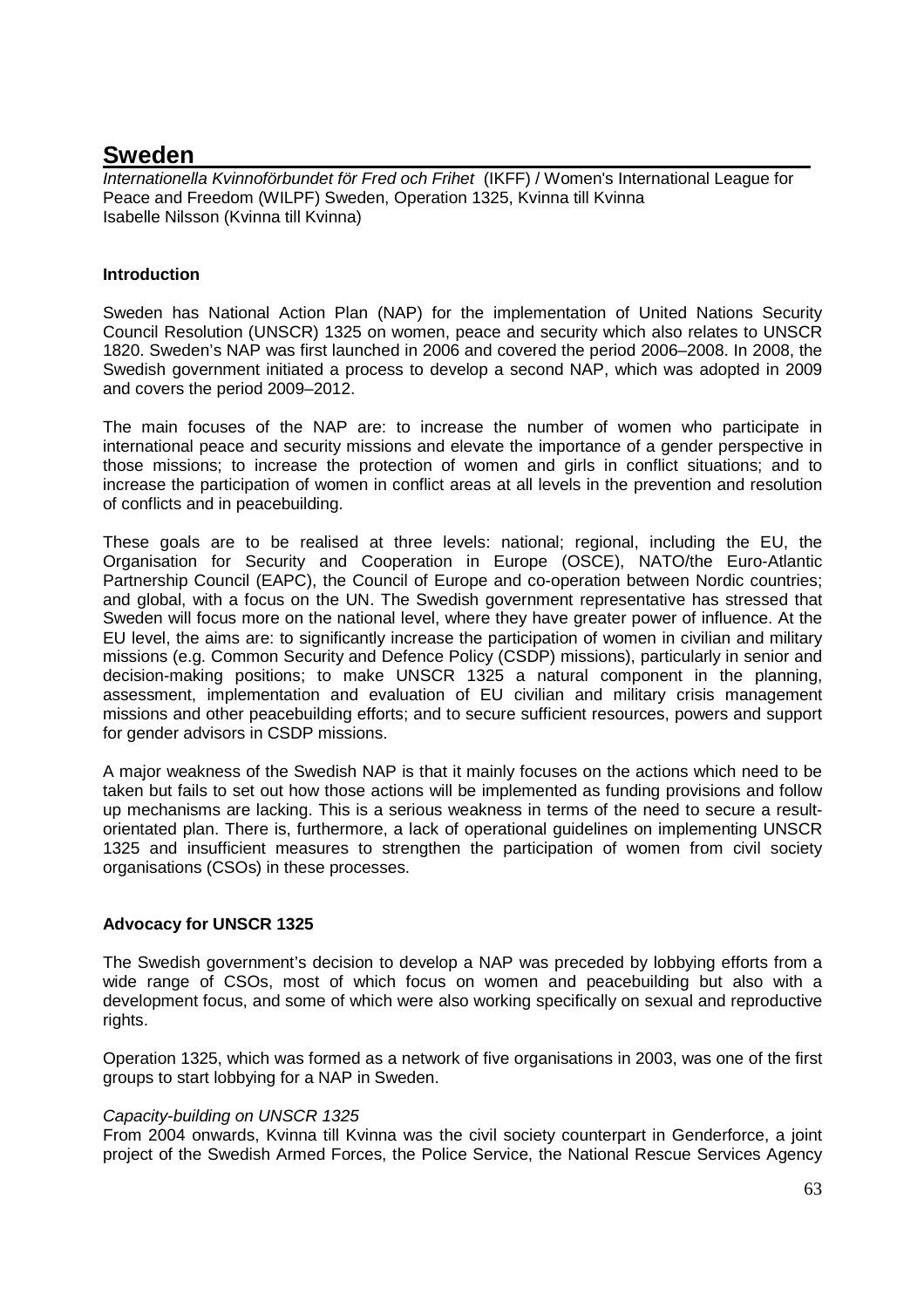# Sweden

*Internationella Kvinnoförbundet för Fred och Frihet* (IKFF) / Women's International League for Peace and Freedom (WILPF) Sweden, Operation 1325, Kvinna till Kvinna
Isabelle Nilsson (Kvinna till Kvinna)

**Introduction**

Sweden has National Action Plan (NAP) for the implementation of United Nations Security Council Resolution (UNSCR) 1325 on women, peace and security which also relates to UNSCR 1820. Sweden's NAP was first launched in 2006 and covered the period 2006–2008. In 2008, the Swedish government initiated a process to develop a second NAP, which was adopted in 2009 and covers the period 2009–2012.

The main focuses of the NAP are: to increase the number of women who participate in international peace and security missions and elevate the importance of a gender perspective in those missions; to increase the protection of women and girls in conflict situations; and to increase the participation of women in conflict areas at all levels in the prevention and resolution of conflicts and in peacebuilding.

These goals are to be realised at three levels: national; regional, including the EU, the Organisation for Security and Cooperation in Europe (OSCE), NATO/the Euro-Atlantic Partnership Council (EAPC), the Council of Europe and co-operation between Nordic countries; and global, with a focus on the UN. The Swedish government representative has stressed that Sweden will focus more on the national level, where they have greater power of influence. At the EU level, the aims are: to significantly increase the participation of women in civilian and military missions (e.g. Common Security and Defence Policy (CSDP) missions), particularly in senior and decision-making positions; to make UNSCR 1325 a natural component in the planning, assessment, implementation and evaluation of EU civilian and military crisis management missions and other peacebuilding efforts; and to secure sufficient resources, powers and support for gender advisors in CSDP missions.

A major weakness of the Swedish NAP is that it mainly focuses on the actions which need to be taken but fails to set out how those actions will be implemented as funding provisions and follow up mechanisms are lacking. This is a serious weakness in terms of the need to secure a result-orientated plan. There is, furthermore, a lack of operational guidelines on implementing UNSCR 1325 and insufficient measures to strengthen the participation of women from civil society organisations (CSOs) in these processes.

**Advocacy for UNSCR 1325**

The Swedish government's decision to develop a NAP was preceded by lobbying efforts from a wide range of CSOs, most of which focus on women and peacebuilding but also with a development focus, and some of which were also working specifically on sexual and reproductive rights.

Operation 1325, which was formed as a network of five organisations in 2003, was one of the first groups to start lobbying for a NAP in Sweden.

*Capacity-building on UNSCR 1325*

From 2004 onwards, Kvinna till Kvinna was the civil society counterpart in Genderforce, a joint project of the Swedish Armed Forces, the Police Service, the National Rescue Services Agency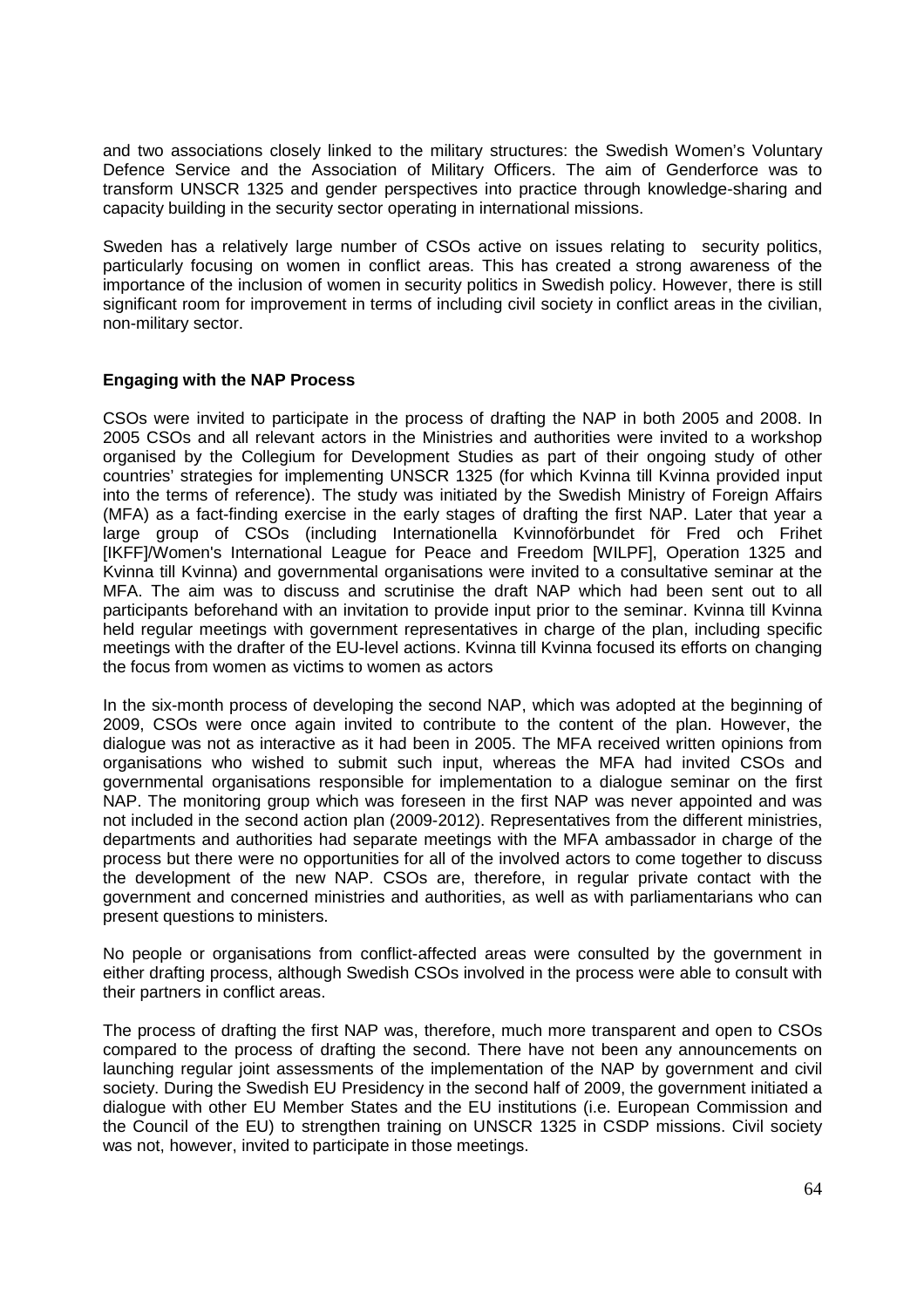and two associations closely linked to the military structures: the Swedish Women's Voluntary Defence Service and the Association of Military Officers. The aim of Genderforce was to transform UNSCR 1325 and gender perspectives into practice through knowledge-sharing and capacity building in the security sector operating in international missions.

Sweden has a relatively large number of CSOs active on issues relating to security politics, particularly focusing on women in conflict areas. This has created a strong awareness of the importance of the inclusion of women in security politics in Swedish policy. However, there is still significant room for improvement in terms of including civil society in conflict areas in the civilian, non-military sector.

**Engaging with the NAP Process**

CSOs were invited to participate in the process of drafting the NAP in both 2005 and 2008. In 2005 CSOs and all relevant actors in the Ministries and authorities were invited to a workshop organised by the Collegium for Development Studies as part of their ongoing study of other countries' strategies for implementing UNSCR 1325 (for which Kvinna till Kvinna provided input into the terms of reference). The study was initiated by the Swedish Ministry of Foreign Affairs (MFA) as a fact-finding exercise in the early stages of drafting the first NAP. Later that year a large group of CSOs (including Internationella Kvinnoförbundet för Fred och Frihet [IKFF]/Women's International League for Peace and Freedom [WILPF], Operation 1325 and Kvinna till Kvinna) and governmental organisations were invited to a consultative seminar at the MFA. The aim was to discuss and scrutinise the draft NAP which had been sent out to all participants beforehand with an invitation to provide input prior to the seminar. Kvinna till Kvinna held regular meetings with government representatives in charge of the plan, including specific meetings with the drafter of the EU-level actions. Kvinna till Kvinna focused its efforts on changing the focus from women as victims to women as actors

In the six-month process of developing the second NAP, which was adopted at the beginning of 2009, CSOs were once again invited to contribute to the content of the plan. However, the dialogue was not as interactive as it had been in 2005. The MFA received written opinions from organisations who wished to submit such input, whereas the MFA had invited CSOs and governmental organisations responsible for implementation to a dialogue seminar on the first NAP. The monitoring group which was foreseen in the first NAP was never appointed and was not included in the second action plan (2009-2012). Representatives from the different ministries, departments and authorities had separate meetings with the MFA ambassador in charge of the process but there were no opportunities for all of the involved actors to come together to discuss the development of the new NAP. CSOs are, therefore, in regular private contact with the government and concerned ministries and authorities, as well as with parliamentarians who can present questions to ministers.

No people or organisations from conflict-affected areas were consulted by the government in either drafting process, although Swedish CSOs involved in the process were able to consult with their partners in conflict areas.

The process of drafting the first NAP was, therefore, much more transparent and open to CSOs compared to the process of drafting the second. There have not been any announcements on launching regular joint assessments of the implementation of the NAP by government and civil society. During the Swedish EU Presidency in the second half of 2009, the government initiated a dialogue with other EU Member States and the EU institutions (i.e. European Commission and the Council of the EU) to strengthen training on UNSCR 1325 in CSDP missions. Civil society was not, however, invited to participate in those meetings.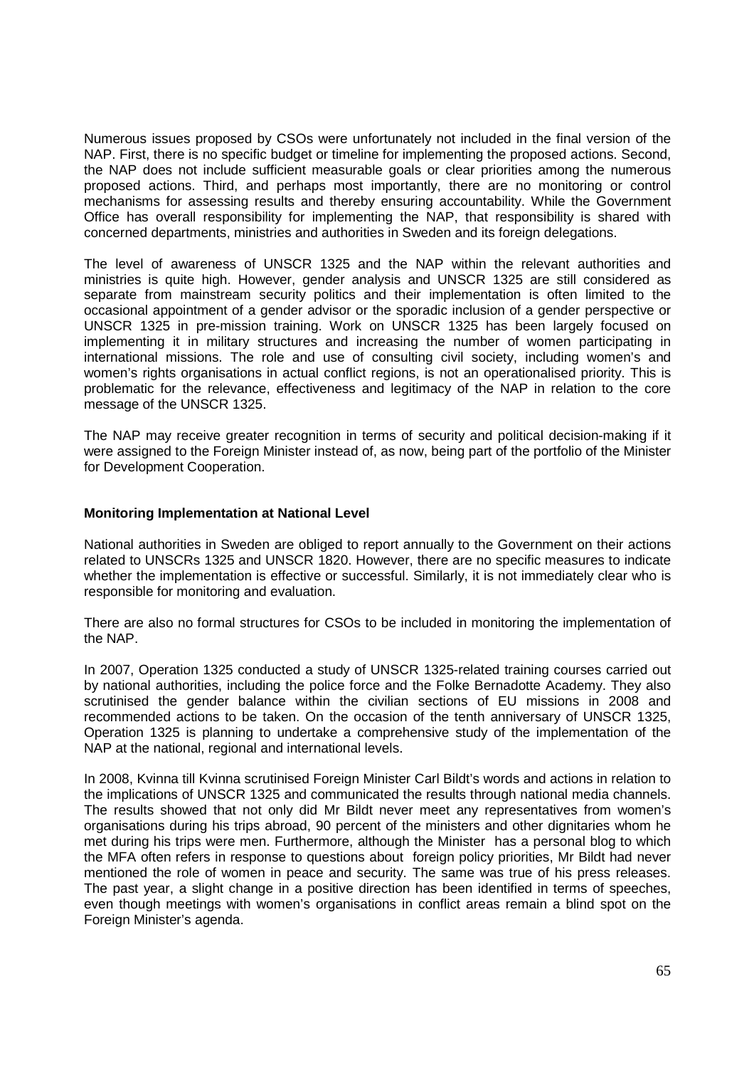Numerous issues proposed by CSOs were unfortunately not included in the final version of the NAP. First, there is no specific budget or timeline for implementing the proposed actions. Second, the NAP does not include sufficient measurable goals or clear priorities among the numerous proposed actions. Third, and perhaps most importantly, there are no monitoring or control mechanisms for assessing results and thereby ensuring accountability. While the Government Office has overall responsibility for implementing the NAP, that responsibility is shared with concerned departments, ministries and authorities in Sweden and its foreign delegations.

The level of awareness of UNSCR 1325 and the NAP within the relevant authorities and ministries is quite high. However, gender analysis and UNSCR 1325 are still considered as separate from mainstream security politics and their implementation is often limited to the occasional appointment of a gender advisor or the sporadic inclusion of a gender perspective or UNSCR 1325 in pre-mission training. Work on UNSCR 1325 has been largely focused on implementing it in military structures and increasing the number of women participating in international missions. The role and use of consulting civil society, including women's and women's rights organisations in actual conflict regions, is not an operationalised priority. This is problematic for the relevance, effectiveness and legitimacy of the NAP in relation to the core message of the UNSCR 1325.

The NAP may receive greater recognition in terms of security and political decision-making if it were assigned to the Foreign Minister instead of, as now, being part of the portfolio of the Minister for Development Cooperation.

**Monitoring Implementation at National Level**

National authorities in Sweden are obliged to report annually to the Government on their actions related to UNSCRs 1325 and UNSCR 1820. However, there are no specific measures to indicate whether the implementation is effective or successful. Similarly, it is not immediately clear who is responsible for monitoring and evaluation.

There are also no formal structures for CSOs to be included in monitoring the implementation of the NAP.

In 2007, Operation 1325 conducted a study of UNSCR 1325-related training courses carried out by national authorities, including the police force and the Folke Bernadotte Academy. They also scrutinised the gender balance within the civilian sections of EU missions in 2008 and recommended actions to be taken. On the occasion of the tenth anniversary of UNSCR 1325, Operation 1325 is planning to undertake a comprehensive study of the implementation of the NAP at the national, regional and international levels.

In 2008, Kvinna till Kvinna scrutinised Foreign Minister Carl Bildt's words and actions in relation to the implications of UNSCR 1325 and communicated the results through national media channels. The results showed that not only did Mr Bildt never meet any representatives from women's organisations during his trips abroad, 90 percent of the ministers and other dignitaries whom he met during his trips were men. Furthermore, although the Minister has a personal blog to which the MFA often refers in response to questions about foreign policy priorities, Mr Bildt had never mentioned the role of women in peace and security. The same was true of his press releases. The past year, a slight change in a positive direction has been identified in terms of speeches, even though meetings with women's organisations in conflict areas remain a blind spot on the Foreign Minister's agenda.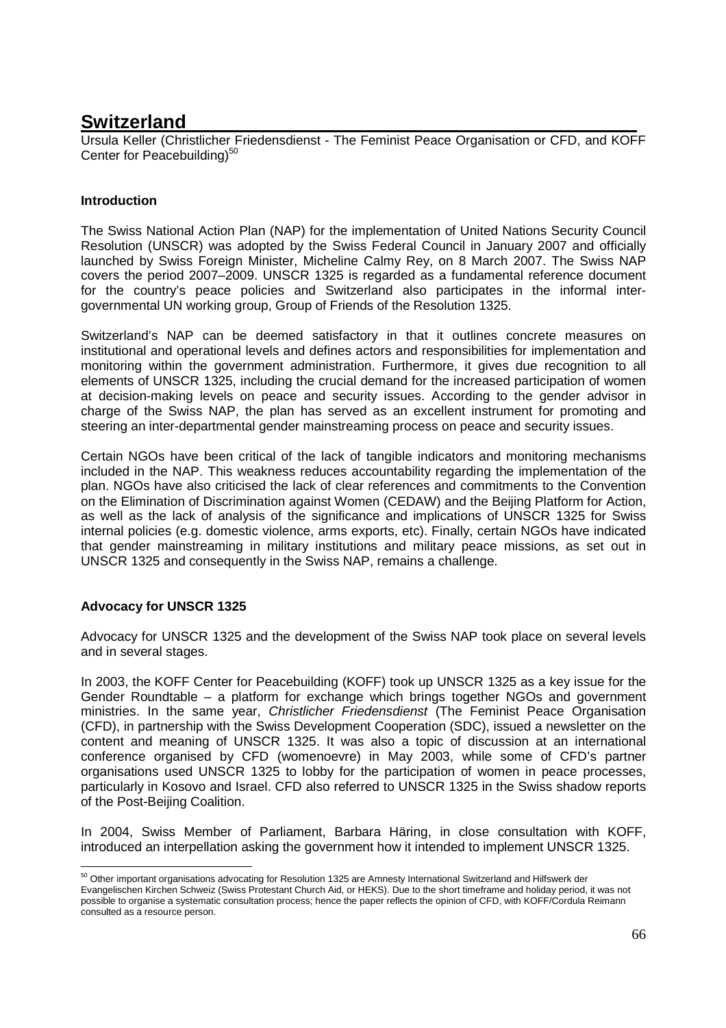# Switzerland

Ursula Keller (Christlicher Friedensdienst - The Feminist Peace Organisation or CFD, and KOFF Center for Peacebuilding)[50]

### Introduction

The Swiss National Action Plan (NAP) for the implementation of United Nations Security Council Resolution (UNSCR) was adopted by the Swiss Federal Council in January 2007 and officially launched by Swiss Foreign Minister, Micheline Calmy Rey, on 8 March 2007. The Swiss NAP covers the period 2007–2009. UNSCR 1325 is regarded as a fundamental reference document for the country's peace policies and Switzerland also participates in the informal inter-governmental UN working group, Group of Friends of the Resolution 1325.

Switzerland's NAP can be deemed satisfactory in that it outlines concrete measures on institutional and operational levels and defines actors and responsibilities for implementation and monitoring within the government administration. Furthermore, it gives due recognition to all elements of UNSCR 1325, including the crucial demand for the increased participation of women at decision-making levels on peace and security issues. According to the gender advisor in charge of the Swiss NAP, the plan has served as an excellent instrument for promoting and steering an inter-departmental gender mainstreaming process on peace and security issues.

Certain NGOs have been critical of the lack of tangible indicators and monitoring mechanisms included in the NAP. This weakness reduces accountability regarding the implementation of the plan. NGOs have also criticised the lack of clear references and commitments to the Convention on the Elimination of Discrimination against Women (CEDAW) and the Beijing Platform for Action, as well as the lack of analysis of the significance and implications of UNSCR 1325 for Swiss internal policies (e.g. domestic violence, arms exports, etc). Finally, certain NGOs have indicated that gender mainstreaming in military institutions and military peace missions, as set out in UNSCR 1325 and consequently in the Swiss NAP, remains a challenge.

### Advocacy for UNSCR 1325

Advocacy for UNSCR 1325 and the development of the Swiss NAP took place on several levels and in several stages.

In 2003, the KOFF Center for Peacebuilding (KOFF) took up UNSCR 1325 as a key issue for the Gender Roundtable – a platform for exchange which brings together NGOs and government ministries. In the same year, *Christlicher Friedensdienst* (The Feminist Peace Organisation (CFD), in partnership with the Swiss Development Cooperation (SDC), issued a newsletter on the content and meaning of UNSCR 1325. It was also a topic of discussion at an international conference organised by CFD (womenoevre) in May 2003, while some of CFD's partner organisations used UNSCR 1325 to lobby for the participation of women in peace processes, particularly in Kosovo and Israel. CFD also referred to UNSCR 1325 in the Swiss shadow reports of the Post-Beijing Coalition.

In 2004, Swiss Member of Parliament, Barbara Häring, in close consultation with KOFF, introduced an interpellation asking the government how it intended to implement UNSCR 1325.

---

[50] Other important organisations advocating for Resolution 1325 are Amnesty International Switzerland and Hilfswerk der Evangelischen Kirchen Schweiz (Swiss Protestant Church Aid, or HEKS). Due to the short timeframe and holiday period, it was not possible to organise a systematic consultation process; hence the paper reflects the opinion of CFD, with KOFF/Cordula Reimann consulted as a resource person.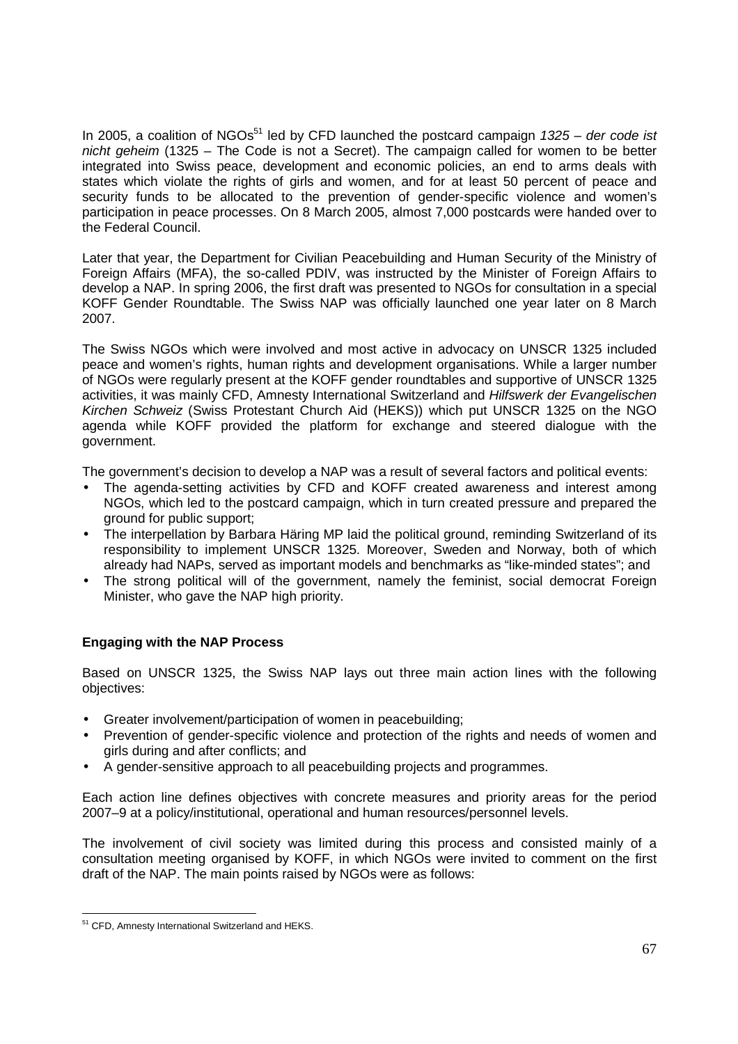In 2005, a coalition of NGOs[51] led by CFD launched the postcard campaign *1325 – der code ist nicht geheim* (1325 – The Code is not a Secret). The campaign called for women to be better integrated into Swiss peace, development and economic policies, an end to arms deals with states which violate the rights of girls and women, and for at least 50 percent of peace and security funds to be allocated to the prevention of gender-specific violence and women's participation in peace processes. On 8 March 2005, almost 7,000 postcards were handed over to the Federal Council.

Later that year, the Department for Civilian Peacebuilding and Human Security of the Ministry of Foreign Affairs (MFA), the so-called PDIV, was instructed by the Minister of Foreign Affairs to develop a NAP. In spring 2006, the first draft was presented to NGOs for consultation in a special KOFF Gender Roundtable. The Swiss NAP was officially launched one year later on 8 March 2007.

The Swiss NGOs which were involved and most active in advocacy on UNSCR 1325 included peace and women's rights, human rights and development organisations. While a larger number of NGOs were regularly present at the KOFF gender roundtables and supportive of UNSCR 1325 activities, it was mainly CFD, Amnesty International Switzerland and *Hilfswerk der Evangelischen Kirchen Schweiz* (Swiss Protestant Church Aid (HEKS)) which put UNSCR 1325 on the NGO agenda while KOFF provided the platform for exchange and steered dialogue with the government.

The government's decision to develop a NAP was a result of several factors and political events:

- The agenda-setting activities by CFD and KOFF created awareness and interest among NGOs, which led to the postcard campaign, which in turn created pressure and prepared the ground for public support;
- The interpellation by Barbara Häring MP laid the political ground, reminding Switzerland of its responsibility to implement UNSCR 1325. Moreover, Sweden and Norway, both of which already had NAPs, served as important models and benchmarks as "like-minded states"; and
- The strong political will of the government, namely the feminist, social democrat Foreign Minister, who gave the NAP high priority.

**Engaging with the NAP Process**

Based on UNSCR 1325, the Swiss NAP lays out three main action lines with the following objectives:

- Greater involvement/participation of women in peacebuilding;
- Prevention of gender-specific violence and protection of the rights and needs of women and girls during and after conflicts; and
- A gender-sensitive approach to all peacebuilding projects and programmes.

Each action line defines objectives with concrete measures and priority areas for the period 2007–9 at a policy/institutional, operational and human resources/personnel levels.

The involvement of civil society was limited during this process and consisted mainly of a consultation meeting organised by KOFF, in which NGOs were invited to comment on the first draft of the NAP. The main points raised by NGOs were as follows:

[51] CFD, Amnesty International Switzerland and HEKS.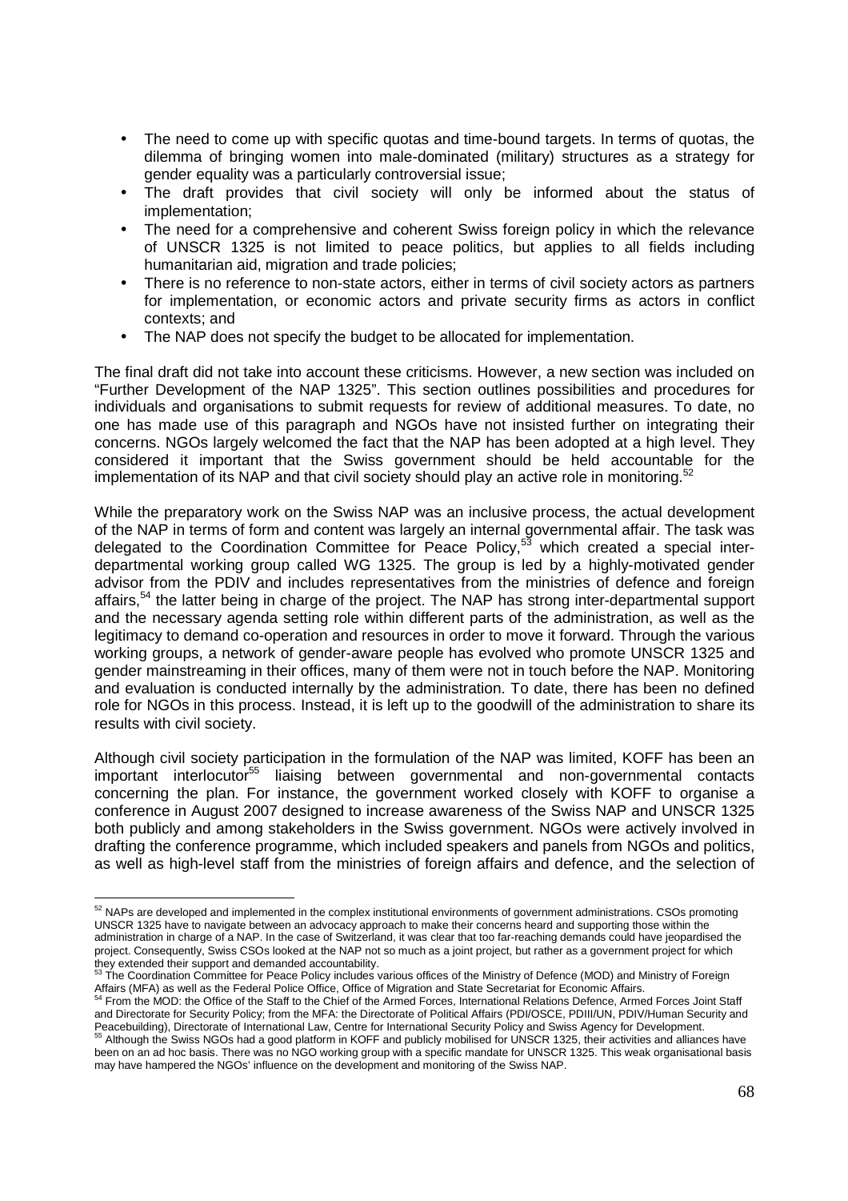- The need to come up with specific quotas and time-bound targets. In terms of quotas, the dilemma of bringing women into male-dominated (military) structures as a strategy for gender equality was a particularly controversial issue;
- The draft provides that civil society will only be informed about the status of implementation;
- The need for a comprehensive and coherent Swiss foreign policy in which the relevance of UNSCR 1325 is not limited to peace politics, but applies to all fields including humanitarian aid, migration and trade policies;
- There is no reference to non-state actors, either in terms of civil society actors as partners for implementation, or economic actors and private security firms as actors in conflict contexts; and
- The NAP does not specify the budget to be allocated for implementation.

The final draft did not take into account these criticisms. However, a new section was included on "Further Development of the NAP 1325". This section outlines possibilities and procedures for individuals and organisations to submit requests for review of additional measures. To date, no one has made use of this paragraph and NGOs have not insisted further on integrating their concerns. NGOs largely welcomed the fact that the NAP has been adopted at a high level. They considered it important that the Swiss government should be held accountable for the implementation of its NAP and that civil society should play an active role in monitoring.[52]

While the preparatory work on the Swiss NAP was an inclusive process, the actual development of the NAP in terms of form and content was largely an internal governmental affair. The task was delegated to the Coordination Committee for Peace Policy,[53] which created a special inter-departmental working group called WG 1325. The group is led by a highly-motivated gender advisor from the PDIV and includes representatives from the ministries of defence and foreign affairs,[54] the latter being in charge of the project. The NAP has strong inter-departmental support and the necessary agenda setting role within different parts of the administration, as well as the legitimacy to demand co-operation and resources in order to move it forward. Through the various working groups, a network of gender-aware people has evolved who promote UNSCR 1325 and gender mainstreaming in their offices, many of them were not in touch before the NAP. Monitoring and evaluation is conducted internally by the administration. To date, there has been no defined role for NGOs in this process. Instead, it is left up to the goodwill of the administration to share its results with civil society.

Although civil society participation in the formulation of the NAP was limited, KOFF has been an important interlocutor[55] liaising between governmental and non-governmental contacts concerning the plan. For instance, the government worked closely with KOFF to organise a conference in August 2007 designed to increase awareness of the Swiss NAP and UNSCR 1325 both publicly and among stakeholders in the Swiss government. NGOs were actively involved in drafting the conference programme, which included speakers and panels from NGOs and politics, as well as high-level staff from the ministries of foreign affairs and defence, and the selection of

---

[52] NAPs are developed and implemented in the complex institutional environments of government administrations. CSOs promoting UNSCR 1325 have to navigate between an advocacy approach to make their concerns heard and supporting those within the administration in charge of a NAP. In the case of Switzerland, it was clear that too far-reaching demands could have jeopardised the project. Consequently, Swiss CSOs looked at the NAP not so much as a joint project, but rather as a government project for which they extended their support and demanded accountability.

[53] The Coordination Committee for Peace Policy includes various offices of the Ministry of Defence (MOD) and Ministry of Foreign Affairs (MFA) as well as the Federal Police Office, Office of Migration and State Secretariat for Economic Affairs.

[54] From the MOD: the Office of the Staff to the Chief of the Armed Forces, International Relations Defence, Armed Forces Joint Staff and Directorate for Security Policy; from the MFA: the Directorate of Political Affairs (PDI/OSCE, PDIII/UN, PDIV/Human Security and Peacebuilding), Directorate of International Law, Centre for International Security Policy and Swiss Agency for Development.

[55] Although the Swiss NGOs had a good platform in KOFF and publicly mobilised for UNSCR 1325, their activities and alliances have been on an ad hoc basis. There was no NGO working group with a specific mandate for UNSCR 1325. This weak organisational basis may have hampered the NGOs' influence on the development and monitoring of the Swiss NAP.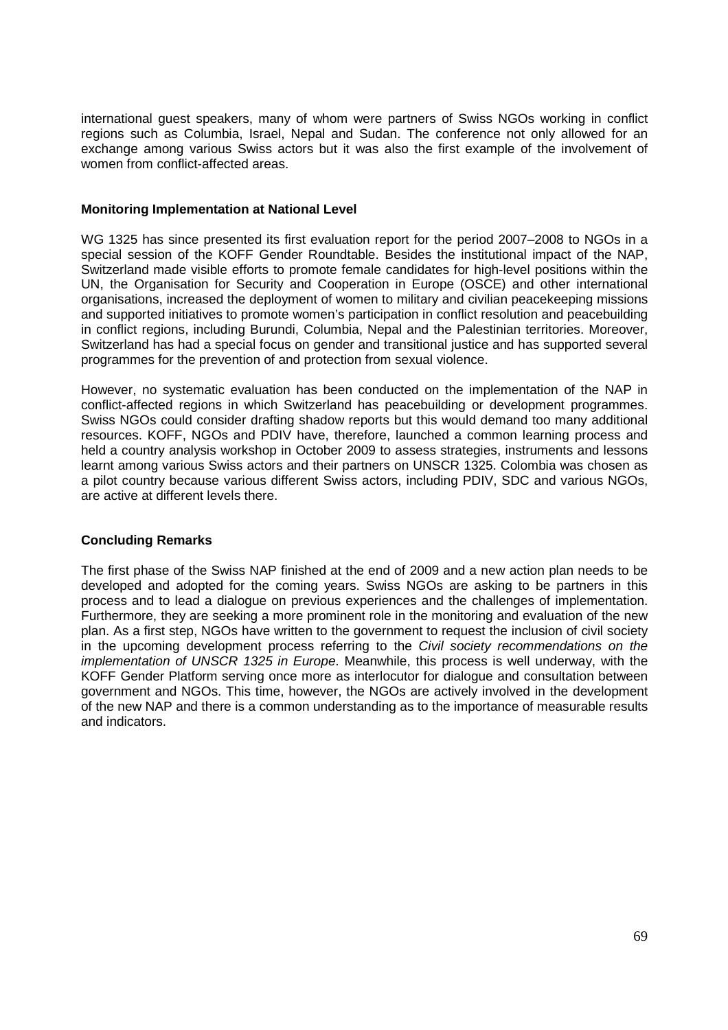international guest speakers, many of whom were partners of Swiss NGOs working in conflict regions such as Columbia, Israel, Nepal and Sudan. The conference not only allowed for an exchange among various Swiss actors but it was also the first example of the involvement of women from conflict-affected areas.

**Monitoring Implementation at National Level**

WG 1325 has since presented its first evaluation report for the period 2007–2008 to NGOs in a special session of the KOFF Gender Roundtable. Besides the institutional impact of the NAP, Switzerland made visible efforts to promote female candidates for high-level positions within the UN, the Organisation for Security and Cooperation in Europe (OSCE) and other international organisations, increased the deployment of women to military and civilian peacekeeping missions and supported initiatives to promote women's participation in conflict resolution and peacebuilding in conflict regions, including Burundi, Columbia, Nepal and the Palestinian territories. Moreover, Switzerland has had a special focus on gender and transitional justice and has supported several programmes for the prevention of and protection from sexual violence.

However, no systematic evaluation has been conducted on the implementation of the NAP in conflict-affected regions in which Switzerland has peacebuilding or development programmes. Swiss NGOs could consider drafting shadow reports but this would demand too many additional resources. KOFF, NGOs and PDIV have, therefore, launched a common learning process and held a country analysis workshop in October 2009 to assess strategies, instruments and lessons learnt among various Swiss actors and their partners on UNSCR 1325. Colombia was chosen as a pilot country because various different Swiss actors, including PDIV, SDC and various NGOs, are active at different levels there.

**Concluding Remarks**

The first phase of the Swiss NAP finished at the end of 2009 and a new action plan needs to be developed and adopted for the coming years. Swiss NGOs are asking to be partners in this process and to lead a dialogue on previous experiences and the challenges of implementation. Furthermore, they are seeking a more prominent role in the monitoring and evaluation of the new plan. As a first step, NGOs have written to the government to request the inclusion of civil society in the upcoming development process referring to the *Civil society recommendations on the implementation of UNSCR 1325 in Europe*. Meanwhile, this process is well underway, with the KOFF Gender Platform serving once more as interlocutor for dialogue and consultation between government and NGOs. This time, however, the NGOs are actively involved in the development of the new NAP and there is a common understanding as to the importance of measurable results and indicators.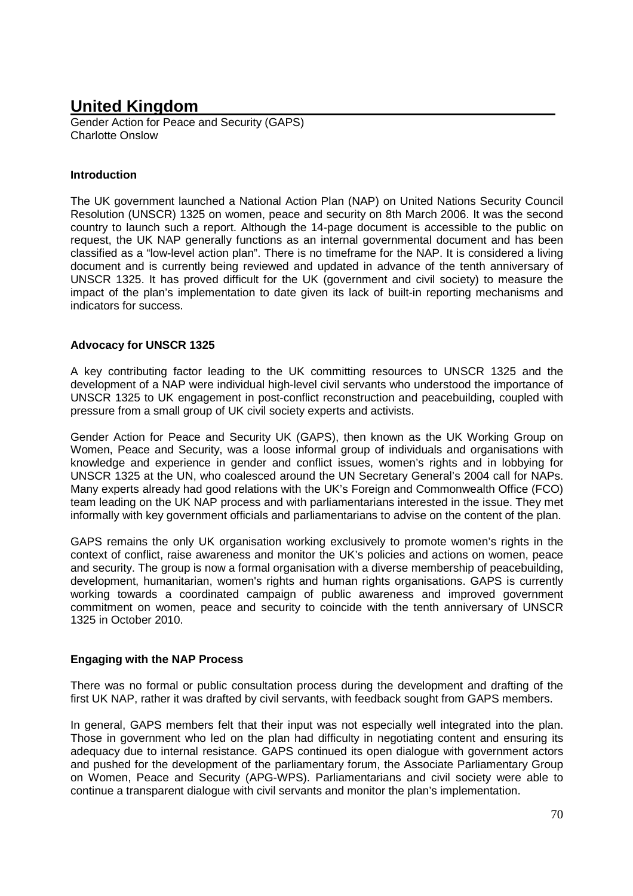# United Kingdom

Gender Action for Peace and Security (GAPS)
Charlotte Onslow

### Introduction

The UK government launched a National Action Plan (NAP) on United Nations Security Council Resolution (UNSCR) 1325 on women, peace and security on 8th March 2006. It was the second country to launch such a report. Although the 14-page document is accessible to the public on request, the UK NAP generally functions as an internal governmental document and has been classified as a "low-level action plan". There is no timeframe for the NAP. It is considered a living document and is currently being reviewed and updated in advance of the tenth anniversary of UNSCR 1325. It has proved difficult for the UK (government and civil society) to measure the impact of the plan's implementation to date given its lack of built-in reporting mechanisms and indicators for success.

### Advocacy for UNSCR 1325

A key contributing factor leading to the UK committing resources to UNSCR 1325 and the development of a NAP were individual high-level civil servants who understood the importance of UNSCR 1325 to UK engagement in post-conflict reconstruction and peacebuilding, coupled with pressure from a small group of UK civil society experts and activists.

Gender Action for Peace and Security UK (GAPS), then known as the UK Working Group on Women, Peace and Security, was a loose informal group of individuals and organisations with knowledge and experience in gender and conflict issues, women's rights and in lobbying for UNSCR 1325 at the UN, who coalesced around the UN Secretary General's 2004 call for NAPs. Many experts already had good relations with the UK's Foreign and Commonwealth Office (FCO) team leading on the UK NAP process and with parliamentarians interested in the issue. They met informally with key government officials and parliamentarians to advise on the content of the plan.

GAPS remains the only UK organisation working exclusively to promote women's rights in the context of conflict, raise awareness and monitor the UK's policies and actions on women, peace and security. The group is now a formal organisation with a diverse membership of peacebuilding, development, humanitarian, women's rights and human rights organisations. GAPS is currently working towards a coordinated campaign of public awareness and improved government commitment on women, peace and security to coincide with the tenth anniversary of UNSCR 1325 in October 2010.

### Engaging with the NAP Process

There was no formal or public consultation process during the development and drafting of the first UK NAP, rather it was drafted by civil servants, with feedback sought from GAPS members.

In general, GAPS members felt that their input was not especially well integrated into the plan. Those in government who led on the plan had difficulty in negotiating content and ensuring its adequacy due to internal resistance. GAPS continued its open dialogue with government actors and pushed for the development of the parliamentary forum, the Associate Parliamentary Group on Women, Peace and Security (APG-WPS). Parliamentarians and civil society were able to continue a transparent dialogue with civil servants and monitor the plan's implementation.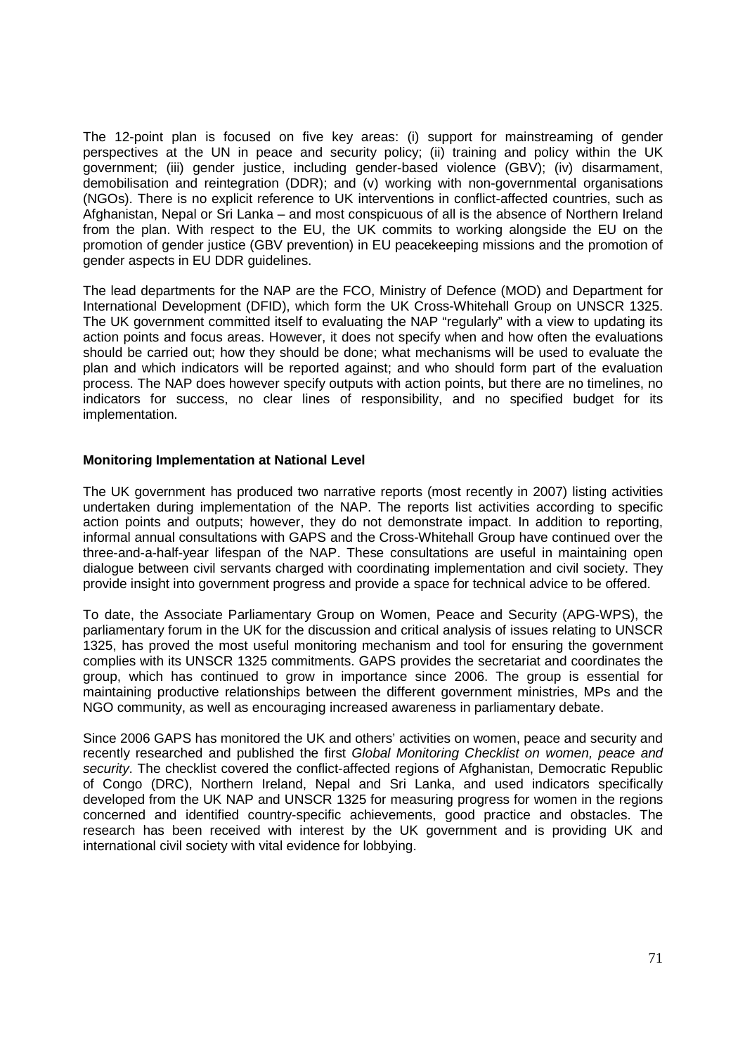The 12-point plan is focused on five key areas: (i) support for mainstreaming of gender perspectives at the UN in peace and security policy; (ii) training and policy within the UK government; (iii) gender justice, including gender-based violence (GBV); (iv) disarmament, demobilisation and reintegration (DDR); and (v) working with non-governmental organisations (NGOs). There is no explicit reference to UK interventions in conflict-affected countries, such as Afghanistan, Nepal or Sri Lanka – and most conspicuous of all is the absence of Northern Ireland from the plan. With respect to the EU, the UK commits to working alongside the EU on the promotion of gender justice (GBV prevention) in EU peacekeeping missions and the promotion of gender aspects in EU DDR guidelines.

The lead departments for the NAP are the FCO, Ministry of Defence (MOD) and Department for International Development (DFID), which form the UK Cross-Whitehall Group on UNSCR 1325. The UK government committed itself to evaluating the NAP "regularly" with a view to updating its action points and focus areas. However, it does not specify when and how often the evaluations should be carried out; how they should be done; what mechanisms will be used to evaluate the plan and which indicators will be reported against; and who should form part of the evaluation process. The NAP does however specify outputs with action points, but there are no timelines, no indicators for success, no clear lines of responsibility, and no specified budget for its implementation.

**Monitoring Implementation at National Level**

The UK government has produced two narrative reports (most recently in 2007) listing activities undertaken during implementation of the NAP. The reports list activities according to specific action points and outputs; however, they do not demonstrate impact. In addition to reporting, informal annual consultations with GAPS and the Cross-Whitehall Group have continued over the three-and-a-half-year lifespan of the NAP. These consultations are useful in maintaining open dialogue between civil servants charged with coordinating implementation and civil society. They provide insight into government progress and provide a space for technical advice to be offered.

To date, the Associate Parliamentary Group on Women, Peace and Security (APG-WPS), the parliamentary forum in the UK for the discussion and critical analysis of issues relating to UNSCR 1325, has proved the most useful monitoring mechanism and tool for ensuring the government complies with its UNSCR 1325 commitments. GAPS provides the secretariat and coordinates the group, which has continued to grow in importance since 2006. The group is essential for maintaining productive relationships between the different government ministries, MPs and the NGO community, as well as encouraging increased awareness in parliamentary debate.

Since 2006 GAPS has monitored the UK and others' activities on women, peace and security and recently researched and published the first *Global Monitoring Checklist on women, peace and security*. The checklist covered the conflict-affected regions of Afghanistan, Democratic Republic of Congo (DRC), Northern Ireland, Nepal and Sri Lanka, and used indicators specifically developed from the UK NAP and UNSCR 1325 for measuring progress for women in the regions concerned and identified country-specific achievements, good practice and obstacles. The research has been received with interest by the UK government and is providing UK and international civil society with vital evidence for lobbying.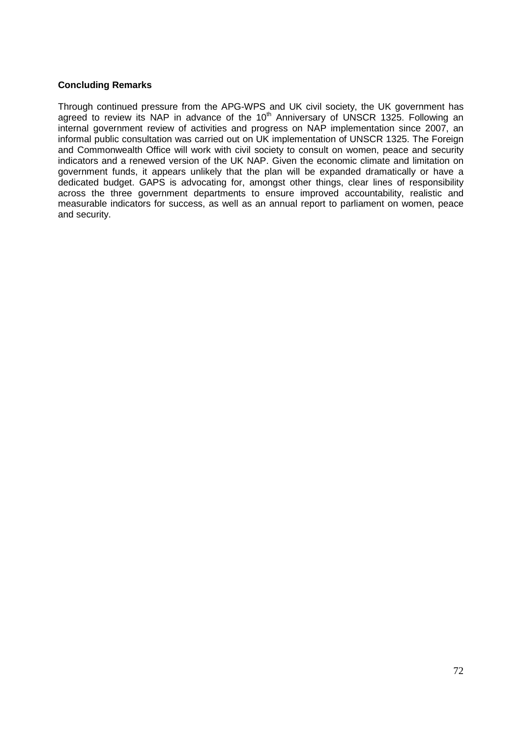**Concluding Remarks**

Through continued pressure from the APG-WPS and UK civil society, the UK government has agreed to review its NAP in advance of the 10th Anniversary of UNSCR 1325. Following an internal government review of activities and progress on NAP implementation since 2007, an informal public consultation was carried out on UK implementation of UNSCR 1325. The Foreign and Commonwealth Office will work with civil society to consult on women, peace and security indicators and a renewed version of the UK NAP. Given the economic climate and limitation on government funds, it appears unlikely that the plan will be expanded dramatically or have a dedicated budget. GAPS is advocating for, amongst other things, clear lines of responsibility across the three government departments to ensure improved accountability, realistic and measurable indicators for success, as well as an annual report to parliament on women, peace and security.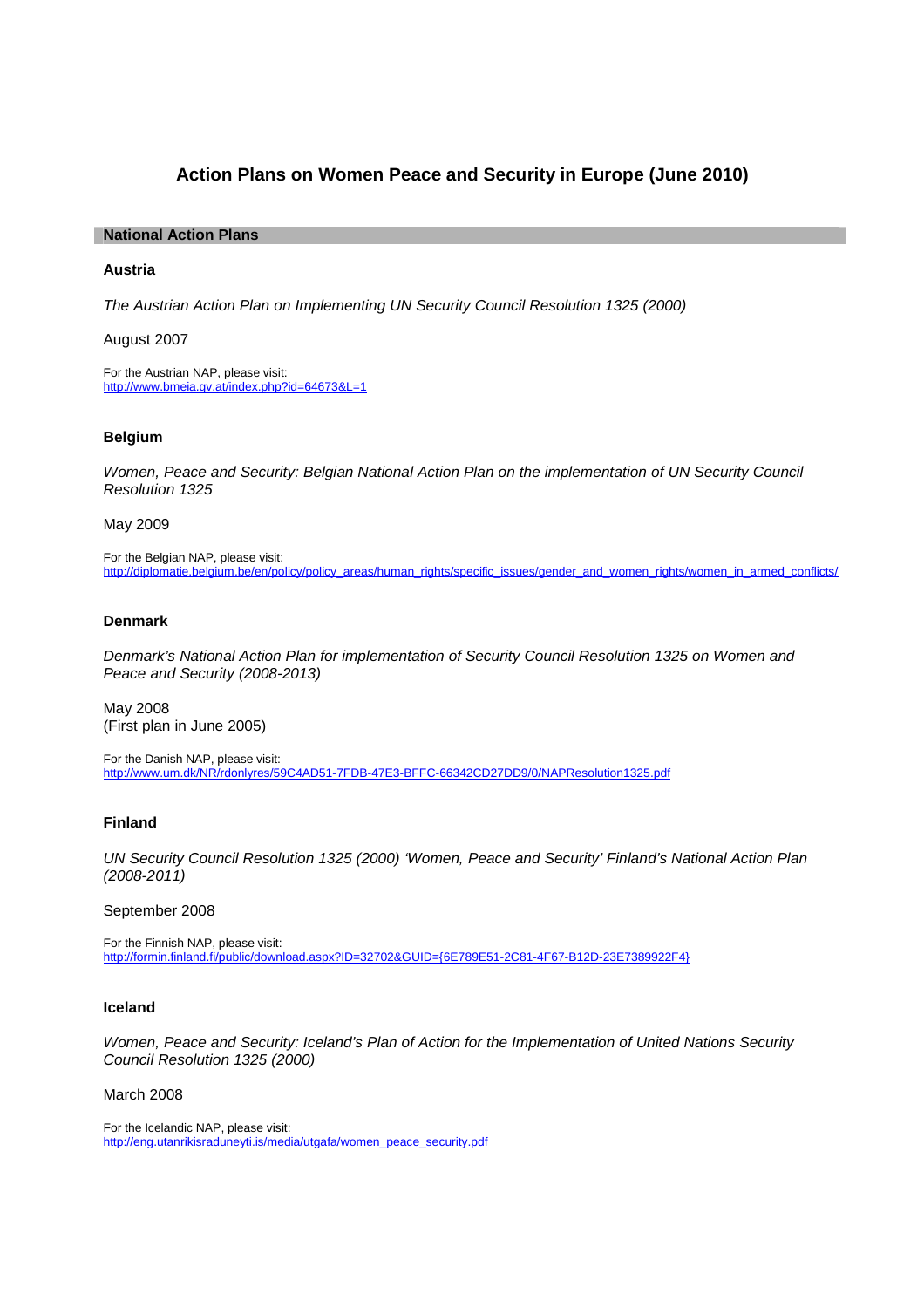# Action Plans on Women Peace and Security in Europe (June 2010)

## National Action Plans

### Austria

*The Austrian Action Plan on Implementing UN Security Council Resolution 1325 (2000)*

August 2007

For the Austrian NAP, please visit:
http://www.bmeia.gv.at/index.php?id=64673&L=1

### Belgium

*Women, Peace and Security: Belgian National Action Plan on the implementation of UN Security Council Resolution 1325*

May 2009

For the Belgian NAP, please visit:
http://diplomatie.belgium.be/en/policy/policy_areas/human_rights/specific_issues/gender_and_women_rights/women_in_armed_conflicts/

### Denmark

*Denmark's National Action Plan for implementation of Security Council Resolution 1325 on Women and Peace and Security (2008-2013)*

May 2008
(First plan in June 2005)

For the Danish NAP, please visit:
http://www.um.dk/NR/rdonlyres/59C4AD51-7FDB-47E3-BFFC-66342CD27DD9/0/NAPResolution1325.pdf

### Finland

*UN Security Council Resolution 1325 (2000) 'Women, Peace and Security' Finland's National Action Plan (2008-2011)*

September 2008

For the Finnish NAP, please visit:
http://formin.finland.fi/public/download.aspx?ID=32702&GUID={6E789E51-2C81-4F67-B12D-23E7389922F4}

### Iceland

*Women, Peace and Security: Iceland's Plan of Action for the Implementation of United Nations Security Council Resolution 1325 (2000)*

March 2008

For the Icelandic NAP, please visit:
http://eng.utanrikisraduneyti.is/media/utgafa/women_peace_security.pdf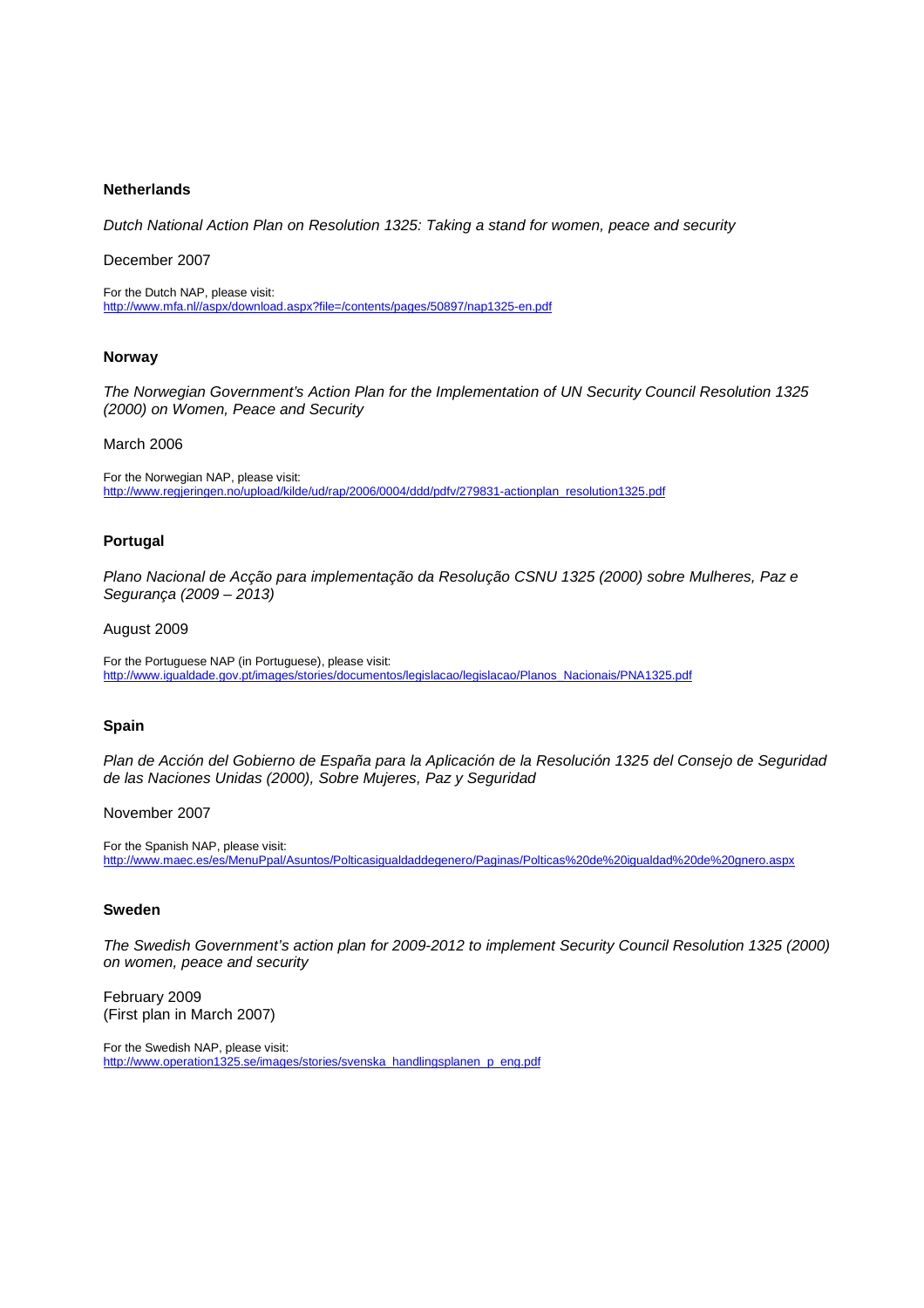**Netherlands**

*Dutch National Action Plan on Resolution 1325: Taking a stand for women, peace and security*

December 2007

For the Dutch NAP, please visit:
http://www.mfa.nl//aspx/download.aspx?file=/contents/pages/50897/nap1325-en.pdf

**Norway**

*The Norwegian Government's Action Plan for the Implementation of UN Security Council Resolution 1325 (2000) on Women, Peace and Security*

March 2006

For the Norwegian NAP, please visit:
http://www.regjeringen.no/upload/kilde/ud/rap/2006/0004/ddd/pdfv/279831-actionplan_resolution1325.pdf

**Portugal**

*Plano Nacional de Acção para implementação da Resolução CSNU 1325 (2000) sobre Mulheres, Paz e Segurança (2009 – 2013)*

August 2009

For the Portuguese NAP (in Portuguese), please visit:
http://www.igualdade.gov.pt/images/stories/documentos/legislacao/legislacao/Planos_Nacionais/PNA1325.pdf

**Spain**

*Plan de Acción del Gobierno de España para la Aplicación de la Resolución 1325 del Consejo de Seguridad de las Naciones Unidas (2000), Sobre Mujeres, Paz y Seguridad*

November 2007

For the Spanish NAP, please visit:
http://www.maec.es/es/MenuPpal/Asuntos/Polticasigualdaddegenero/Paginas/Polticas%20de%20igualdad%20de%20gnero.aspx

**Sweden**

*The Swedish Government's action plan for 2009-2012 to implement Security Council Resolution 1325 (2000) on women, peace and security*

February 2009
(First plan in March 2007)

For the Swedish NAP, please visit:
http://www.operation1325.se/images/stories/svenska_handlingsplanen_p_eng.pdf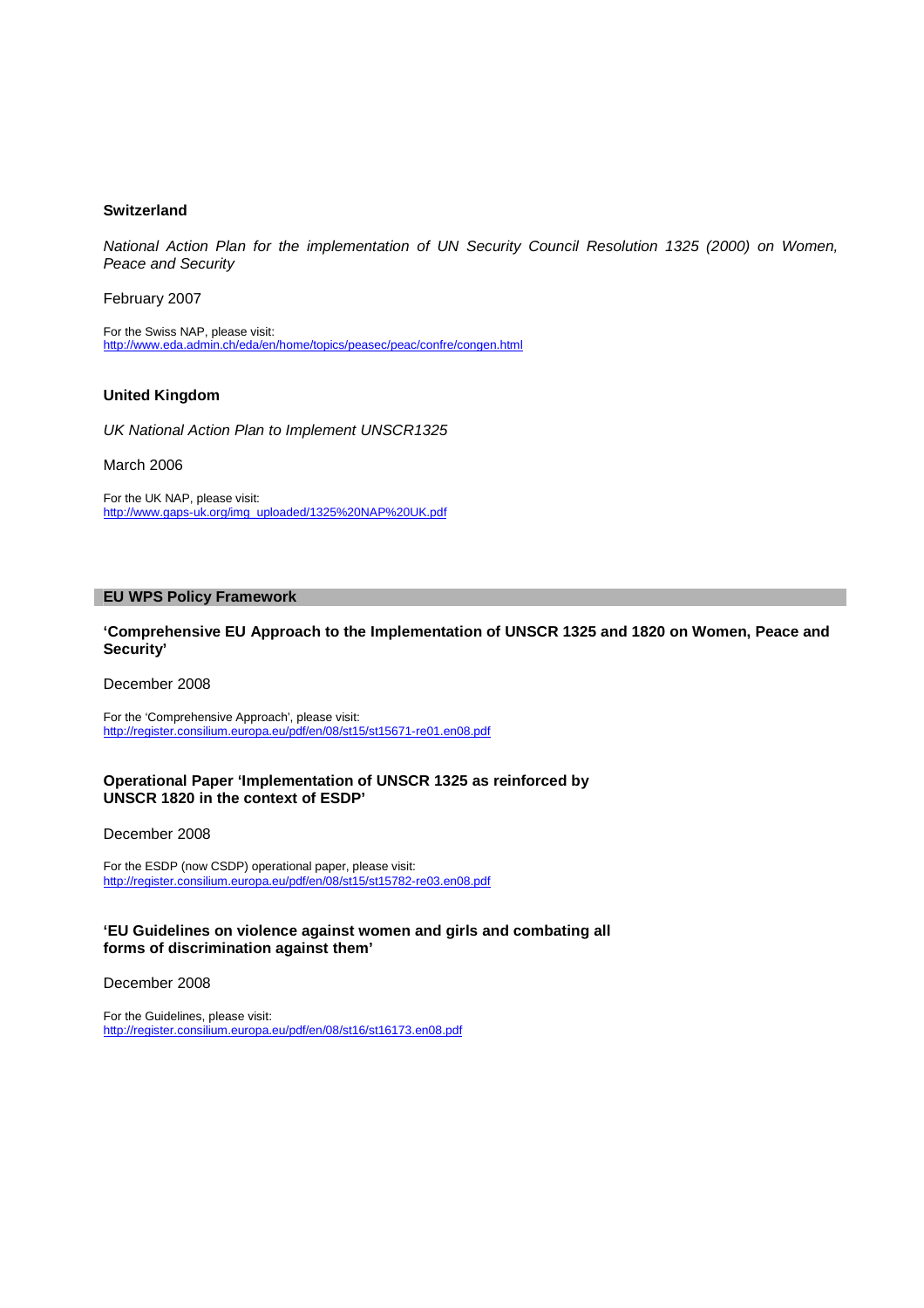### Switzerland

*National Action Plan for the implementation of UN Security Council Resolution 1325 (2000) on Women, Peace and Security*

February 2007

For the Swiss NAP, please visit:
http://www.eda.admin.ch/eda/en/home/topics/peasec/peac/confre/congen.html

### United Kingdom

*UK National Action Plan to Implement UNSCR1325*

March 2006

For the UK NAP, please visit:
http://www.gaps-uk.org/img_uploaded/1325%20NAP%20UK.pdf

## EU WPS Policy Framework

### ‘Comprehensive EU Approach to the Implementation of UNSCR 1325 and 1820 on Women, Peace and Security’

December 2008

For the ‘Comprehensive Approach’, please visit:
http://register.consilium.europa.eu/pdf/en/08/st15/st15671-re01.en08.pdf

### Operational Paper ‘Implementation of UNSCR 1325 as reinforced by UNSCR 1820 in the context of ESDP’

December 2008

For the ESDP (now CSDP) operational paper, please visit:
http://register.consilium.europa.eu/pdf/en/08/st15/st15782-re03.en08.pdf

### ‘EU Guidelines on violence against women and girls and combating all forms of discrimination against them’

December 2008

For the Guidelines, please visit:
http://register.consilium.europa.eu/pdf/en/08/st16/st16173.en08.pdf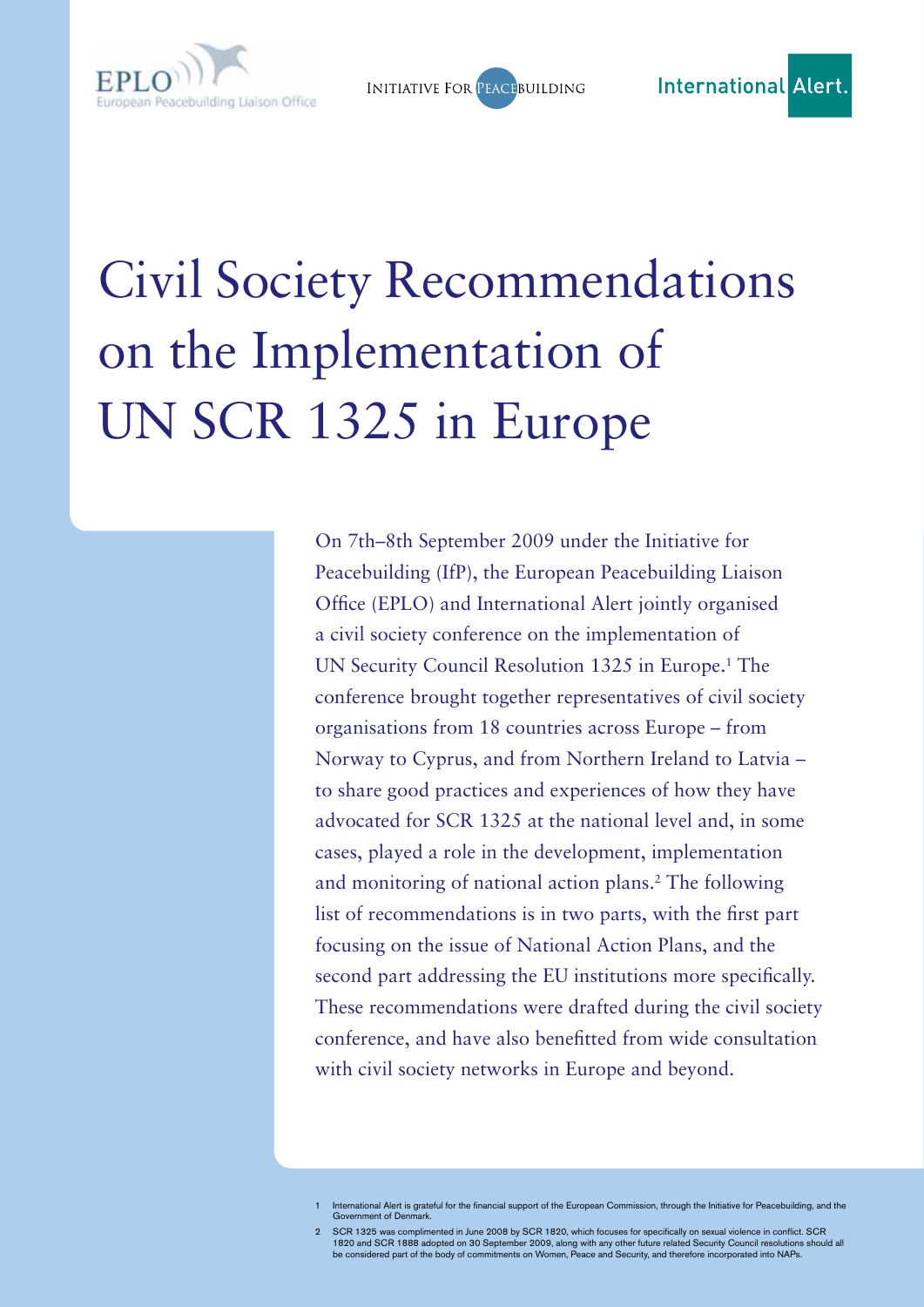EPLO
European Peacebuilding Liaison Office

Initiative For Peacebuilding

International Alert.

# Civil Society Recommendations on the Implementation of UN SCR 1325 in Europe

On 7th–8th September 2009 under the Initiative for Peacebuilding (IfP), the European Peacebuilding Liaison Office (EPLO) and International Alert jointly organised a civil society conference on the implementation of UN Security Council Resolution 1325 in Europe.[1] The conference brought together representatives of civil society organisations from 18 countries across Europe – from Norway to Cyprus, and from Northern Ireland to Latvia – to share good practices and experiences of how they have advocated for SCR 1325 at the national level and, in some cases, played a role in the development, implementation and monitoring of national action plans.[2] The following list of recommendations is in two parts, with the first part focusing on the issue of National Action Plans, and the second part addressing the EU institutions more specifically. These recommendations were drafted during the civil society conference, and have also benefitted from wide consultation with civil society networks in Europe and beyond.

1 International Alert is grateful for the financial support of the European Commission, through the Initiative for Peacebuilding, and the Government of Denmark.

2 SCR 1325 was complimented in June 2008 by SCR 1820, which focuses for specifically on sexual violence in conflict. SCR 1820 and SCR 1888 adopted on 30 September 2009, along with any other future related Security Council resolutions should all be considered part of the body of commitments on Women, Peace and Security, and therefore incorporated into NAPs.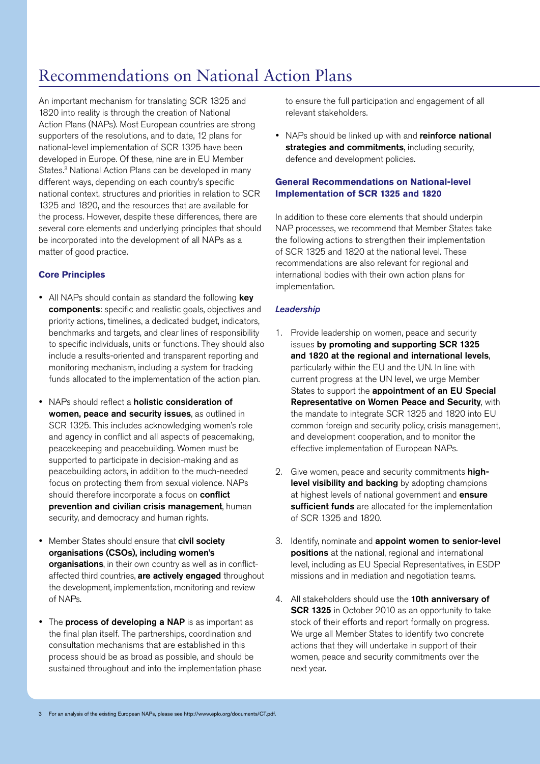# Recommendations on National Action Plans

An important mechanism for translating SCR 1325 and 1820 into reality is through the creation of National Action Plans (NAPs). Most European countries are strong supporters of the resolutions, and to date, 12 plans for national-level implementation of SCR 1325 have been developed in Europe. Of these, nine are in EU Member States.[3] National Action Plans can be developed in many different ways, depending on each country's specific national context, structures and priorities in relation to SCR 1325 and 1820, and the resources that are available for the process. However, despite these differences, there are several core elements and underlying principles that should be incorporated into the development of all NAPs as a matter of good practice.

### Core Principles

- All NAPs should contain as standard the following **key components**: specific and realistic goals, objectives and priority actions, timelines, a dedicated budget, indicators, benchmarks and targets, and clear lines of responsibility to specific individuals, units or functions. They should also include a results-oriented and transparent reporting and monitoring mechanism, including a system for tracking funds allocated to the implementation of the action plan.
- NAPs should reflect a **holistic consideration of women, peace and security issues**, as outlined in SCR 1325. This includes acknowledging women's role and agency in conflict and all aspects of peacemaking, peacekeeping and peacebuilding. Women must be supported to participate in decision-making and as peacebuilding actors, in addition to the much-needed focus on protecting them from sexual violence. NAPs should therefore incorporate a focus on **conflict prevention and civilian crisis management**, human security, and democracy and human rights.
- Member States should ensure that **civil society organisations (CSOs), including women's organisations**, in their own country as well as in conflict-affected third countries, **are actively engaged** throughout the development, implementation, monitoring and review of NAPs.
- The **process of developing a NAP** is as important as the final plan itself. The partnerships, coordination and consultation mechanisms that are established in this process should be as broad as possible, and should be sustained throughout and into the implementation phase to ensure the full participation and engagement of all relevant stakeholders.
- NAPs should be linked up with and **reinforce national strategies and commitments**, including security, defence and development policies.

### General Recommendations on National-level Implementation of SCR 1325 and 1820

In addition to these core elements that should underpin NAP processes, we recommend that Member States take the following actions to strengthen their implementation of SCR 1325 and 1820 at the national level. These recommendations are also relevant for regional and international bodies with their own action plans for implementation.

#### *Leadership*

1. Provide leadership on women, peace and security issues **by promoting and supporting SCR 1325 and 1820 at the regional and international levels**, particularly within the EU and the UN. In line with current progress at the UN level, we urge Member States to support the **appointment of an EU Special Representative on Women Peace and Security**, with the mandate to integrate SCR 1325 and 1820 into EU common foreign and security policy, crisis management, and development cooperation, and to monitor the effective implementation of European NAPs.
2. Give women, peace and security commitments **high-level visibility and backing** by adopting champions at highest levels of national government and **ensure sufficient funds** are allocated for the implementation of SCR 1325 and 1820.
3. Identify, nominate and **appoint women to senior-level positions** at the national, regional and international level, including as EU Special Representatives, in ESDP missions and in mediation and negotiation teams.
4. All stakeholders should use the **10th anniversary of SCR 1325** in October 2010 as an opportunity to take stock of their efforts and report formally on progress. We urge all Member States to identify two concrete actions that they will undertake in support of their women, peace and security commitments over the next year.

[3] For an analysis of the existing European NAPs, please see http://www.eplo.org/documents/CT.pdf.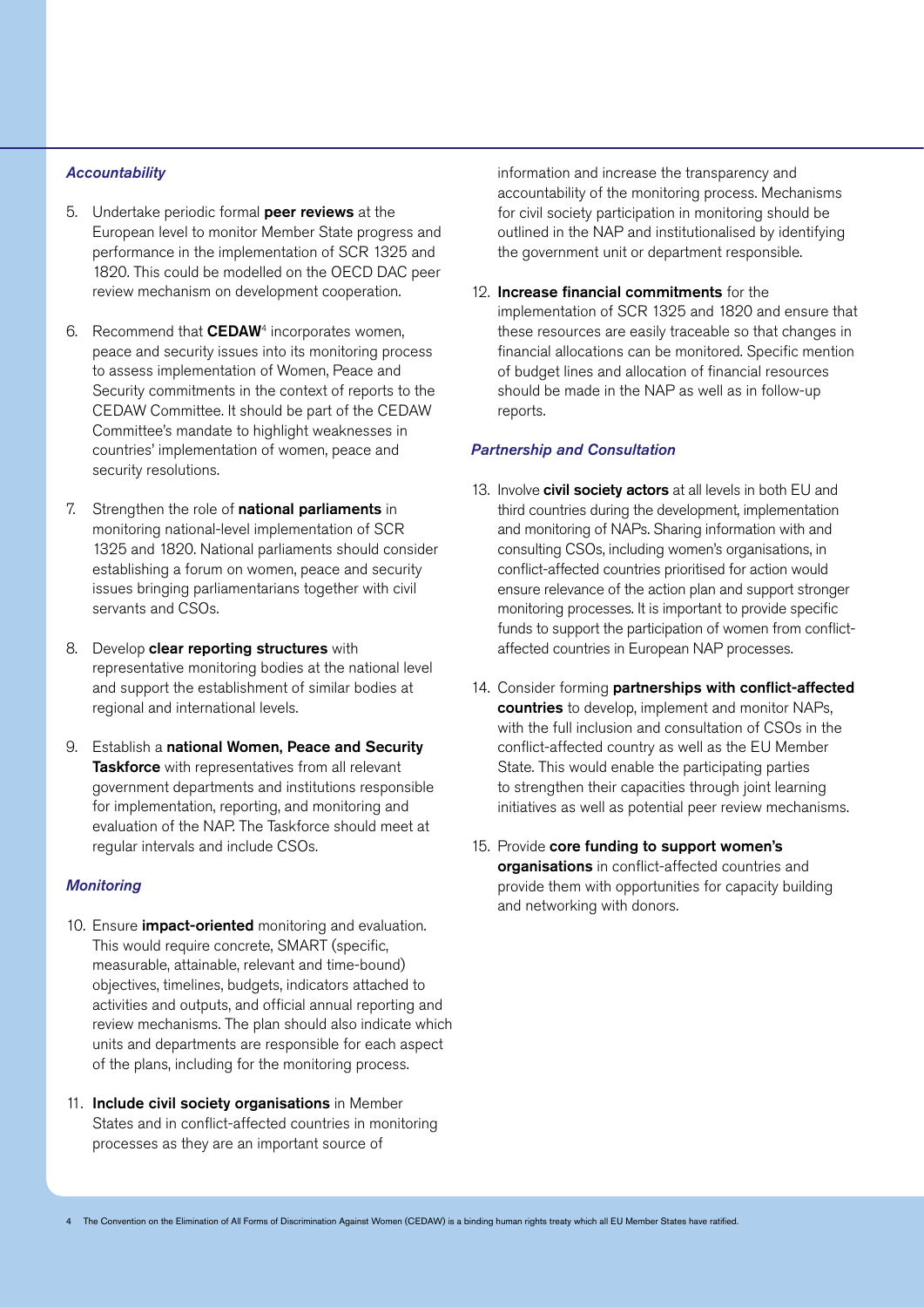*Accountability*

5. Undertake periodic formal **peer reviews** at the European level to monitor Member State progress and performance in the implementation of SCR 1325 and 1820. This could be modelled on the OECD DAC peer review mechanism on development cooperation.

6. Recommend that **CEDAW**[4] incorporates women, peace and security issues into its monitoring process to assess implementation of Women, Peace and Security commitments in the context of reports to the CEDAW Committee. It should be part of the CEDAW Committee's mandate to highlight weaknesses in countries' implementation of women, peace and security resolutions.

7. Strengthen the role of **national parliaments** in monitoring national-level implementation of SCR 1325 and 1820. National parliaments should consider establishing a forum on women, peace and security issues bringing parliamentarians together with civil servants and CSOs.

8. Develop **clear reporting structures** with representative monitoring bodies at the national level and support the establishment of similar bodies at regional and international levels.

9. Establish a **national Women, Peace and Security Taskforce** with representatives from all relevant government departments and institutions responsible for implementation, reporting, and monitoring and evaluation of the NAP. The Taskforce should meet at regular intervals and include CSOs.

*Monitoring*

10. Ensure **impact-oriented** monitoring and evaluation. This would require concrete, SMART (specific, measurable, attainable, relevant and time-bound) objectives, timelines, budgets, indicators attached to activities and outputs, and official annual reporting and review mechanisms. The plan should also indicate which units and departments are responsible for each aspect of the plans, including for the monitoring process.

11. **Include civil society organisations** in Member States and in conflict-affected countries in monitoring processes as they are an important source of information and increase the transparency and accountability of the monitoring process. Mechanisms for civil society participation in monitoring should be outlined in the NAP and institutionalised by identifying the government unit or department responsible.

12. **Increase financial commitments** for the implementation of SCR 1325 and 1820 and ensure that these resources are easily traceable so that changes in financial allocations can be monitored. Specific mention of budget lines and allocation of financial resources should be made in the NAP as well as in follow-up reports.

*Partnership and Consultation*

13. Involve **civil society actors** at all levels in both EU and third countries during the development, implementation and monitoring of NAPs. Sharing information with and consulting CSOs, including women's organisations, in conflict-affected countries prioritised for action would ensure relevance of the action plan and support stronger monitoring processes. It is important to provide specific funds to support the participation of women from conflict-affected countries in European NAP processes.

14. Consider forming **partnerships with conflict-affected countries** to develop, implement and monitor NAPs, with the full inclusion and consultation of CSOs in the conflict-affected country as well as the EU Member State. This would enable the participating parties to strengthen their capacities through joint learning initiatives as well as potential peer review mechanisms.

15. Provide **core funding to support women's organisations** in conflict-affected countries and provide them with opportunities for capacity building and networking with donors.

[4] The Convention on the Elimination of All Forms of Discrimination Against Women (CEDAW) is a binding human rights treaty which all EU Member States have ratified.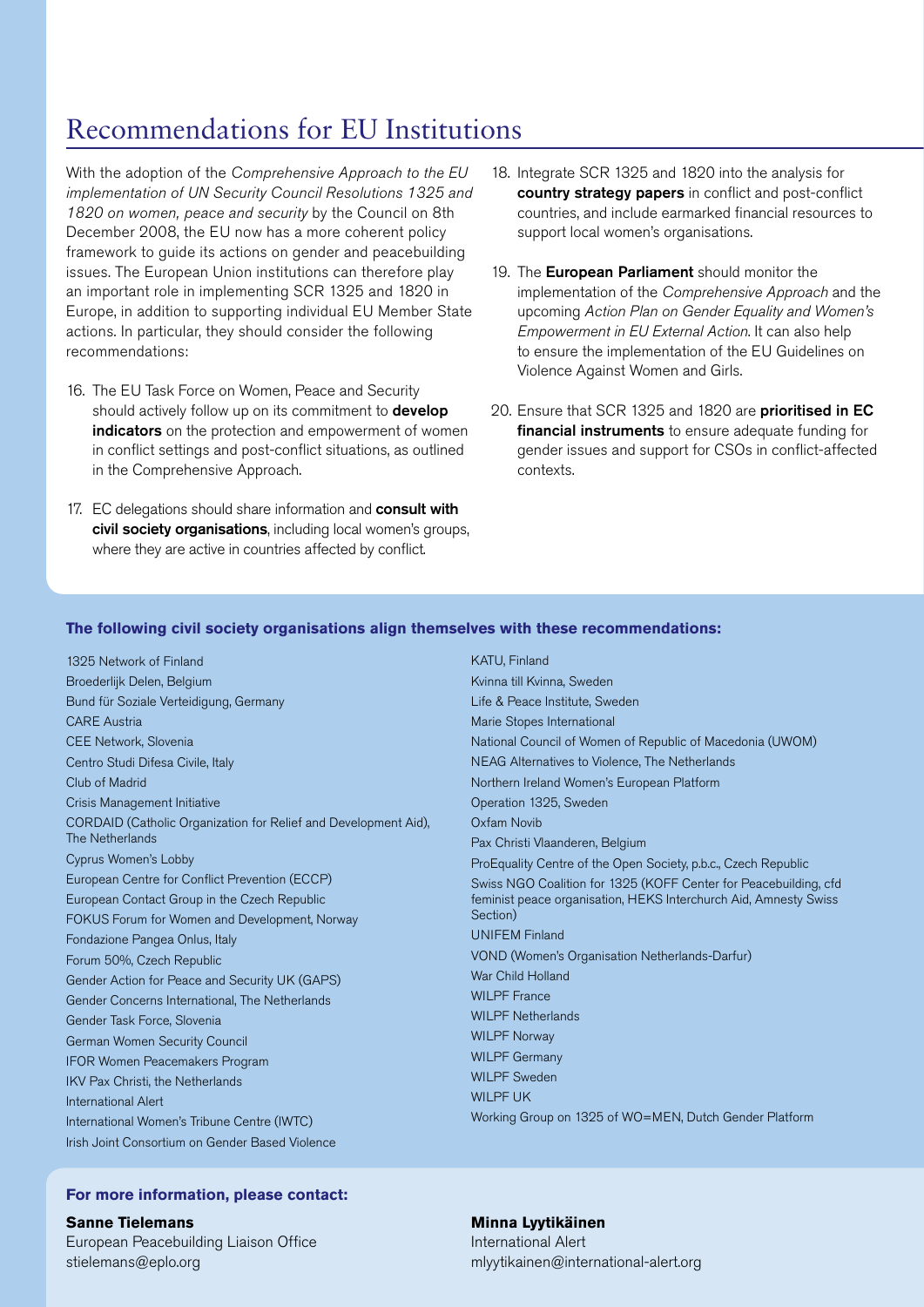# Recommendations for EU Institutions

With the adoption of the *Comprehensive Approach to the EU implementation of UN Security Council Resolutions 1325 and 1820 on women, peace and security* by the Council on 8th December 2008, the EU now has a more coherent policy framework to guide its actions on gender and peacebuilding issues. The European Union institutions can therefore play an important role in implementing SCR 1325 and 1820 in Europe, in addition to supporting individual EU Member State actions. In particular, they should consider the following recommendations:

16. The EU Task Force on Women, Peace and Security should actively follow up on its commitment to **develop indicators** on the protection and empowerment of women in conflict settings and post-conflict situations, as outlined in the Comprehensive Approach.

17. EC delegations should share information and **consult with civil society organisations**, including local women's groups, where they are active in countries affected by conflict.

18. Integrate SCR 1325 and 1820 into the analysis for **country strategy papers** in conflict and post-conflict countries, and include earmarked financial resources to support local women's organisations.

19. The **European Parliament** should monitor the implementation of the *Comprehensive Approach* and the upcoming *Action Plan on Gender Equality and Women's Empowerment in EU External Action*. It can also help to ensure the implementation of the EU Guidelines on Violence Against Women and Girls.

20. Ensure that SCR 1325 and 1820 are **prioritised in EC financial instruments** to ensure adequate funding for gender issues and support for CSOs in conflict-affected contexts.

**The following civil society organisations align themselves with these recommendations:**

1325 Network of Finland
Broederlijk Delen, Belgium
Bund für Soziale Verteidigung, Germany
CARE Austria
CEE Network, Slovenia
Centro Studi Difesa Civile, Italy
Club of Madrid
Crisis Management Initiative
CORDAID (Catholic Organization for Relief and Development Aid), The Netherlands
Cyprus Women's Lobby
European Centre for Conflict Prevention (ECCP)
European Contact Group in the Czech Republic
FOKUS Forum for Women and Development, Norway
Fondazione Pangea Onlus, Italy
Forum 50%, Czech Republic
Gender Action for Peace and Security UK (GAPS)
Gender Concerns International, The Netherlands
Gender Task Force, Slovenia
German Women Security Council
IFOR Women Peacemakers Program
IKV Pax Christi, the Netherlands
International Alert
International Women's Tribune Centre (IWTC)
Irish Joint Consortium on Gender Based Violence
KATU, Finland
Kvinna till Kvinna, Sweden
Life & Peace Institute, Sweden
Marie Stopes International
National Council of Women of Republic of Macedonia (UWOM)
NEAG Alternatives to Violence, The Netherlands
Northern Ireland Women's European Platform
Operation 1325, Sweden
Oxfam Novib
Pax Christi Vlaanderen, Belgium
ProEquality Centre of the Open Society, p.b.c., Czech Republic
Swiss NGO Coalition for 1325 (KOFF Center for Peacebuilding, cfd feminist peace organisation, HEKS Interchurch Aid, Amnesty Swiss Section)
UNIFEM Finland
VOND (Women's Organisation Netherlands-Darfur)
War Child Holland
WILPF France
WILPF Netherlands
WILPF Norway
WILPF Germany
WILPF Sweden
WILPF UK
Working Group on 1325 of WO=MEN, Dutch Gender Platform

**For more information, please contact:**

**Sanne Tielemans**
European Peacebuilding Liaison Office
stielemans@eplo.org

**Minna Lyytikäinen**
International Alert
mlyytikainen@international-alert.org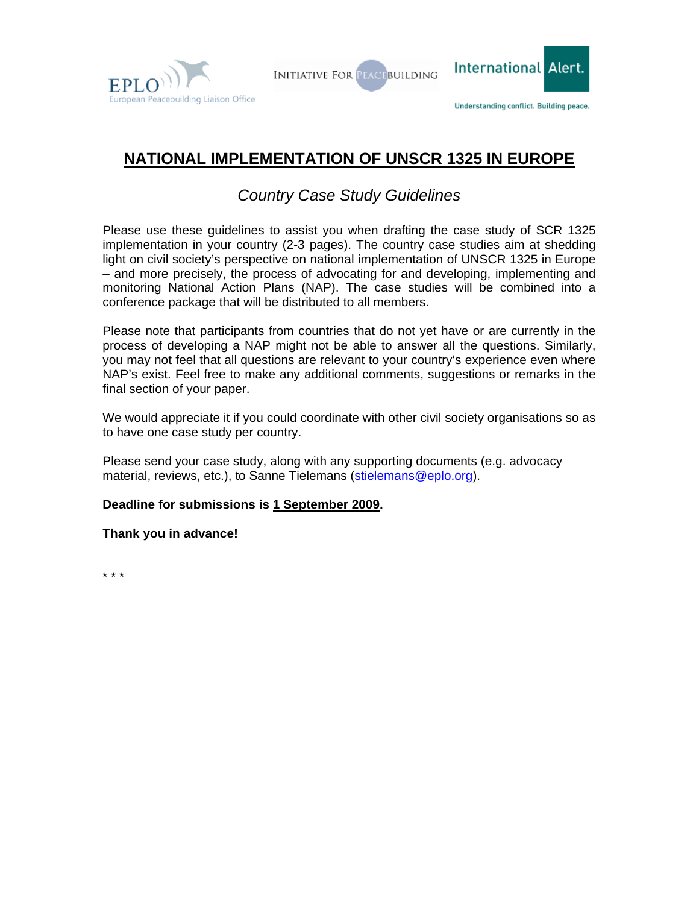# NATIONAL IMPLEMENTATION OF UNSCR 1325 IN EUROPE

## *Country Case Study Guidelines*

Please use these guidelines to assist you when drafting the case study of SCR 1325 implementation in your country (2-3 pages). The country case studies aim at shedding light on civil society's perspective on national implementation of UNSCR 1325 in Europe – and more precisely, the process of advocating for and developing, implementing and monitoring National Action Plans (NAP). The case studies will be combined into a conference package that will be distributed to all members.

Please note that participants from countries that do not yet have or are currently in the process of developing a NAP might not be able to answer all the questions. Similarly, you may not feel that all questions are relevant to your country's experience even where NAP's exist. Feel free to make any additional comments, suggestions or remarks in the final section of your paper.

We would appreciate it if you could coordinate with other civil society organisations so as to have one case study per country.

Please send your case study, along with any supporting documents (e.g. advocacy material, reviews, etc.), to Sanne Tielemans (stielemans@eplo.org).

**Deadline for submissions is 1 September 2009.**

**Thank you in advance!**

* * *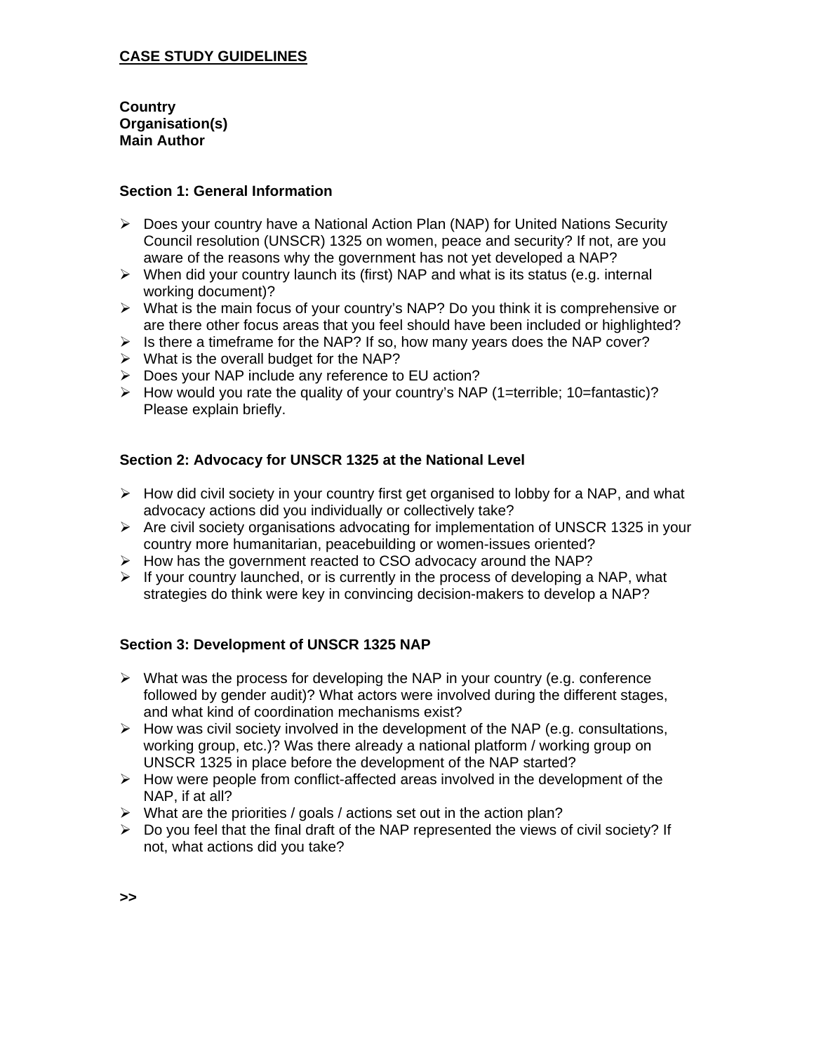## CASE STUDY GUIDELINES

**Country**
**Organisation(s)**
**Main Author**

### Section 1: General Information

- Does your country have a National Action Plan (NAP) for United Nations Security Council resolution (UNSCR) 1325 on women, peace and security? If not, are you aware of the reasons why the government has not yet developed a NAP?
- When did your country launch its (first) NAP and what is its status (e.g. internal working document)?
- What is the main focus of your country's NAP? Do you think it is comprehensive or are there other focus areas that you feel should have been included or highlighted?
- Is there a timeframe for the NAP? If so, how many years does the NAP cover?
- What is the overall budget for the NAP?
- Does your NAP include any reference to EU action?
- How would you rate the quality of your country's NAP (1=terrible; 10=fantastic)? Please explain briefly.

### Section 2: Advocacy for UNSCR 1325 at the National Level

- How did civil society in your country first get organised to lobby for a NAP, and what advocacy actions did you individually or collectively take?
- Are civil society organisations advocating for implementation of UNSCR 1325 in your country more humanitarian, peacebuilding or women-issues oriented?
- How has the government reacted to CSO advocacy around the NAP?
- If your country launched, or is currently in the process of developing a NAP, what strategies do think were key in convincing decision-makers to develop a NAP?

### Section 3: Development of UNSCR 1325 NAP

- What was the process for developing the NAP in your country (e.g. conference followed by gender audit)? What actors were involved during the different stages, and what kind of coordination mechanisms exist?
- How was civil society involved in the development of the NAP (e.g. consultations, working group, etc.)? Was there already a national platform / working group on UNSCR 1325 in place before the development of the NAP started?
- How were people from conflict-affected areas involved in the development of the NAP, if at all?
- What are the priorities / goals / actions set out in the action plan?
- Do you feel that the final draft of the NAP represented the views of civil society? If not, what actions did you take?

**>>**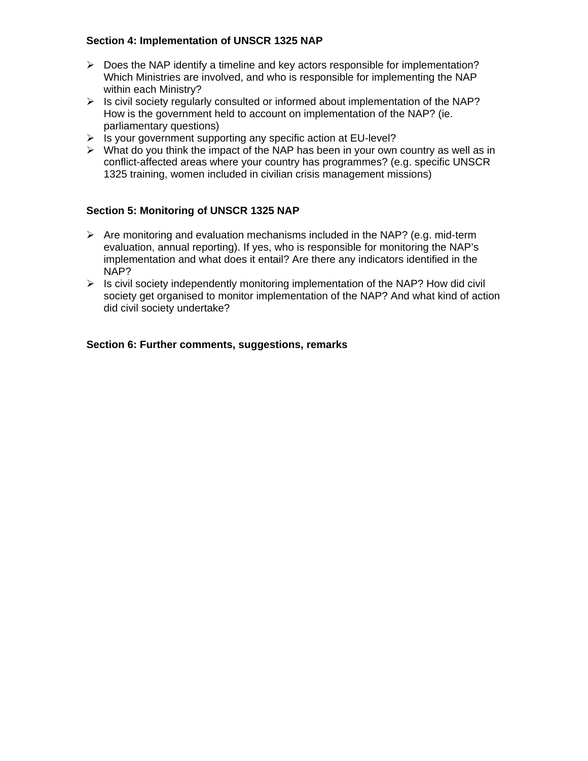**Section 4: Implementation of UNSCR 1325 NAP**

- Does the NAP identify a timeline and key actors responsible for implementation? Which Ministries are involved, and who is responsible for implementing the NAP within each Ministry?
- Is civil society regularly consulted or informed about implementation of the NAP? How is the government held to account on implementation of the NAP? (ie. parliamentary questions)
- Is your government supporting any specific action at EU-level?
- What do you think the impact of the NAP has been in your own country as well as in conflict-affected areas where your country has programmes? (e.g. specific UNSCR 1325 training, women included in civilian crisis management missions)

**Section 5: Monitoring of UNSCR 1325 NAP**

- Are monitoring and evaluation mechanisms included in the NAP? (e.g. mid-term evaluation, annual reporting). If yes, who is responsible for monitoring the NAP's implementation and what does it entail? Are there any indicators identified in the NAP?
- Is civil society independently monitoring implementation of the NAP? How did civil society get organised to monitor implementation of the NAP? And what kind of action did civil society undertake?

**Section 6: Further comments, suggestions, remarks**